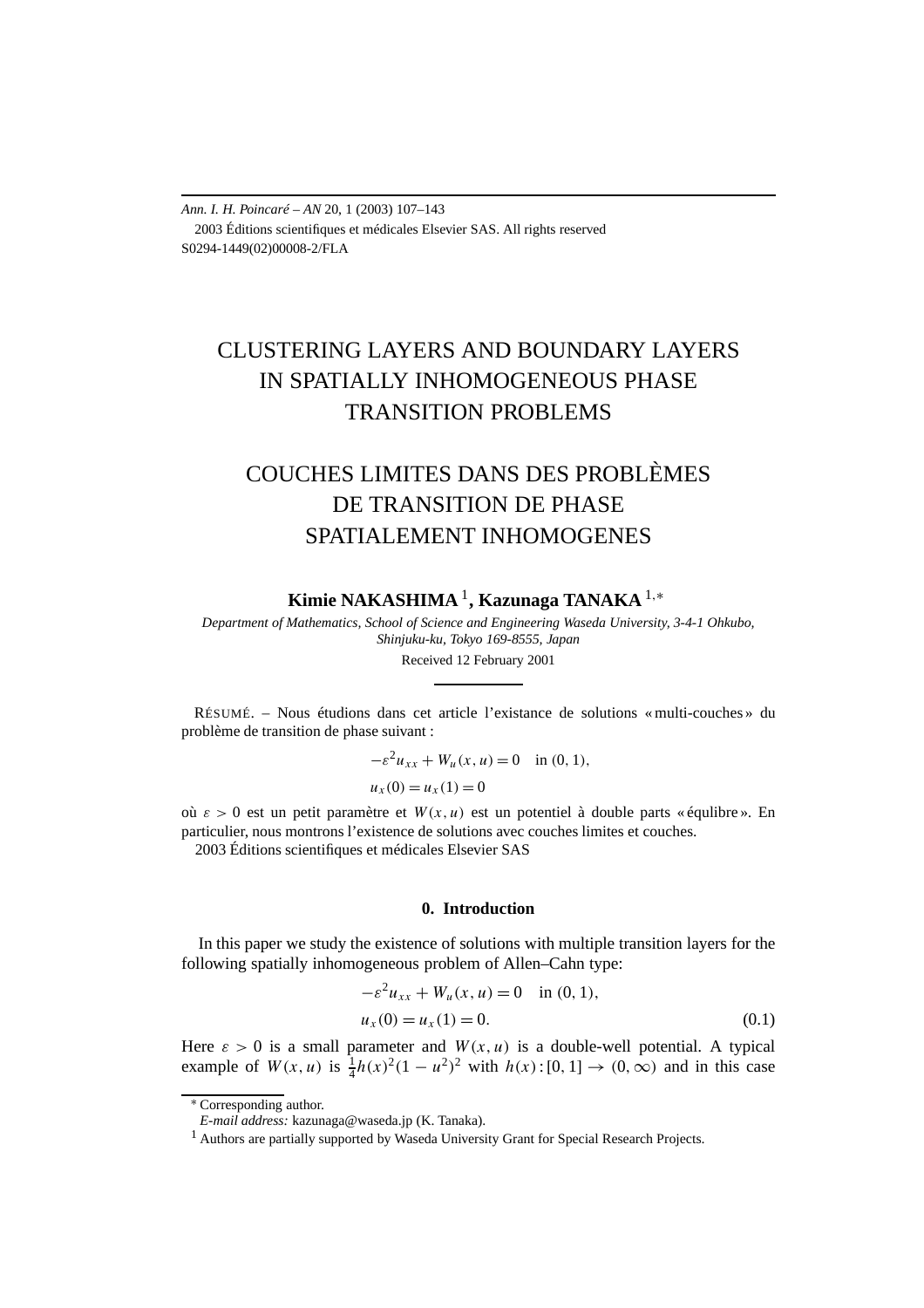# CLUSTERING LAYERS AND BOUNDARY LAYERS IN SPATIALLY INHOMOGENEOUS PHASE TRANSITION PROBLEMS

# COUCHES LIMITES DANS DES PROBLÈMES DE TRANSITION DE PHASE SPATIALEMENT INHOMOGENES

**Kimie NAKASHIMA [1], Kazunaga TANAKA [1,*]**

*Department of Mathematics, School of Science and Engineering Waseda University, 3-4-1 Ohkubo, Shinjuku-ku, Tokyo 169-8555, Japan*

Received 12 February 2001

RÉSUMÉ. – Nous étudions dans cet article l'existance de solutions « multi-couches » du problème de transition de phase suivant :

$$-\varepsilon^2 u_{xx} + W_u(x,u) = 0 \quad \text{in } (0,1),$$
$$u_x(0) = u_x(1) = 0$$

où $\varepsilon > 0$ est un petit paramètre et $W(x,u)$ est un potentiel à double parts « équlibre ». En particulier, nous montrons l'existence de solutions avec couches limites et couches.

2003 Éditions scientifiques et médicales Elsevier SAS

## 0. Introduction

In this paper we study the existence of solutions with multiple transition layers for the following spatially inhomogeneous problem of Allen–Cahn type:

$$
\begin{aligned}
&-\varepsilon^2 u_{xx} + W_u(x,u) = 0 \quad \text{in } (0,1),\\
&u_x(0) = u_x(1) = 0.
\end{aligned}
\tag{0.1}
$$

Here $\varepsilon > 0$ is a small parameter and $W(x,u)$ is a double-well potential. A typical example of $W(x,u)$ is $\frac{1}{4}h(x)^2(1-u^2)^2$ with $h(x) : [0,1] \to (0,\infty)$ and in this case

* Corresponding author.
*E-mail address:* kazunaga@waseda.jp (K. Tanaka).

[1] Authors are partially supported by Waseda University Grant for Special Research Projects.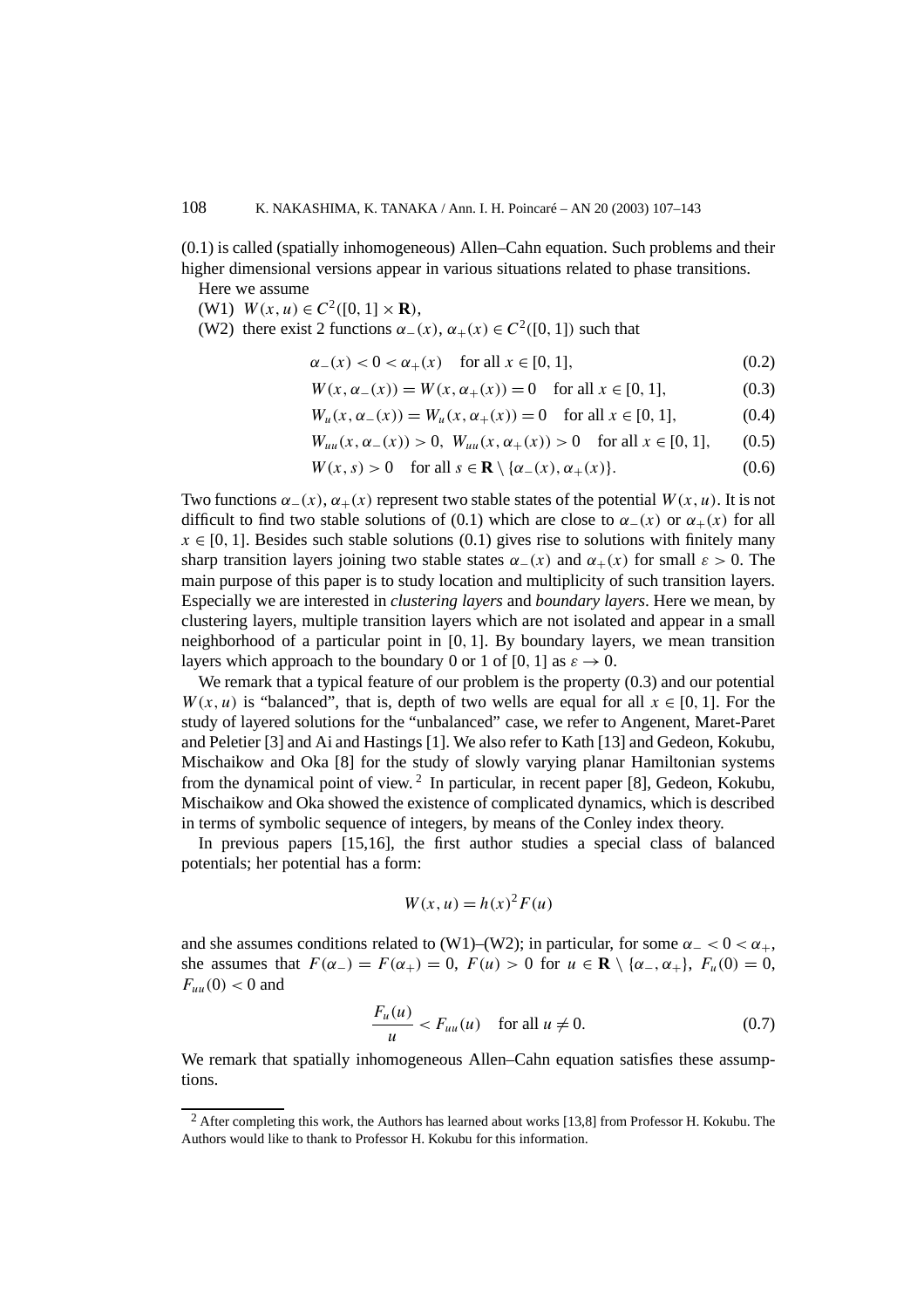(0.1) is called (spatially inhomogeneous) Allen–Cahn equation. Such problems and their higher dimensional versions appear in various situations related to phase transitions.

Here we assume

(W1) $W(x,u) \in C^2([0,1] \times \mathbf{R})$,

(W2) there exist 2 functions $\alpha_-(x), \alpha_+(x) \in C^2([0,1])$ such that

$$\alpha_-(x) < 0 < \alpha_+(x) \quad \text{for all } x \in [0,1], \tag{0.2}$$

$$W(x, \alpha_-(x)) = W(x, \alpha_+(x)) = 0 \quad \text{for all } x \in [0,1], \tag{0.3}$$

$$W_u(x, \alpha_-(x)) = W_u(x, \alpha_+(x)) = 0 \quad \text{for all } x \in [0,1], \tag{0.4}$$

$$W_{uu}(x, \alpha_-(x)) > 0, \; W_{uu}(x, \alpha_+(x)) > 0 \quad \text{for all } x \in [0,1], \tag{0.5}$$

$$W(x, s) > 0 \quad \text{for all } s \in \mathbf{R} \setminus \{\alpha_-(x), \alpha_+(x)\}. \tag{0.6}$$

Two functions $\alpha_-(x), \alpha_+(x)$ represent two stable states of the potential $W(x,u)$. It is not difficult to find two stable solutions of (0.1) which are close to $\alpha_-(x)$ or $\alpha_+(x)$ for all $x \in [0,1]$. Besides such stable solutions (0.1) gives rise to solutions with finitely many sharp transition layers joining two stable states $\alpha_-(x)$ and $\alpha_+(x)$ for small $\varepsilon > 0$. The main purpose of this paper is to study location and multiplicity of such transition layers. Especially we are interested in *clustering layers* and *boundary layers*. Here we mean, by clustering layers, multiple transition layers which are not isolated and appear in a small neighborhood of a particular point in $[0,1]$. By boundary layers, we mean transition layers which approach to the boundary 0 or 1 of $[0,1]$ as $\varepsilon \to 0$.

We remark that a typical feature of our problem is the property (0.3) and our potential $W(x,u)$ is "balanced", that is, depth of two wells are equal for all $x \in [0,1]$. For the study of layered solutions for the "unbalanced" case, we refer to Angenent, Maret-Paret and Peletier [3] and Ai and Hastings [1]. We also refer to Kath [13] and Gedeon, Kokubu, Mischaikow and Oka [8] for the study of slowly varying planar Hamiltonian systems from the dynamical point of view. [2] In particular, in recent paper [8], Gedeon, Kokubu, Mischaikow and Oka showed the existence of complicated dynamics, which is described in terms of symbolic sequence of integers, by means of the Conley index theory.

In previous papers [15,16], the first author studies a special class of balanced potentials; her potential has a form:

$$W(x,u) = h(x)^2 F(u)$$

and she assumes conditions related to (W1)–(W2); in particular, for some $\alpha_- < 0 < \alpha_+$, she assumes that $F(\alpha_-) = F(\alpha_+) = 0$, $F(u) > 0$ for $u \in \mathbf{R} \setminus \{\alpha_-, \alpha_+\}$, $F_u(0) = 0$, $F_{uu}(0) < 0$ and

$$\frac{F_u(u)}{u} < F_{uu}(u) \quad \text{for all } u \neq 0. \tag{0.7}$$

We remark that spatially inhomogeneous Allen–Cahn equation satisfies these assumptions.

[2] After completing this work, the Authors has learned about works [13,8] from Professor H. Kokubu. The Authors would like to thank to Professor H. Kokubu for this information.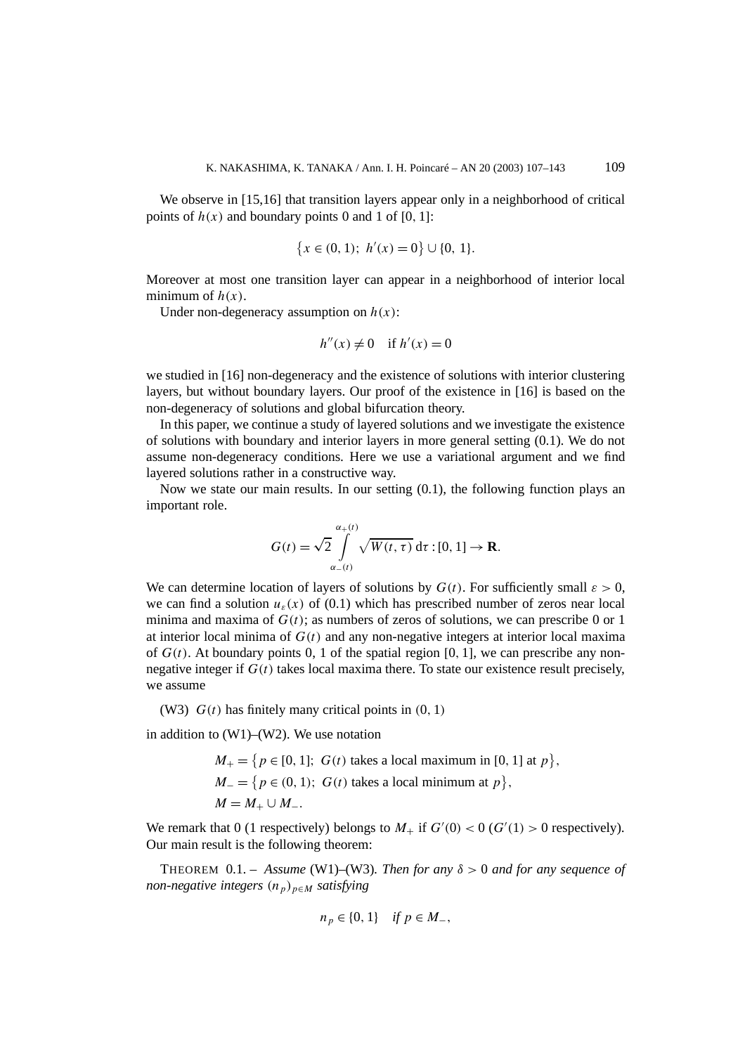We observe in [15,16] that transition layers appear only in a neighborhood of critical points of $h(x)$ and boundary points 0 and 1 of $[0, 1]$:

$$\{x \in (0, 1);\ h'(x) = 0\} \cup \{0, 1\}.$$

Moreover at most one transition layer can appear in a neighborhood of interior local minimum of $h(x)$.

Under non-degeneracy assumption on $h(x)$:

$$h''(x) \neq 0 \quad \text{if } h'(x) = 0$$

we studied in [16] non-degeneracy and the existence of solutions with interior clustering layers, but without boundary layers. Our proof of the existence in [16] is based on the non-degeneracy of solutions and global bifurcation theory.

In this paper, we continue a study of layered solutions and we investigate the existence of solutions with boundary and interior layers in more general setting (0.1). We do not assume non-degeneracy conditions. Here we use a variational argument and we find layered solutions rather in a constructive way.

Now we state our main results. In our setting (0.1), the following function plays an important role.

$$G(t) = \sqrt{2} \int_{\alpha_-(t)}^{\alpha_+(t)} \sqrt{W(t, \tau)}\, d\tau : [0, 1] \to \mathbf{R}.$$

We can determine location of layers of solutions by $G(t)$. For sufficiently small $\varepsilon > 0$, we can find a solution $u_\varepsilon(x)$ of (0.1) which has prescribed number of zeros near local minima and maxima of $G(t)$; as numbers of zeros of solutions, we can prescribe 0 or 1 at interior local minima of $G(t)$ and any non-negative integers at interior local maxima of $G(t)$. At boundary points 0, 1 of the spatial region $[0, 1]$, we can prescribe any non-negative integer if $G(t)$ takes local maxima there. To state our existence result precisely, we assume

(W3) $G(t)$ has finitely many critical points in $(0, 1)$

in addition to (W1)–(W2). We use notation

$$M_+ = \{p \in [0, 1];\ G(t) \text{ takes a local maximum in } [0, 1] \text{ at } p\},$$
$$M_- = \{p \in (0, 1);\ G(t) \text{ takes a local minimum at } p\},$$
$$M = M_+ \cup M_-.$$

We remark that 0 (1 respectively) belongs to $M_+$ if $G'(0) < 0$ ($G'(1) > 0$ respectively). Our main result is the following theorem:

THEOREM 0.1. – *Assume* (W1)–(W3). *Then for any* $\delta > 0$ *and for any sequence of non-negative integers* $(n_p)_{p \in M}$ *satisfying*

$$n_p \in \{0, 1\} \quad \textit{if } p \in M_-,$$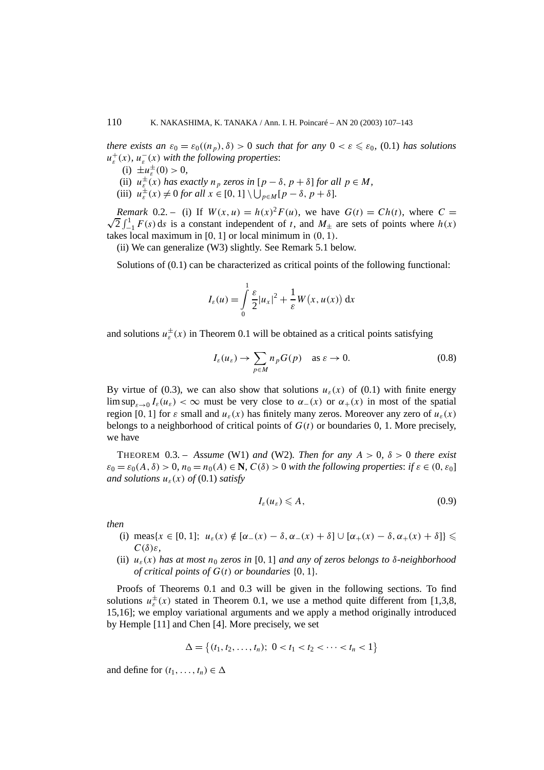*there exists an* $\varepsilon_0 = \varepsilon_0((n_p), \delta) > 0$ *such that for any* $0 < \varepsilon \leqslant \varepsilon_0$, (0.1) *has solutions* $u_\varepsilon^+(x)$, $u_\varepsilon^-(x)$ *with the following properties*:

(i) $\pm u_\varepsilon^\pm(0) > 0$,

(ii) $u_\varepsilon^\pm(x)$ *has exactly* $n_p$ *zeros in* $[p-\delta, p+\delta]$ *for all* $p \in M$,

(iii) $u_\varepsilon^\pm(x) \neq 0$ *for all* $x \in [0,1] \setminus \bigcup_{p\in M}[p-\delta, p+\delta]$.

*Remark* 0.2. – (i) If $W(x,u) = h(x)^2 F(u)$, we have $G(t) = Ch(t)$, where $C = \sqrt{2}\int_{-1}^{1} F(s)\,\mathrm{d}s$ is a constant independent of $t$, and $M_\pm$ are sets of points where $h(x)$ takes local maximum in $[0,1]$ or local minimum in $(0,1)$.

(ii) We can generalize (W3) slightly. See Remark 5.1 below.

Solutions of (0.1) can be characterized as critical points of the following functional:

$$I_\varepsilon(u) = \int_0^1 \frac{\varepsilon}{2}|u_x|^2 + \frac{1}{\varepsilon}W\big(x, u(x)\big)\,\mathrm{d}x$$

and solutions $u_\varepsilon^\pm(x)$ in Theorem 0.1 will be obtained as a critical points satisfying

$$I_\varepsilon(u_\varepsilon) \to \sum_{p\in M} n_p G(p) \quad \text{as } \varepsilon \to 0. \tag{0.8}$$

By virtue of (0.3), we can also show that solutions $u_\varepsilon(x)$ of (0.1) with finite energy $\limsup_{\varepsilon\to 0} I_\varepsilon(u_\varepsilon) < \infty$ must be very close to $\alpha_-(x)$ or $\alpha_+(x)$ in most of the spatial region $[0,1]$ for $\varepsilon$ small and $u_\varepsilon(x)$ has finitely many zeros. Moreover any zero of $u_\varepsilon(x)$ belongs to a neighborhood of critical points of $G(t)$ or boundaries 0, 1. More precisely, we have

THEOREM 0.3. – *Assume* (W1) *and* (W2). *Then for any* $A > 0$, $\delta > 0$ *there exist* $\varepsilon_0 = \varepsilon_0(A, \delta) > 0$, $n_0 = n_0(A) \in \mathbf{N}$, $C(\delta) > 0$ *with the following properties*: *if* $\varepsilon \in (0, \varepsilon_0]$ *and solutions* $u_\varepsilon(x)$ *of* (0.1) *satisfy*

$$I_\varepsilon(u_\varepsilon) \leqslant A, \tag{0.9}$$

*then*

(i) $\mathrm{meas}\{x \in [0,1];\ u_\varepsilon(x) \notin [\alpha_-(x) - \delta, \alpha_-(x) + \delta] \cup [\alpha_+(x) - \delta, \alpha_+(x) + \delta]\} \leqslant C(\delta)\varepsilon$,

(ii) $u_\varepsilon(x)$ *has at most* $n_0$ *zeros in* $[0,1]$ *and any of zeros belongs to* $\delta$*-neighborhood of critical points of* $G(t)$ *or boundaries* $\{0,1\}$.

Proofs of Theorems 0.1 and 0.3 will be given in the following sections. To find solutions $u_\varepsilon^\pm(x)$ stated in Theorem 0.1, we use a method quite different from [1,3,8, 15,16]; we employ variational arguments and we apply a method originally introduced by Hemple [11] and Chen [4]. More precisely, we set

$$\Delta = \big\{(t_1, t_2, \ldots, t_n);\ 0 < t_1 < t_2 < \cdots < t_n < 1\big\}$$

and define for $(t_1, \ldots, t_n) \in \Delta$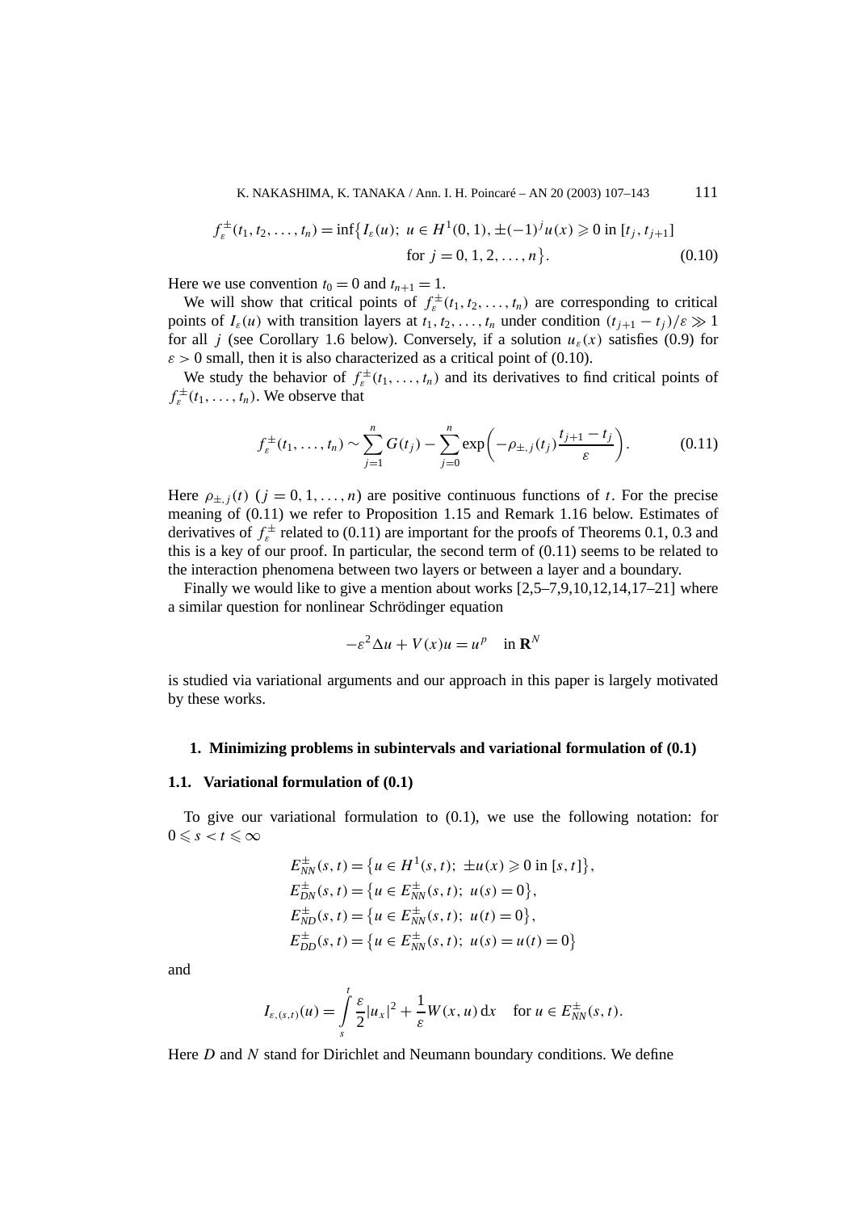$$f_\varepsilon^\pm(t_1, t_2, \ldots, t_n) = \inf\bigl\{I_\varepsilon(u);\ u \in H^1(0,1), \pm(-1)^j u(x) \geqslant 0 \text{ in } [t_j, t_{j+1}] \\ \text{for } j = 0, 1, 2, \ldots, n\bigr\}. \tag{0.10}$$

Here we use convention $t_0 = 0$ and $t_{n+1} = 1$.

We will show that critical points of $f_\varepsilon^\pm(t_1, t_2, \ldots, t_n)$ are corresponding to critical points of $I_\varepsilon(u)$ with transition layers at $t_1, t_2, \ldots, t_n$ under condition $(t_{j+1} - t_j)/\varepsilon \gg 1$ for all $j$ (see Corollary 1.6 below). Conversely, if a solution $u_\varepsilon(x)$ satisfies (0.9) for $\varepsilon > 0$ small, then it is also characterized as a critical point of (0.10).

We study the behavior of $f_\varepsilon^\pm(t_1, \ldots, t_n)$ and its derivatives to find critical points of $f_\varepsilon^\pm(t_1, \ldots, t_n)$. We observe that

$$f_\varepsilon^\pm(t_1, \ldots, t_n) \sim \sum_{j=1}^n G(t_j) - \sum_{j=0}^n \exp\left(-\rho_{\pm,j}(t_j)\frac{t_{j+1} - t_j}{\varepsilon}\right). \tag{0.11}$$

Here $\rho_{\pm,j}(t)$ $(j = 0, 1, \ldots, n)$ are positive continuous functions of $t$. For the precise meaning of (0.11) we refer to Proposition 1.15 and Remark 1.16 below. Estimates of derivatives of $f_\varepsilon^\pm$ related to (0.11) are important for the proofs of Theorems 0.1, 0.3 and this is a key of our proof. In particular, the second term of (0.11) seems to be related to the interaction phenomena between two layers or between a layer and a boundary.

Finally we would like to give a mention about works [2,5–7,9,10,12,14,17–21] where a similar question for nonlinear Schrödinger equation

$$-\varepsilon^2 \Delta u + V(x)u = u^p \quad \text{in } \mathbf{R}^N$$

is studied via variational arguments and our approach in this paper is largely motivated by these works.

## 1. Minimizing problems in subintervals and variational formulation of (0.1)

### 1.1. Variational formulation of (0.1)

To give our variational formulation to (0.1), we use the following notation: for $0 \leqslant s < t \leqslant \infty$

$$\begin{aligned}
E_{NN}^\pm(s,t) &= \bigl\{u \in H^1(s,t);\ \pm u(x) \geqslant 0 \text{ in } [s,t]\bigr\},\\
E_{DN}^\pm(s,t) &= \bigl\{u \in E_{NN}^\pm(s,t);\ u(s) = 0\bigr\},\\
E_{ND}^\pm(s,t) &= \bigl\{u \in E_{NN}^\pm(s,t);\ u(t) = 0\bigr\},\\
E_{DD}^\pm(s,t) &= \bigl\{u \in E_{NN}^\pm(s,t);\ u(s) = u(t) = 0\bigr\}
\end{aligned}$$

and

$$I_{\varepsilon,(s,t)}(u) = \int_s^t \frac{\varepsilon}{2}|u_x|^2 + \frac{1}{\varepsilon}W(x,u)\,\mathrm{d}x \quad \text{for } u \in E_{NN}^\pm(s,t).$$

Here $D$ and $N$ stand for Dirichlet and Neumann boundary conditions. We define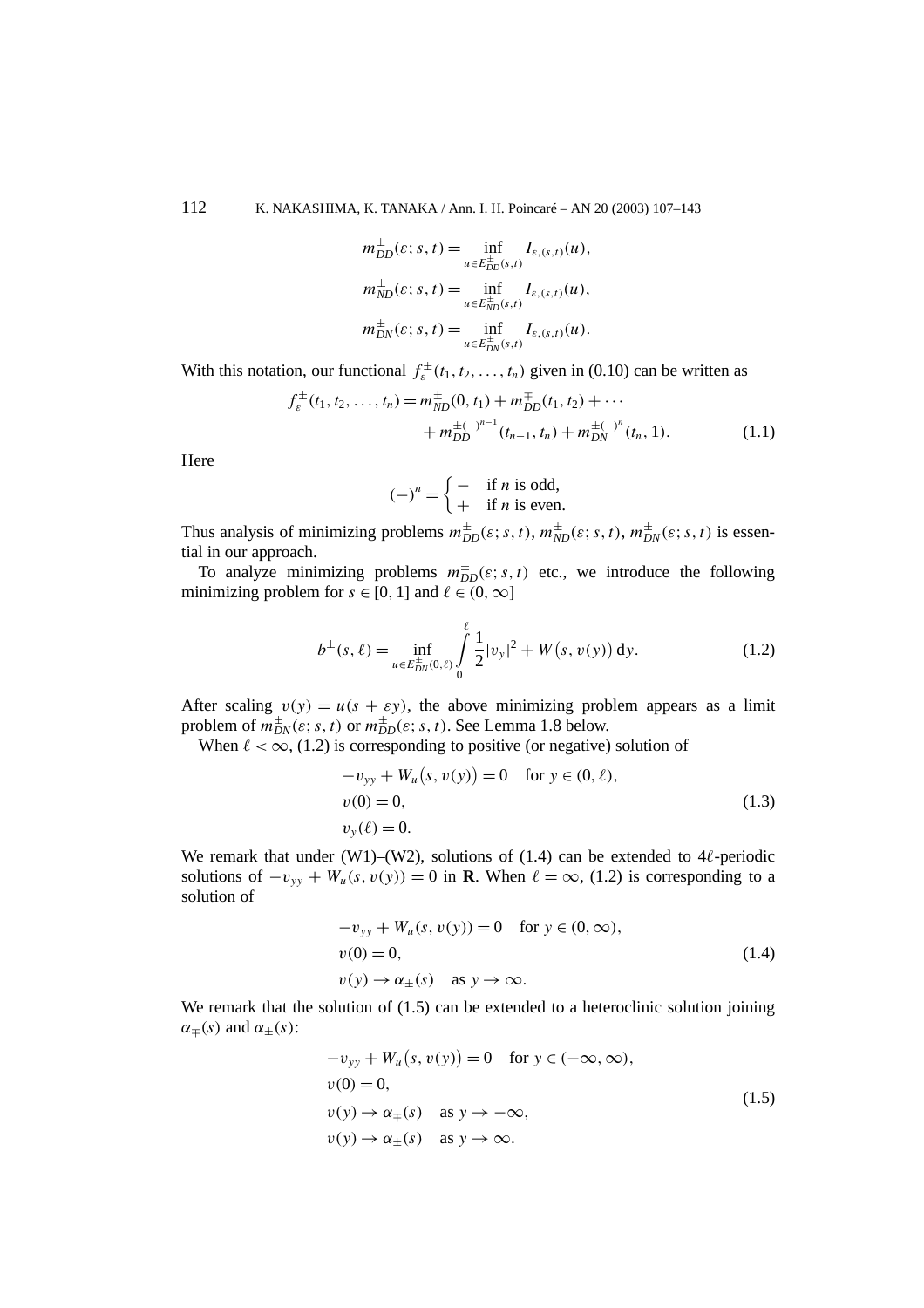$$
\begin{aligned}
m^{\pm}_{DD}(\varepsilon; s, t) &= \inf_{u \in E^{\pm}_{DD}(s,t)} I_{\varepsilon,(s,t)}(u), \\
m^{\pm}_{ND}(\varepsilon; s, t) &= \inf_{u \in E^{\pm}_{ND}(s,t)} I_{\varepsilon,(s,t)}(u), \\
m^{\pm}_{DN}(\varepsilon; s, t) &= \inf_{u \in E^{\pm}_{DN}(s,t)} I_{\varepsilon,(s,t)}(u).
\end{aligned}
$$

With this notation, our functional $f^{\pm}_{\varepsilon}(t_1, t_2, \ldots, t_n)$ given in (0.10) can be written as

$$
\begin{aligned}
f^{\pm}_{\varepsilon}(t_1, t_2, \ldots, t_n) = {} & m^{\pm}_{ND}(0, t_1) + m^{\mp}_{DD}(t_1, t_2) + \cdots \\
& + m^{\pm(-)^{n-1}}_{DD}(t_{n-1}, t_n) + m^{\pm(-)^n}_{DN}(t_n, 1).
\end{aligned} \tag{1.1}
$$

Here

$$
(-)^n = \begin{cases} - & \text{if } n \text{ is odd}, \\ + & \text{if } n \text{ is even}. \end{cases}
$$

Thus analysis of minimizing problems $m^{\pm}_{DD}(\varepsilon; s, t)$, $m^{\pm}_{ND}(\varepsilon; s, t)$, $m^{\pm}_{DN}(\varepsilon; s, t)$ is essential in our approach.

To analyze minimizing problems $m^{\pm}_{DD}(\varepsilon; s, t)$ etc., we introduce the following minimizing problem for $s \in [0, 1]$ and $\ell \in (0, \infty]$

$$
b^{\pm}(s, \ell) = \inf_{u \in E^{\pm}_{DN}(0,\ell)} \int_0^{\ell} \frac{1}{2}|v_y|^2 + W\big(s, v(y)\big)\, dy. \tag{1.2}
$$

After scaling $v(y) = u(s + \varepsilon y)$, the above minimizing problem appears as a limit problem of $m^{\pm}_{DN}(\varepsilon; s, t)$ or $m^{\pm}_{DD}(\varepsilon; s, t)$. See Lemma 1.8 below.

When $\ell < \infty$, (1.2) is corresponding to positive (or negative) solution of

$$
\begin{aligned}
& -v_{yy} + W_u\big(s, v(y)\big) = 0 \quad \text{for } y \in (0, \ell), \\
& v(0) = 0, \\
& v_y(\ell) = 0.
\end{aligned} \tag{1.3}
$$

We remark that under (W1)–(W2), solutions of (1.4) can be extended to $4\ell$-periodic solutions of $-v_{yy} + W_u(s, v(y)) = 0$ in $\mathbf{R}$. When $\ell = \infty$, (1.2) is corresponding to a solution of

$$
\begin{aligned}
& -v_{yy} + W_u(s, v(y)) = 0 \quad \text{for } y \in (0, \infty), \\
& v(0) = 0, \\
& v(y) \to \alpha_{\pm}(s) \quad \text{as } y \to \infty.
\end{aligned} \tag{1.4}
$$

We remark that the solution of (1.5) can be extended to a heteroclinic solution joining $\alpha_{\mp}(s)$ and $\alpha_{\pm}(s)$:

$$
\begin{aligned}
& -v_{yy} + W_u\big(s, v(y)\big) = 0 \quad \text{for } y \in (-\infty, \infty), \\
& v(0) = 0, \\
& v(y) \to \alpha_{\mp}(s) \quad \text{as } y \to -\infty, \\
& v(y) \to \alpha_{\pm}(s) \quad \text{as } y \to \infty.
\end{aligned} \tag{1.5}
$$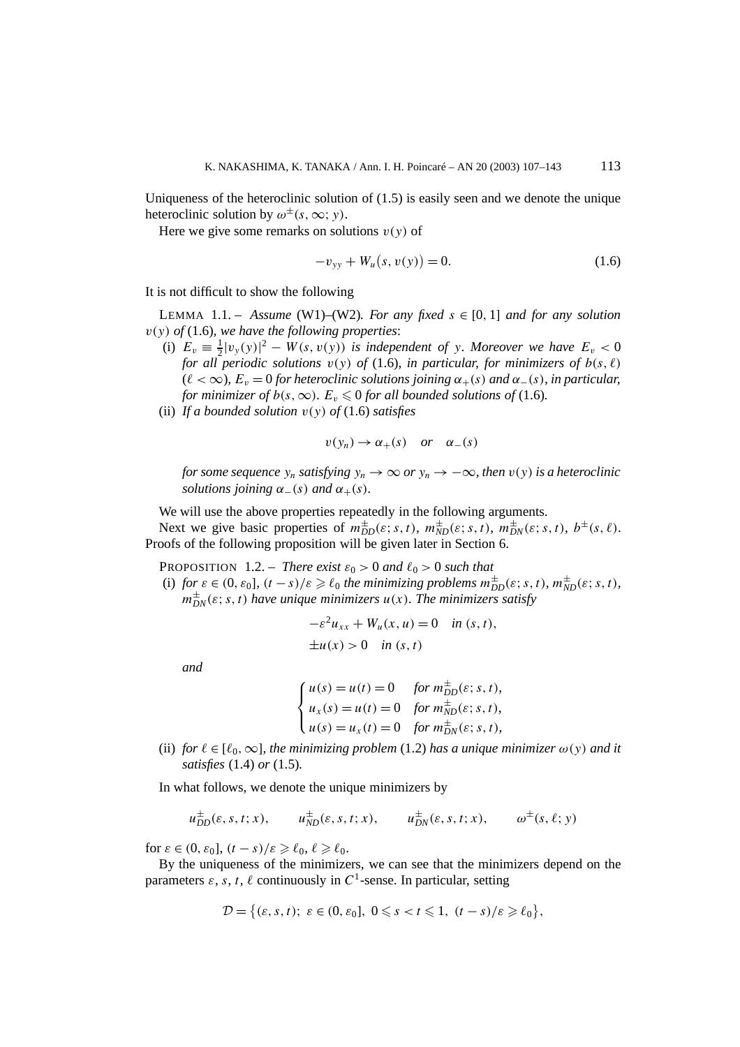Uniqueness of the heteroclinic solution of (1.5) is easily seen and we denote the unique heteroclinic solution by $\omega^{\pm}(s,\infty;y)$.

Here we give some remarks on solutions $v(y)$ of

$$-v_{yy} + W_u\big(s, v(y)\big) = 0. \tag{1.6}$$

It is not difficult to show the following

LEMMA 1.1. – *Assume* (W1)–(W2)*. For any fixed $s \in [0,1]$ and for any solution $v(y)$ of* (1.6)*, we have the following properties*:

- (i) $E_v \equiv \frac{1}{2}|v_y(y)|^2 - W(s, v(y))$ *is independent of $y$. Moreover we have $E_v < 0$ for all periodic solutions $v(y)$ of* (1.6)*, in particular, for minimizers of $b(s,\ell)$ ($\ell < \infty$), $E_v = 0$ for heteroclinic solutions joining $\alpha_+(s)$ and $\alpha_-(s)$, in particular, for minimizer of $b(s,\infty)$. $E_v \leqslant 0$ for all bounded solutions of* (1.6)*.*
- (ii) *If a bounded solution $v(y)$ of* (1.6) *satisfies*

$$v(y_n) \to \alpha_+(s) \quad \textit{or} \quad \alpha_-(s)$$

*for some sequence $y_n$ satisfying $y_n \to \infty$ or $y_n \to -\infty$, then $v(y)$ is a heteroclinic solutions joining $\alpha_-(s)$ and $\alpha_+(s)$.*

We will use the above properties repeatedly in the following arguments.

Next we give basic properties of $m^{\pm}_{DD}(\varepsilon; s, t)$, $m^{\pm}_{ND}(\varepsilon; s, t)$, $m^{\pm}_{DN}(\varepsilon; s, t)$, $b^{\pm}(s,\ell)$. Proofs of the following proposition will be given later in Section 6.

PROPOSITION 1.2. – *There exist $\varepsilon_0 > 0$ and $\ell_0 > 0$ such that*

- (i) *for $\varepsilon \in (0, \varepsilon_0]$, $(t-s)/\varepsilon \geqslant \ell_0$ the minimizing problems $m^{\pm}_{DD}(\varepsilon; s, t)$, $m^{\pm}_{ND}(\varepsilon; s, t)$, $m^{\pm}_{DN}(\varepsilon; s, t)$ have unique minimizers $u(x)$. The minimizers satisfy*

$$-\varepsilon^2 u_{xx} + W_u(x,u) = 0 \quad \textit{in } (s,t),$$
$$\pm u(x) > 0 \quad \textit{in } (s,t)$$

*and*

$$\begin{cases} u(s) = u(t) = 0 & \textit{for } m^{\pm}_{DD}(\varepsilon; s, t), \\ u_x(s) = u(t) = 0 & \textit{for } m^{\pm}_{ND}(\varepsilon; s, t), \\ u(s) = u_x(t) = 0 & \textit{for } m^{\pm}_{DN}(\varepsilon; s, t), \end{cases}$$

- (ii) *for $\ell \in [\ell_0, \infty]$, the minimizing problem* (1.2) *has a unique minimizer $\omega(y)$ and it satisfies* (1.4) *or* (1.5)*.*

In what follows, we denote the unique minimizers by

$$u^{\pm}_{DD}(\varepsilon, s, t; x), \qquad u^{\pm}_{ND}(\varepsilon, s, t; x), \qquad u^{\pm}_{DN}(\varepsilon, s, t; x), \qquad \omega^{\pm}(s, \ell; y)$$

for $\varepsilon \in (0, \varepsilon_0]$, $(t-s)/\varepsilon \geqslant \ell_0$, $\ell \geqslant \ell_0$.

By the uniqueness of the minimizers, we can see that the minimizers depend on the parameters $\varepsilon$, $s$, $t$, $\ell$ continuously in $C^1$-sense. In particular, setting

$$\mathcal{D} = \big\{(\varepsilon, s, t);\ \varepsilon \in (0, \varepsilon_0],\ 0 \leqslant s < t \leqslant 1,\ (t-s)/\varepsilon \geqslant \ell_0\big\},$$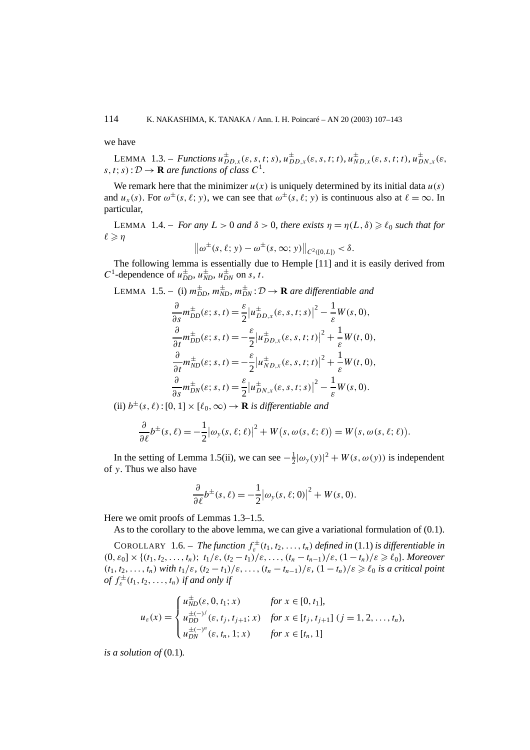we have

LEMMA 1.3. – *Functions* $u^{\pm}_{DD,x}(\varepsilon,s,t;s)$, $u^{\pm}_{DD,x}(\varepsilon,s,t;t)$, $u^{\pm}_{ND,x}(\varepsilon,s,t;t)$, $u^{\pm}_{DN,x}(\varepsilon,s,t;s):\mathcal{D}\to\mathbf{R}$ *are functions of class* $C^1$.

We remark here that the minimizer $u(x)$ is uniquely determined by its initial data $u(s)$ and $u_x(s)$. For $\omega^{\pm}(s,\ell;y)$, we can see that $\omega^{\pm}(s,\ell;y)$ is continuous also at $\ell=\infty$. In particular,

LEMMA 1.4. – *For any* $L>0$ *and* $\delta>0$, *there exists* $\eta=\eta(L,\delta)\geqslant\ell_0$ *such that for* $\ell\geqslant\eta$

$$\left\|\omega^{\pm}(s,\ell;y)-\omega^{\pm}(s,\infty;y)\right\|_{C^2([0,L])}<\delta.$$

The following lemma is essentially due to Hemple [11] and it is easily derived from $C^1$-dependence of $u^{\pm}_{DD}$, $u^{\pm}_{ND}$, $u^{\pm}_{DN}$ on $s$, $t$.

LEMMA 1.5. – (i) $m^{\pm}_{DD}$, $m^{\pm}_{ND}$, $m^{\pm}_{DN}:\mathcal{D}\to\mathbf{R}$ *are differentiable and*

$$\begin{aligned}
\frac{\partial}{\partial s}m^{\pm}_{DD}(\varepsilon;s,t)&=\frac{\varepsilon}{2}\left|u^{\pm}_{DD,x}(\varepsilon,s,t;s)\right|^2-\frac{1}{\varepsilon}W(s,0),\\
\frac{\partial}{\partial t}m^{\pm}_{DD}(\varepsilon;s,t)&=-\frac{\varepsilon}{2}\left|u^{\pm}_{DD,x}(\varepsilon,s,t;t)\right|^2+\frac{1}{\varepsilon}W(t,0),\\
\frac{\partial}{\partial t}m^{\pm}_{ND}(\varepsilon;s,t)&=-\frac{\varepsilon}{2}\left|u^{\pm}_{ND,x}(\varepsilon,s,t;t)\right|^2+\frac{1}{\varepsilon}W(t,0),\\
\frac{\partial}{\partial s}m^{\pm}_{DN}(\varepsilon;s,t)&=\frac{\varepsilon}{2}\left|u^{\pm}_{DN,x}(\varepsilon,s,t;s)\right|^2-\frac{1}{\varepsilon}W(s,0).
\end{aligned}$$

(ii) $b^{\pm}(s,\ell):[0,1]\times[\ell_0,\infty)\to\mathbf{R}$ *is differentiable and*

$$\frac{\partial}{\partial\ell}b^{\pm}(s,\ell)=-\frac{1}{2}\left|\omega_y(s,\ell;\ell)\right|^2+W\big(s,\omega(s,\ell;\ell)\big)=W\big(s,\omega(s,\ell;\ell)\big).$$

In the setting of Lemma 1.5(ii), we can see $-\frac{1}{2}|\omega_y(y)|^2+W(s,\omega(y))$ is independent of $y$. Thus we also have

$$\frac{\partial}{\partial\ell}b^{\pm}(s,\ell)=-\frac{1}{2}\left|\omega_y(s,\ell;0)\right|^2+W(s,0).$$

Here we omit proofs of Lemmas 1.3–1.5.

As to the corollary to the above lemma, we can give a variational formulation of (0.1).

COROLLARY 1.6. – *The function* $f^{\pm}_{\varepsilon}(t_1,t_2,\dots,t_n)$ *defined in* (1.1) *is differentiable in* $(0,\varepsilon_0]\times\{(t_1,t_2,\dots,t_n);\ t_1/\varepsilon,(t_2-t_1)/\varepsilon,\dots,(t_n-t_{n-1})/\varepsilon,(1-t_n)/\varepsilon\geqslant\ell_0\}$. *Moreover* $(t_1,t_2,\dots,t_n)$ *with* $t_1/\varepsilon,(t_2-t_1)/\varepsilon,\dots,(t_n-t_{n-1})/\varepsilon,(1-t_n)/\varepsilon\geqslant\ell_0$ *is a critical point of* $f^{\pm}_{\varepsilon}(t_1,t_2,\dots,t_n)$ *if and only if*

$$u_\varepsilon(x)=\begin{cases}u^{\pm}_{ND}(\varepsilon,0,t_1;x) & \text{for } x\in[0,t_1],\\ u^{\pm(-)^j}_{DD}(\varepsilon,t_j,t_{j+1};x) & \text{for } x\in[t_j,t_{j+1}]\ (j=1,2,\dots,t_n),\\ u^{\pm(-)^n}_{DN}(\varepsilon,t_n,1;x) & \text{for } x\in[t_n,1]\end{cases}$$

*is a solution of* (0.1)*.*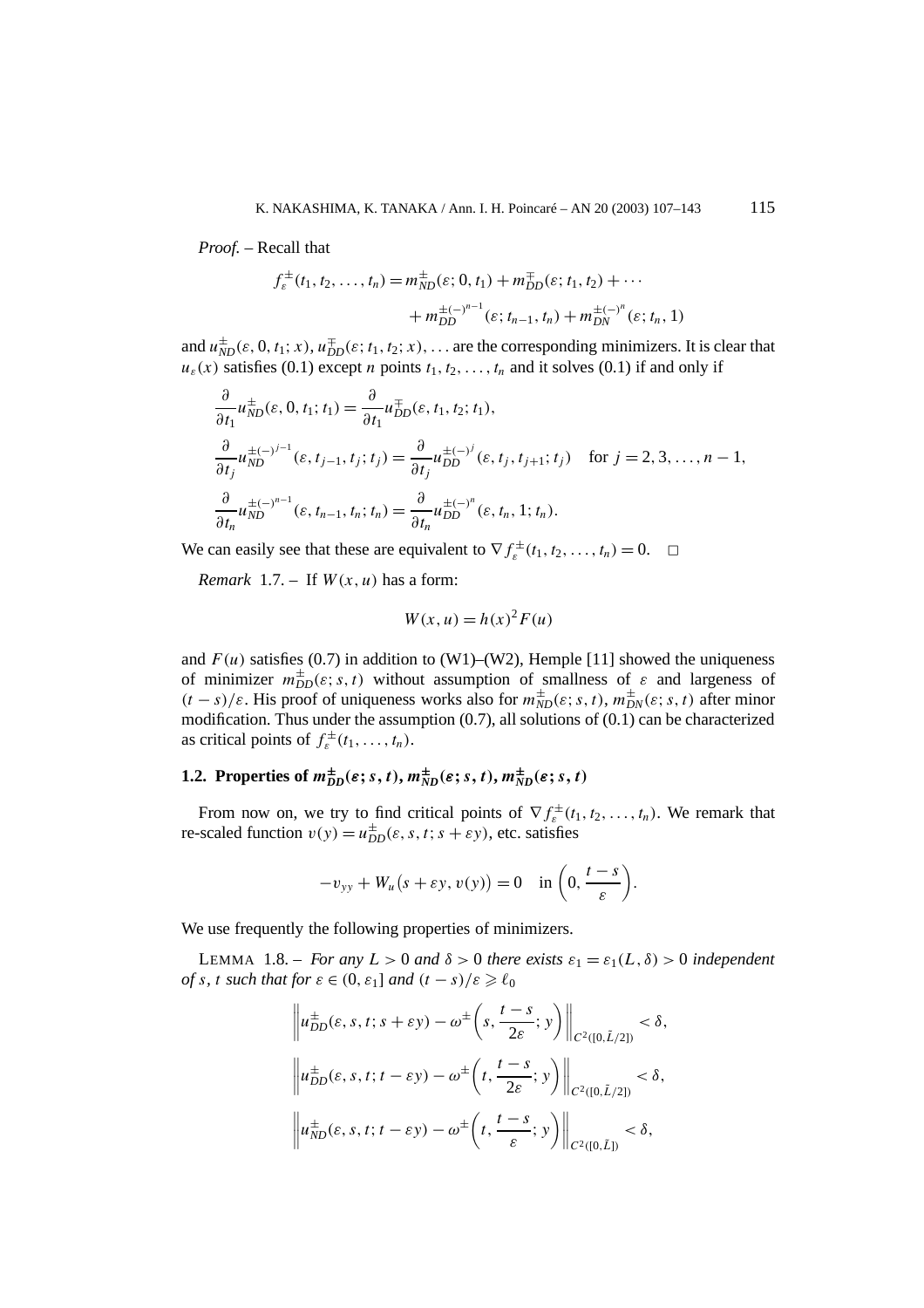*Proof.* – Recall that

$$f_\varepsilon^{\pm}(t_1, t_2, \ldots, t_n) = m_{ND}^{\pm}(\varepsilon; 0, t_1) + m_{DD}^{\mp}(\varepsilon; t_1, t_2) + \cdots$$
$$+ m_{DD}^{\pm(-)^{n-1}}(\varepsilon; t_{n-1}, t_n) + m_{DN}^{\pm(-)^n}(\varepsilon; t_n, 1)$$

and $u_{ND}^{\pm}(\varepsilon, 0, t_1; x)$, $u_{DD}^{\mp}(\varepsilon; t_1, t_2; x), \ldots$ are the corresponding minimizers. It is clear that $u_\varepsilon(x)$ satisfies (0.1) except $n$ points $t_1, t_2, \ldots, t_n$ and it solves (0.1) if and only if

$$\frac{\partial}{\partial t_1} u_{ND}^{\pm}(\varepsilon, 0, t_1; t_1) = \frac{\partial}{\partial t_1} u_{DD}^{\mp}(\varepsilon, t_1, t_2; t_1),$$

$$\frac{\partial}{\partial t_j} u_{ND}^{\pm(-)^{j-1}}(\varepsilon, t_{j-1}, t_j; t_j) = \frac{\partial}{\partial t_j} u_{DD}^{\pm(-)^j}(\varepsilon, t_j, t_{j+1}; t_j) \quad \text{for } j = 2, 3, \ldots, n-1,$$

$$\frac{\partial}{\partial t_n} u_{ND}^{\pm(-)^{n-1}}(\varepsilon, t_{n-1}, t_n; t_n) = \frac{\partial}{\partial t_n} u_{DD}^{\pm(-)^n}(\varepsilon, t_n, 1; t_n).$$

We can easily see that these are equivalent to $\nabla f_\varepsilon^{\pm}(t_1, t_2, \ldots, t_n) = 0$. $\square$

*Remark* 1.7. – If $W(x, u)$ has a form:

$$W(x, u) = h(x)^2 F(u)$$

and $F(u)$ satisfies (0.7) in addition to (W1)–(W2), Hemple [11] showed the uniqueness of minimizer $m_{DD}^{\pm}(\varepsilon; s, t)$ without assumption of smallness of $\varepsilon$ and largeness of $(t-s)/\varepsilon$. His proof of uniqueness works also for $m_{ND}^{\pm}(\varepsilon; s, t)$, $m_{DN}^{\pm}(\varepsilon; s, t)$ after minor modification. Thus under the assumption (0.7), all solutions of (0.1) can be characterized as critical points of $f_\varepsilon^{\pm}(t_1, \ldots, t_n)$.

## 1.2. Properties of $m_{DD}^{\pm}(\varepsilon; s, t)$, $m_{ND}^{\pm}(\varepsilon; s, t)$, $m_{ND}^{\pm}(\varepsilon; s, t)$

From now on, we try to find critical points of $\nabla f_\varepsilon^{\pm}(t_1, t_2, \ldots, t_n)$. We remark that re-scaled function $v(y) = u_{DD}^{\pm}(\varepsilon, s, t; s + \varepsilon y)$, etc. satisfies

$$-v_{yy} + W_u\big(s + \varepsilon y, v(y)\big) = 0 \quad \text{in } \left(0, \frac{t-s}{\varepsilon}\right).$$

We use frequently the following properties of minimizers.

LEMMA 1.8. – *For any $L > 0$ and $\delta > 0$ there exists $\varepsilon_1 = \varepsilon_1(L, \delta) > 0$ independent of $s$, $t$ such that for $\varepsilon \in (0, \varepsilon_1]$ and $(t-s)/\varepsilon \geqslant \ell_0$*

$$\left\| u_{DD}^{\pm}(\varepsilon, s, t; s + \varepsilon y) - \omega^{\pm}\left(s, \frac{t-s}{2\varepsilon}; y\right) \right\|_{C^2([0, \tilde{L}/2])} < \delta,$$

$$\left\| u_{DD}^{\pm}(\varepsilon, s, t; t - \varepsilon y) - \omega^{\pm}\left(t, \frac{t-s}{2\varepsilon}; y\right) \right\|_{C^2([0, \tilde{L}/2])} < \delta,$$

$$\left\| u_{ND}^{\pm}(\varepsilon, s, t; t - \varepsilon y) - \omega^{\pm}\left(t, \frac{t-s}{\varepsilon}; y\right) \right\|_{C^2([0, \tilde{L}])} < \delta,$$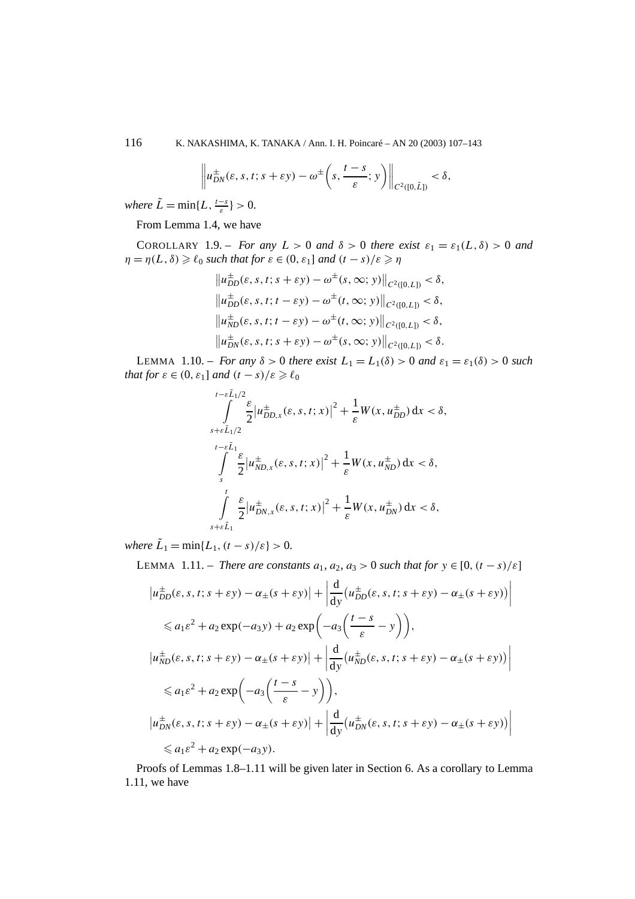$$\left\| u^{\pm}_{DN}(\varepsilon, s, t; s+\varepsilon y) - \omega^{\pm}\left(s, \frac{t-s}{\varepsilon}; y\right) \right\|_{C^2([0,\tilde{L}])} < \delta,$$

*where* $\tilde{L} = \min\{L, \frac{t-s}{\varepsilon}\} > 0$.

From Lemma 1.4, we have

COROLLARY 1.9. – *For any* $L > 0$ *and* $\delta > 0$ *there exist* $\varepsilon_1 = \varepsilon_1(L, \delta) > 0$ *and* $\eta = \eta(L, \delta) \geqslant \ell_0$ *such that for* $\varepsilon \in (0, \varepsilon_1]$ *and* $(t-s)/\varepsilon \geqslant \eta$

$$\begin{aligned}
&\left\| u^{\pm}_{DD}(\varepsilon, s, t; s+\varepsilon y) - \omega^{\pm}(s, \infty; y) \right\|_{C^2([0,L])} < \delta, \\
&\left\| u^{\pm}_{DD}(\varepsilon, s, t; t-\varepsilon y) - \omega^{\pm}(t, \infty; y) \right\|_{C^2([0,L])} < \delta, \\
&\left\| u^{\pm}_{ND}(\varepsilon, s, t; t-\varepsilon y) - \omega^{\pm}(t, \infty; y) \right\|_{C^2([0,L])} < \delta, \\
&\left\| u^{\pm}_{DN}(\varepsilon, s, t; s+\varepsilon y) - \omega^{\pm}(s, \infty; y) \right\|_{C^2([0,L])} < \delta.
\end{aligned}$$

LEMMA 1.10. – *For any* $\delta > 0$ *there exist* $L_1 = L_1(\delta) > 0$ *and* $\varepsilon_1 = \varepsilon_1(\delta) > 0$ *such that for* $\varepsilon \in (0, \varepsilon_1]$ *and* $(t-s)/\varepsilon \geqslant \ell_0$

$$\begin{aligned}
&\int_{s+\varepsilon\tilde{L}_1/2}^{t-\varepsilon\tilde{L}_1/2} \frac{\varepsilon}{2}\left|u^{\pm}_{DD,x}(\varepsilon, s, t; x)\right|^2 + \frac{1}{\varepsilon} W(x, u^{\pm}_{DD})\,\mathrm{d}x < \delta, \\
&\int_{s}^{t-\varepsilon\tilde{L}_1} \frac{\varepsilon}{2}\left|u^{\pm}_{ND,x}(\varepsilon, s, t; x)\right|^2 + \frac{1}{\varepsilon} W(x, u^{\pm}_{ND})\,\mathrm{d}x < \delta, \\
&\int_{s+\varepsilon\tilde{L}_1}^{t} \frac{\varepsilon}{2}\left|u^{\pm}_{DN,x}(\varepsilon, s, t; x)\right|^2 + \frac{1}{\varepsilon} W(x, u^{\pm}_{DN})\,\mathrm{d}x < \delta,
\end{aligned}$$

*where* $\tilde{L}_1 = \min\{L_1, (t-s)/\varepsilon\} > 0$.

LEMMA 1.11. – *There are constants* $a_1, a_2, a_3 > 0$ *such that for* $y \in [0, (t-s)/\varepsilon]$

$$\begin{aligned}
&\left|u^{\pm}_{DD}(\varepsilon, s, t; s+\varepsilon y) - \alpha_{\pm}(s+\varepsilon y)\right| + \left|\frac{\mathrm{d}}{\mathrm{d}y}\big(u^{\pm}_{DD}(\varepsilon, s, t; s+\varepsilon y) - \alpha_{\pm}(s+\varepsilon y)\big)\right| \\
&\quad \leqslant a_1\varepsilon^2 + a_2\exp(-a_3 y) + a_2\exp\left(-a_3\left(\frac{t-s}{\varepsilon} - y\right)\right), \\
&\left|u^{\pm}_{ND}(\varepsilon, s, t; s+\varepsilon y) - \alpha_{\pm}(s+\varepsilon y)\right| + \left|\frac{\mathrm{d}}{\mathrm{d}y}\big(u^{\pm}_{ND}(\varepsilon, s, t; s+\varepsilon y) - \alpha_{\pm}(s+\varepsilon y)\big)\right| \\
&\quad \leqslant a_1\varepsilon^2 + a_2\exp\left(-a_3\left(\frac{t-s}{\varepsilon} - y\right)\right), \\
&\left|u^{\pm}_{DN}(\varepsilon, s, t; s+\varepsilon y) - \alpha_{\pm}(s+\varepsilon y)\right| + \left|\frac{\mathrm{d}}{\mathrm{d}y}\big(u^{\pm}_{DN}(\varepsilon, s, t; s+\varepsilon y) - \alpha_{\pm}(s+\varepsilon y)\big)\right| \\
&\quad \leqslant a_1\varepsilon^2 + a_2\exp(-a_3 y).
\end{aligned}$$

Proofs of Lemmas 1.8–1.11 will be given later in Section 6. As a corollary to Lemma 1.11, we have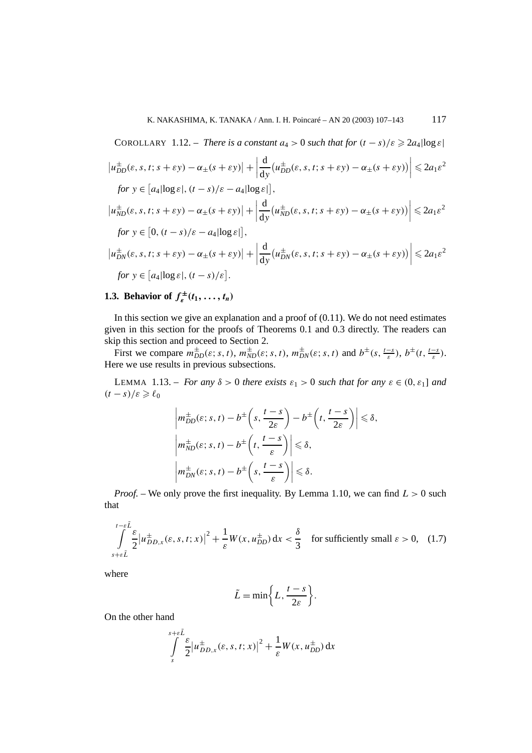COROLLARY 1.12. – *There is a constant $a_4 > 0$ such that for $(t-s)/\varepsilon \geqslant 2a_4|\log\varepsilon|$*

$$\left|u_{DD}^{\pm}(\varepsilon,s,t;s+\varepsilon y)-\alpha_{\pm}(s+\varepsilon y)\right|+\left|\frac{\mathrm{d}}{\mathrm{d}y}\big(u_{DD}^{\pm}(\varepsilon,s,t;s+\varepsilon y)-\alpha_{\pm}(s+\varepsilon y)\big)\right|\leqslant 2a_1\varepsilon^2$$

*for* $y\in\left[a_4|\log\varepsilon|,\,(t-s)/\varepsilon-a_4|\log\varepsilon|\right]$,

$$\left|u_{ND}^{\pm}(\varepsilon,s,t;s+\varepsilon y)-\alpha_{\pm}(s+\varepsilon y)\right|+\left|\frac{\mathrm{d}}{\mathrm{d}y}\big(u_{ND}^{\pm}(\varepsilon,s,t;s+\varepsilon y)-\alpha_{\pm}(s+\varepsilon y)\big)\right|\leqslant 2a_1\varepsilon^2$$

*for* $y\in\left[0,\,(t-s)/\varepsilon-a_4|\log\varepsilon|\right]$,

$$\left|u_{DN}^{\pm}(\varepsilon,s,t;s+\varepsilon y)-\alpha_{\pm}(s+\varepsilon y)\right|+\left|\frac{\mathrm{d}}{\mathrm{d}y}\big(u_{DN}^{\pm}(\varepsilon,s,t;s+\varepsilon y)-\alpha_{\pm}(s+\varepsilon y)\big)\right|\leqslant 2a_1\varepsilon^2$$

*for* $y\in\left[a_4|\log\varepsilon|,\,(t-s)/\varepsilon\right]$.

### 1.3. Behavior of $f_{\varepsilon}^{\pm}(t_1,\dots,t_n)$

In this section we give an explanation and a proof of (0.11). We do not need estimates given in this section for the proofs of Theorems 0.1 and 0.3 directly. The readers can skip this section and proceed to Section 2.

First we compare $m_{DD}^{\pm}(\varepsilon;s,t)$, $m_{ND}^{\pm}(\varepsilon;s,t)$, $m_{DN}^{\pm}(\varepsilon;s,t)$ and $b^{\pm}(s,\frac{t-s}{\varepsilon})$, $b^{\pm}(t,\frac{t-s}{\varepsilon})$. Here we use results in previous subsections.

LEMMA 1.13. – *For any $\delta>0$ there exists $\varepsilon_1>0$ such that for any $\varepsilon\in(0,\varepsilon_1]$ and $(t-s)/\varepsilon\geqslant\ell_0$*

$$\left|m_{DD}^{\pm}(\varepsilon;s,t)-b^{\pm}\left(s,\frac{t-s}{2\varepsilon}\right)-b^{\pm}\left(t,\frac{t-s}{2\varepsilon}\right)\right|\leqslant\delta,$$

$$\left|m_{ND}^{\pm}(\varepsilon;s,t)-b^{\pm}\left(t,\frac{t-s}{\varepsilon}\right)\right|\leqslant\delta,$$

$$\left|m_{DN}^{\pm}(\varepsilon;s,t)-b^{\pm}\left(s,\frac{t-s}{\varepsilon}\right)\right|\leqslant\delta.$$

*Proof.* – We only prove the first inequality. By Lemma 1.10, we can find $L>0$ such that

$$\int_{s+\varepsilon\tilde{L}}^{t-\varepsilon\tilde{L}}\frac{\varepsilon}{2}\left|u_{DD,x}^{\pm}(\varepsilon,s,t;x)\right|^2+\frac{1}{\varepsilon}W(x,u_{DD}^{\pm})\,\mathrm{d}x<\frac{\delta}{3}\quad\text{for sufficiently small }\varepsilon>0,\tag{1.7}$$

where

$$\tilde{L}=\min\left\{L,\frac{t-s}{2\varepsilon}\right\}.$$

On the other hand

$$\int_{s}^{s+\varepsilon\tilde{L}}\frac{\varepsilon}{2}\left|u_{DD,x}^{\pm}(\varepsilon,s,t;x)\right|^2+\frac{1}{\varepsilon}W(x,u_{DD}^{\pm})\,\mathrm{d}x$$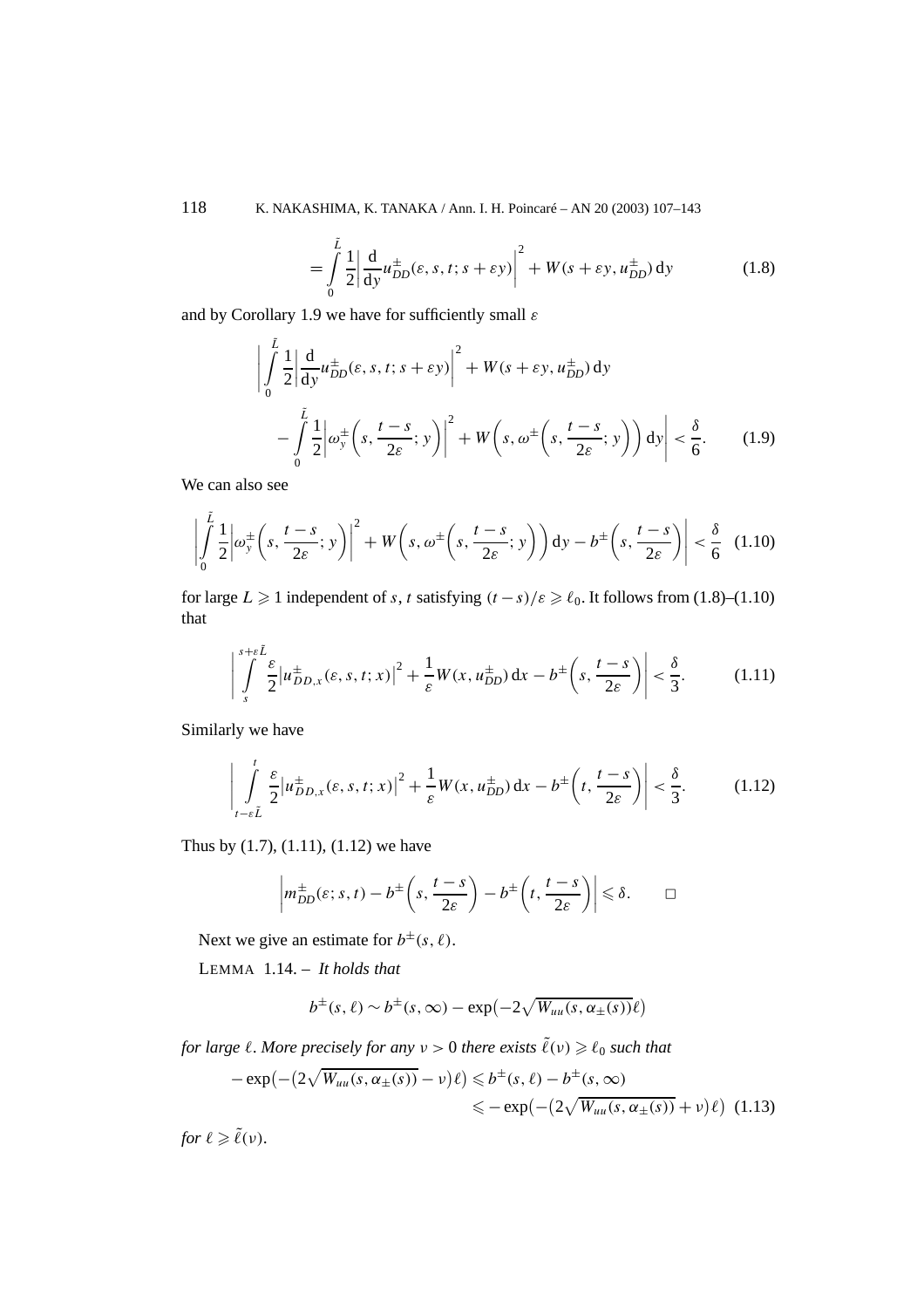$$= \int_0^{\tilde{L}} \frac{1}{2} \left| \frac{\mathrm{d}}{\mathrm{d}y} u_{DD}^{\pm}(\varepsilon, s, t; s + \varepsilon y) \right|^2 + W(s + \varepsilon y, u_{DD}^{\pm})\,\mathrm{d}y \tag{1.8}$$

and by Corollary 1.9 we have for sufficiently small $\varepsilon$

$$\left| \int_0^{\tilde{L}} \frac{1}{2} \left| \frac{\mathrm{d}}{\mathrm{d}y} u_{DD}^{\pm}(\varepsilon, s, t; s + \varepsilon y) \right|^2 + W(s + \varepsilon y, u_{DD}^{\pm})\,\mathrm{d}y \right.$$
$$\left. - \int_0^{\tilde{L}} \frac{1}{2} \left| \omega_y^{\pm}\left(s, \frac{t-s}{2\varepsilon}; y\right) \right|^2 + W\left(s, \omega^{\pm}\left(s, \frac{t-s}{2\varepsilon}; y\right)\right) \mathrm{d}y \right| < \frac{\delta}{6}. \tag{1.9}$$

We can also see

$$\left| \int_0^{\tilde{L}} \frac{1}{2} \left| \omega_y^{\pm}\left(s, \frac{t-s}{2\varepsilon}; y\right) \right|^2 + W\left(s, \omega^{\pm}\left(s, \frac{t-s}{2\varepsilon}; y\right)\right) \mathrm{d}y - b^{\pm}\left(s, \frac{t-s}{2\varepsilon}\right) \right| < \frac{\delta}{6} \tag{1.10}$$

for large $L \geqslant 1$ independent of $s, t$ satisfying $(t-s)/\varepsilon \geqslant \ell_0$. It follows from (1.8)–(1.10) that

$$\left| \int_s^{s+\varepsilon\tilde{L}} \frac{\varepsilon}{2} \left| u_{DD,x}^{\pm}(\varepsilon, s, t; x) \right|^2 + \frac{1}{\varepsilon} W(x, u_{DD}^{\pm})\,\mathrm{d}x - b^{\pm}\left(s, \frac{t-s}{2\varepsilon}\right) \right| < \frac{\delta}{3}. \tag{1.11}$$

Similarly we have

$$\left| \int_{t-\varepsilon\tilde{L}}^{t} \frac{\varepsilon}{2} \left| u_{DD,x}^{\pm}(\varepsilon, s, t; x) \right|^2 + \frac{1}{\varepsilon} W(x, u_{DD}^{\pm})\,\mathrm{d}x - b^{\pm}\left(t, \frac{t-s}{2\varepsilon}\right) \right| < \frac{\delta}{3}. \tag{1.12}$$

Thus by (1.7), (1.11), (1.12) we have

$$\left| m_{DD}^{\pm}(\varepsilon; s, t) - b^{\pm}\left(s, \frac{t-s}{2\varepsilon}\right) - b^{\pm}\left(t, \frac{t-s}{2\varepsilon}\right) \right| \leqslant \delta. \qquad \square$$

Next we give an estimate for $b^{\pm}(s, \ell)$.

LEMMA 1.14. – *It holds that*

$$b^{\pm}(s, \ell) \sim b^{\pm}(s, \infty) - \exp\left(-2\sqrt{W_{uu}(s, \alpha_{\pm}(s))}\,\ell\right)$$

*for large $\ell$. More precisely for any $\nu > 0$ there exists $\tilde{\ell}(\nu) \geqslant \ell_0$ such that*

$$-\exp\left(-\left(2\sqrt{W_{uu}(s, \alpha_{\pm}(s))} - \nu\right)\ell\right) \leqslant b^{\pm}(s, \ell) - b^{\pm}(s, \infty)$$
$$\leqslant -\exp\left(-\left(2\sqrt{W_{uu}(s, \alpha_{\pm}(s))} + \nu\right)\ell\right) \tag{1.13}$$

*for $\ell \geqslant \tilde{\ell}(\nu)$.*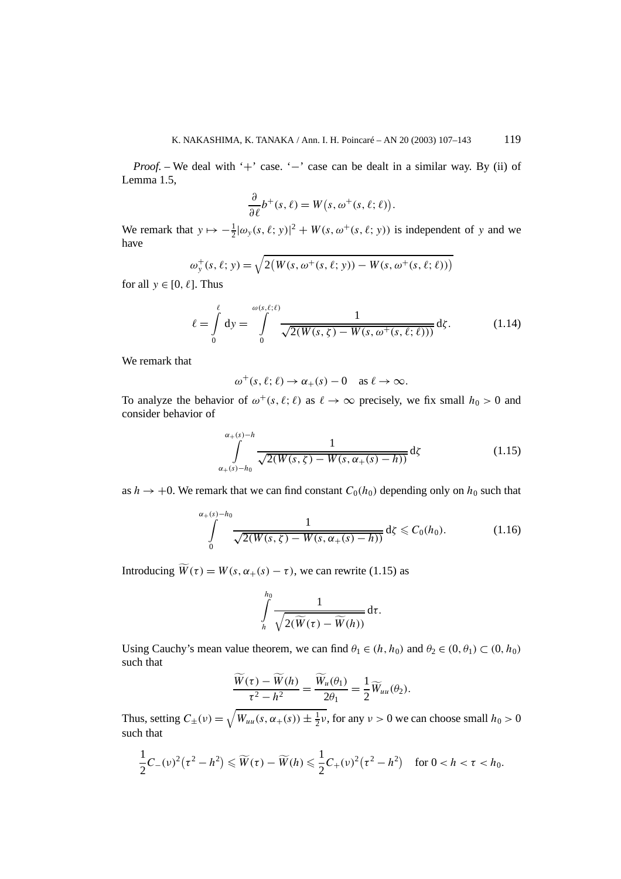*Proof.* – We deal with '+' case. '−' case can be dealt in a similar way. By (ii) of Lemma 1.5,

$$\frac{\partial}{\partial \ell} b^+(s,\ell) = W\big(s, \omega^+(s,\ell;\ell)\big).$$

We remark that $y \mapsto -\frac{1}{2}|\omega_y(s,\ell;y)|^2 + W(s,\omega^+(s,\ell;y))$ is independent of $y$ and we have

$$\omega_y^+(s,\ell;y) = \sqrt{2\big(W(s,\omega^+(s,\ell;y)) - W(s,\omega^+(s,\ell;\ell))\big)}$$

for all $y \in [0,\ell]$. Thus

$$\ell = \int_0^\ell \mathrm{d}y = \int_0^{\omega(s,\ell;\ell)} \frac{1}{\sqrt{2(W(s,\zeta) - W(s,\omega^+(s,\ell;\ell)))}}\,\mathrm{d}\zeta. \tag{1.14}$$

We remark that

$$\omega^+(s,\ell;\ell) \to \alpha_+(s) - 0 \quad \text{as } \ell \to \infty.$$

To analyze the behavior of $\omega^+(s,\ell;\ell)$ as $\ell \to \infty$ precisely, we fix small $h_0 > 0$ and consider behavior of

$$\int_{\alpha_+(s)-h_0}^{\alpha_+(s)-h} \frac{1}{\sqrt{2(W(s,\zeta) - W(s,\alpha_+(s)-h))}}\,\mathrm{d}\zeta \tag{1.15}$$

as $h \to +0$. We remark that we can find constant $C_0(h_0)$ depending only on $h_0$ such that

$$\int_0^{\alpha_+(s)-h_0} \frac{1}{\sqrt{2(W(s,\zeta) - W(s,\alpha_+(s)-h))}}\,\mathrm{d}\zeta \leqslant C_0(h_0). \tag{1.16}$$

Introducing $\widetilde{W}(\tau) = W(s,\alpha_+(s)-\tau)$, we can rewrite (1.15) as

$$\int_h^{h_0} \frac{1}{\sqrt{2(\widetilde{W}(\tau) - \widetilde{W}(h))}}\,\mathrm{d}\tau.$$

Using Cauchy's mean value theorem, we can find $\theta_1 \in (h,h_0)$ and $\theta_2 \in (0,\theta_1) \subset (0,h_0)$ such that

$$\frac{\widetilde{W}(\tau) - \widetilde{W}(h)}{\tau^2 - h^2} = \frac{\widetilde{W}_u(\theta_1)}{2\theta_1} = \frac{1}{2}\widetilde{W}_{uu}(\theta_2).$$

Thus, setting $C_\pm(\nu) = \sqrt{W_{uu}(s,\alpha_+(s)) \pm \frac{1}{2}\nu}$, for any $\nu > 0$ we can choose small $h_0 > 0$ such that

$$\frac{1}{2}C_-(\nu)^2\big(\tau^2 - h^2\big) \leqslant \widetilde{W}(\tau) - \widetilde{W}(h) \leqslant \frac{1}{2}C_+(\nu)^2\big(\tau^2 - h^2\big) \quad \text{for } 0 < h < \tau < h_0.$$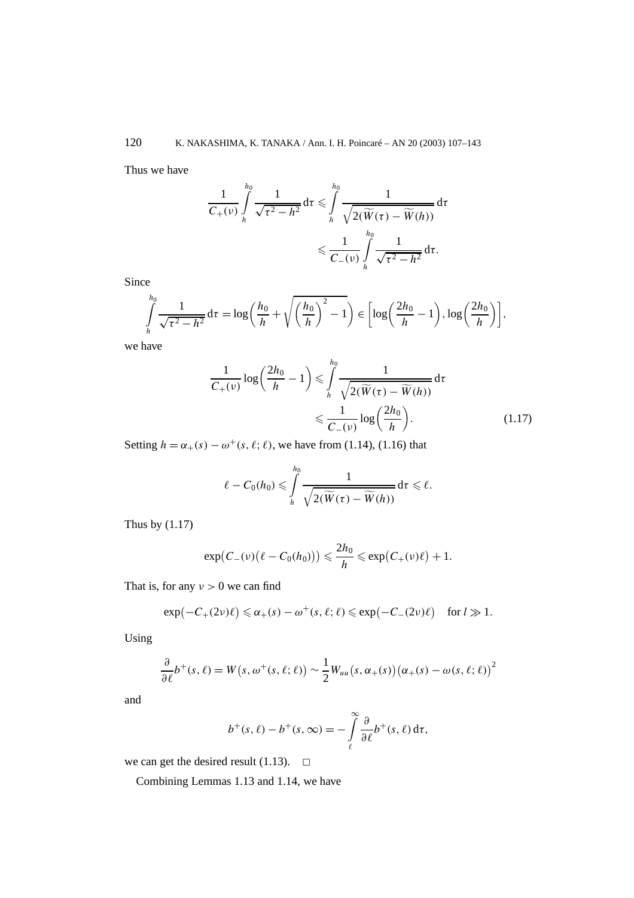Thus we have

$$\frac{1}{C_+(\nu)}\int_h^{h_0}\frac{1}{\sqrt{\tau^2-h^2}}\,\mathrm{d}\tau \leqslant \int_h^{h_0}\frac{1}{\sqrt{2(\widetilde{W}(\tau)-\widetilde{W}(h))}}\,\mathrm{d}\tau$$
$$\leqslant \frac{1}{C_-(\nu)}\int_h^{h_0}\frac{1}{\sqrt{\tau^2-h^2}}\,\mathrm{d}\tau.$$

Since

$$\int_h^{h_0}\frac{1}{\sqrt{\tau^2-h^2}}\,\mathrm{d}\tau = \log\biggl(\frac{h_0}{h}+\sqrt{\Bigl(\frac{h_0}{h}\Bigr)^2-1}\biggr) \in \biggl[\log\Bigl(\frac{2h_0}{h}-1\Bigr),\log\Bigl(\frac{2h_0}{h}\Bigr)\biggr],$$

we have

$$\frac{1}{C_+(\nu)}\log\Bigl(\frac{2h_0}{h}-1\Bigr) \leqslant \int_h^{h_0}\frac{1}{\sqrt{2(\widetilde{W}(\tau)-\widetilde{W}(h))}}\,\mathrm{d}\tau$$
$$\leqslant \frac{1}{C_-(\nu)}\log\Bigl(\frac{2h_0}{h}\Bigr). \tag{1.17}$$

Setting $h=\alpha_+(s)-\omega^+(s,\ell;\ell)$, we have from (1.14), (1.16) that

$$\ell - C_0(h_0) \leqslant \int_h^{h_0}\frac{1}{\sqrt{2(\widetilde{W}(\tau)-\widetilde{W}(h))}}\,\mathrm{d}\tau \leqslant \ell.$$

Thus by (1.17)

$$\exp\bigl(C_-(\nu)\bigl(\ell-C_0(h_0)\bigr)\bigr) \leqslant \frac{2h_0}{h} \leqslant \exp\bigl(C_+(\nu)\ell\bigr)+1.$$

That is, for any $\nu>0$ we can find

$$\exp\bigl(-C_+(2\nu)\ell\bigr) \leqslant \alpha_+(s)-\omega^+(s,\ell;\ell) \leqslant \exp\bigl(-C_-(2\nu)\ell\bigr) \quad \text{for } l \gg 1.$$

Using

$$\frac{\partial}{\partial \ell}b^+(s,\ell) = W\bigl(s,\omega^+(s,\ell;\ell)\bigr) \sim \frac{1}{2}W_{uu}\bigl(s,\alpha_+(s)\bigr)\bigl(\alpha_+(s)-\omega(s,\ell;\ell)\bigr)^2$$

and

$$b^+(s,\ell)-b^+(s,\infty) = -\int_\ell^\infty \frac{\partial}{\partial \ell}b^+(s,\ell)\,\mathrm{d}\tau,$$

we can get the desired result (1.13). □

Combining Lemmas 1.13 and 1.14, we have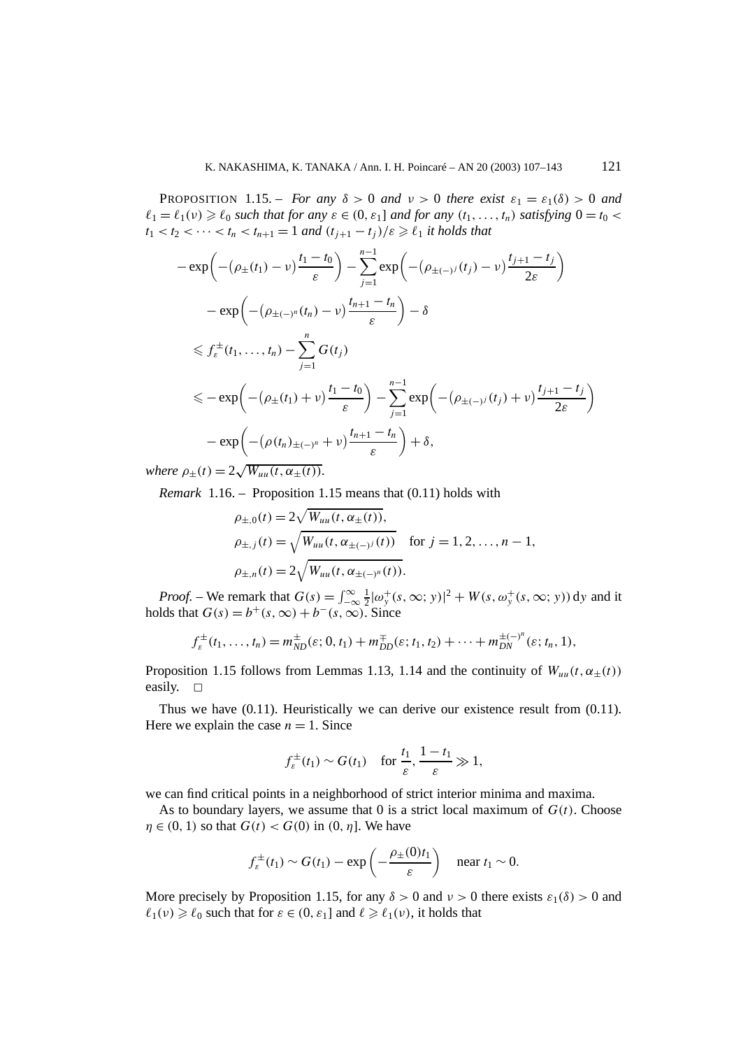PROPOSITION 1.15. – *For any $\delta > 0$ and $\nu > 0$ there exist $\varepsilon_1 = \varepsilon_1(\delta) > 0$ and $\ell_1 = \ell_1(\nu) \geqslant \ell_0$ such that for any $\varepsilon \in (0, \varepsilon_1]$ and for any $(t_1, \ldots, t_n)$ satisfying $0 = t_0 < t_1 < t_2 < \cdots < t_n < t_{n+1} = 1$ and $(t_{j+1} - t_j)/\varepsilon \geqslant \ell_1$ it holds that*

$$
\begin{aligned}
&-\exp\left(-\left(\rho_\pm(t_1) - \nu\right)\frac{t_1 - t_0}{\varepsilon}\right) - \sum_{j=1}^{n-1} \exp\left(-\left(\rho_{\pm(-)^j}(t_j) - \nu\right)\frac{t_{j+1} - t_j}{2\varepsilon}\right) \\
&\quad - \exp\left(-\left(\rho_{\pm(-)^n}(t_n) - \nu\right)\frac{t_{n+1} - t_n}{\varepsilon}\right) - \delta \\
&\leqslant f_\varepsilon^\pm(t_1, \ldots, t_n) - \sum_{j=1}^{n} G(t_j) \\
&\leqslant -\exp\left(-\left(\rho_\pm(t_1) + \nu\right)\frac{t_1 - t_0}{\varepsilon}\right) - \sum_{j=1}^{n-1} \exp\left(-\left(\rho_{\pm(-)^j}(t_j) + \nu\right)\frac{t_{j+1} - t_j}{2\varepsilon}\right) \\
&\quad - \exp\left(-\left(\rho(t_n)_{\pm(-)^n} + \nu\right)\frac{t_{n+1} - t_n}{\varepsilon}\right) + \delta,
\end{aligned}
$$

*where $\rho_\pm(t) = 2\sqrt{W_{uu}(t, \alpha_\pm(t))}$.*

*Remark* 1.16. – Proposition 1.15 means that (0.11) holds with

$$
\begin{aligned}
&\rho_{\pm,0}(t) = 2\sqrt{W_{uu}(t, \alpha_\pm(t))}, \\
&\rho_{\pm,j}(t) = \sqrt{W_{uu}(t, \alpha_{\pm(-)^j}(t))} \quad \text{for } j = 1, 2, \ldots, n-1, \\
&\rho_{\pm,n}(t) = 2\sqrt{W_{uu}(t, \alpha_{\pm(-)^n}(t))}.
\end{aligned}
$$

*Proof.* – We remark that $G(s) = \int_{-\infty}^{\infty} \frac{1}{2}|\omega_y^+(s, \infty; y)|^2 + W(s, \omega_y^+(s, \infty; y))\,\mathrm{d}y$ and it holds that $G(s) = b^+(s, \infty) + b^-(s, \infty)$. Since

$$
f_\varepsilon^\pm(t_1, \ldots, t_n) = m_{ND}^\pm(\varepsilon; 0, t_1) + m_{DD}^\mp(\varepsilon; t_1, t_2) + \cdots + m_{DN}^{\pm(-)^n}(\varepsilon; t_n, 1),
$$

Proposition 1.15 follows from Lemmas 1.13, 1.14 and the continuity of $W_{uu}(t, \alpha_\pm(t))$ easily. $\square$

Thus we have (0.11). Heuristically we can derive our existence result from (0.11). Here we explain the case $n = 1$. Since

$$
f_\varepsilon^\pm(t_1) \sim G(t_1) \quad \text{for } \frac{t_1}{\varepsilon}, \frac{1 - t_1}{\varepsilon} \gg 1,
$$

we can find critical points in a neighborhood of strict interior minima and maxima.

As to boundary layers, we assume that 0 is a strict local maximum of $G(t)$. Choose $\eta \in (0, 1)$ so that $G(t) < G(0)$ in $(0, \eta]$. We have

$$
f_\varepsilon^\pm(t_1) \sim G(t_1) - \exp\left(-\frac{\rho_\pm(0)t_1}{\varepsilon}\right) \quad \text{near } t_1 \sim 0.
$$

More precisely by Proposition 1.15, for any $\delta > 0$ and $\nu > 0$ there exists $\varepsilon_1(\delta) > 0$ and $\ell_1(\nu) \geqslant \ell_0$ such that for $\varepsilon \in (0, \varepsilon_1]$ and $\ell \geqslant \ell_1(\nu)$, it holds that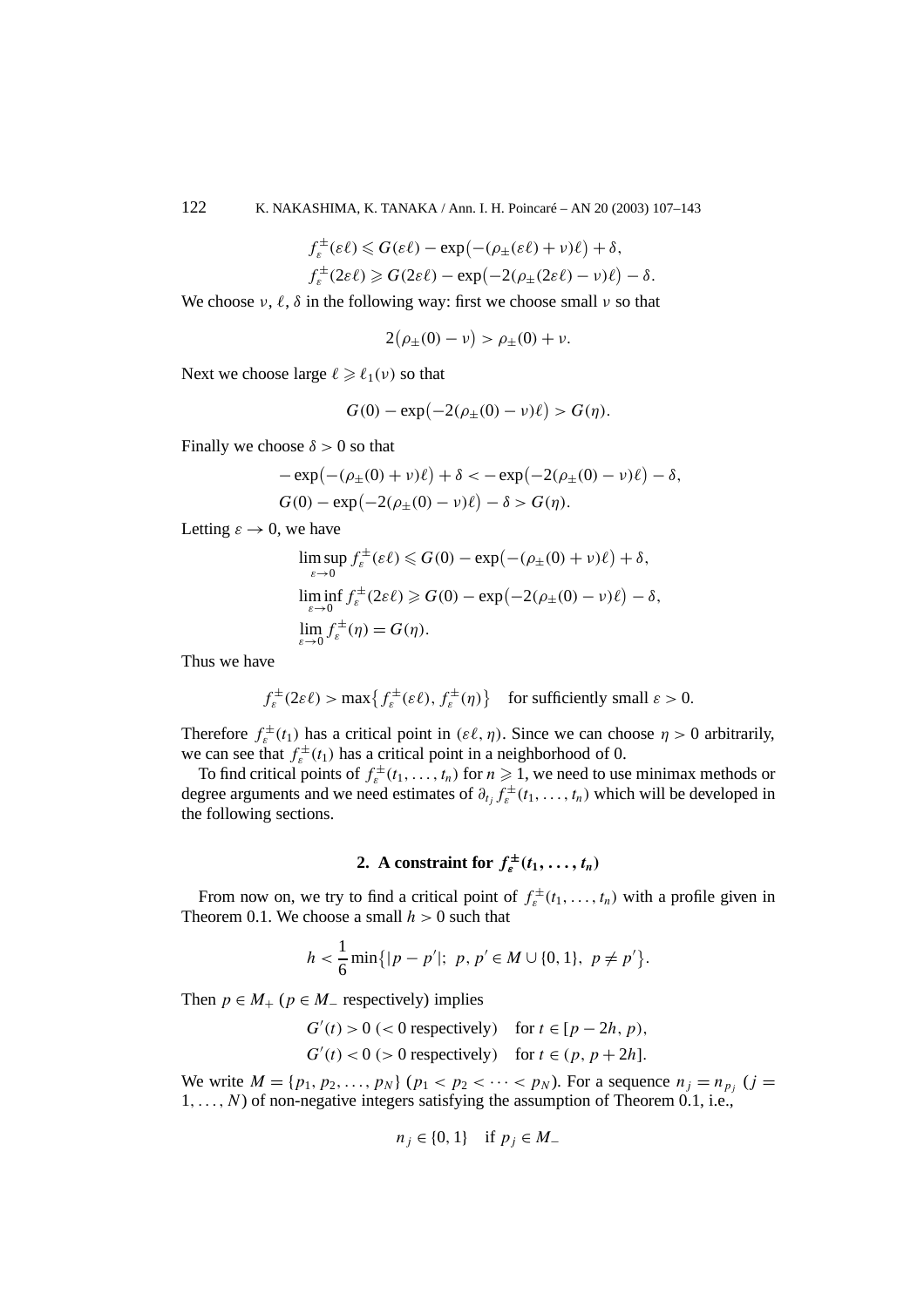$$f_\varepsilon^\pm(\varepsilon\ell) \leqslant G(\varepsilon\ell) - \exp\bigl(-(\rho_\pm(\varepsilon\ell)+\nu)\ell\bigr) + \delta,$$
$$f_\varepsilon^\pm(2\varepsilon\ell) \geqslant G(2\varepsilon\ell) - \exp\bigl(-2(\rho_\pm(2\varepsilon\ell)-\nu)\ell\bigr) - \delta.$$

We choose $\nu$, $\ell$, $\delta$ in the following way: first we choose small $\nu$ so that

$$2\bigl(\rho_\pm(0)-\nu\bigr) > \rho_\pm(0)+\nu.$$

Next we choose large $\ell \geqslant \ell_1(\nu)$ so that

$$G(0) - \exp\bigl(-2(\rho_\pm(0)-\nu)\ell\bigr) > G(\eta).$$

Finally we choose $\delta > 0$ so that

$$-\exp\bigl(-(\rho_\pm(0)+\nu)\ell\bigr) + \delta < -\exp\bigl(-2(\rho_\pm(0)-\nu)\ell\bigr) - \delta,$$
$$G(0) - \exp\bigl(-2(\rho_\pm(0)-\nu)\ell\bigr) - \delta > G(\eta).$$

Letting $\varepsilon \to 0$, we have

$$\limsup_{\varepsilon\to 0} f_\varepsilon^\pm(\varepsilon\ell) \leqslant G(0) - \exp\bigl(-(\rho_\pm(0)+\nu)\ell\bigr) + \delta,$$
$$\liminf_{\varepsilon\to 0} f_\varepsilon^\pm(2\varepsilon\ell) \geqslant G(0) - \exp\bigl(-2(\rho_\pm(0)-\nu)\ell\bigr) - \delta,$$
$$\lim_{\varepsilon\to 0} f_\varepsilon^\pm(\eta) = G(\eta).$$

Thus we have

$$f_\varepsilon^\pm(2\varepsilon\ell) > \max\bigl\{f_\varepsilon^\pm(\varepsilon\ell), f_\varepsilon^\pm(\eta)\bigr\} \quad \text{for sufficiently small } \varepsilon > 0.$$

Therefore $f_\varepsilon^\pm(t_1)$ has a critical point in $(\varepsilon\ell, \eta)$. Since we can choose $\eta > 0$ arbitrarily, we can see that $f_\varepsilon^\pm(t_1)$ has a critical point in a neighborhood of 0.

To find critical points of $f_\varepsilon^\pm(t_1, \dots, t_n)$ for $n \geqslant 1$, we need to use minimax methods or degree arguments and we need estimates of $\partial_{t_j} f_\varepsilon^\pm(t_1, \dots, t_n)$ which will be developed in the following sections.

## 2. A constraint for $f_\varepsilon^\pm(t_1, \dots, t_n)$

From now on, we try to find a critical point of $f_\varepsilon^\pm(t_1, \dots, t_n)$ with a profile given in Theorem 0.1. We choose a small $h > 0$ such that

$$h < \frac{1}{6}\min\bigl\{|p-p'|;\ p, p' \in M \cup \{0,1\},\ p \neq p'\bigr\}.$$

Then $p \in M_+$ ($p \in M_-$ respectively) implies

$$G'(t) > 0 \ (< 0 \text{ respectively}) \quad \text{for } t \in [p-2h, p),$$
$$G'(t) < 0 \ (> 0 \text{ respectively}) \quad \text{for } t \in (p, p+2h].$$

We write $M = \{p_1, p_2, \dots, p_N\}$ ($p_1 < p_2 < \cdots < p_N$). For a sequence $n_j = n_{p_j}$ ($j = 1, \dots, N$) of non-negative integers satisfying the assumption of Theorem 0.1, i.e.,

$$n_j \in \{0, 1\} \quad \text{if } p_j \in M_-$$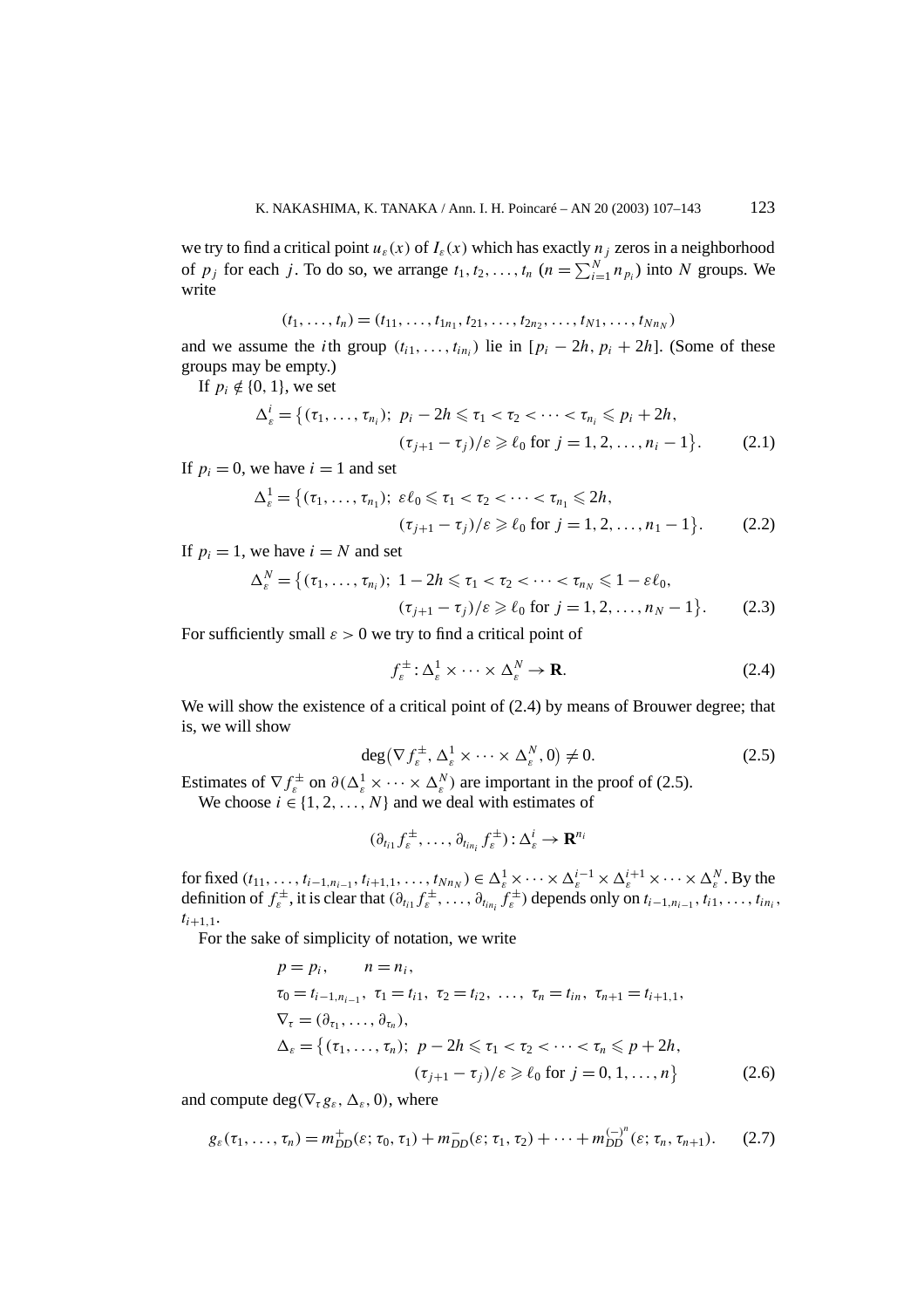we try to find a critical point $u_\varepsilon(x)$ of $I_\varepsilon(x)$ which has exactly $n_j$ zeros in a neighborhood of $p_j$ for each $j$. To do so, we arrange $t_1, t_2, \dots, t_n$ ($n = \sum_{i=1}^N n_{p_i}$) into $N$ groups. We write

$$(t_1, \dots, t_n) = (t_{11}, \dots, t_{1n_1}, t_{21}, \dots, t_{2n_2}, \dots, t_{N1}, \dots, t_{Nn_N})$$

and we assume the $i$th group $(t_{i1}, \dots, t_{in_i})$ lie in $[p_i - 2h, p_i + 2h]$. (Some of these groups may be empty.)

If $p_i \notin \{0, 1\}$, we set

$$\Delta_\varepsilon^i = \big\{(\tau_1, \dots, \tau_{n_i});\ p_i - 2h \leqslant \tau_1 < \tau_2 < \dots < \tau_{n_i} \leqslant p_i + 2h,\\ (\tau_{j+1} - \tau_j)/\varepsilon \geqslant \ell_0 \text{ for } j = 1, 2, \dots, n_i - 1\big\}. \tag{2.1}$$

If $p_i = 0$, we have $i = 1$ and set

$$\Delta_\varepsilon^1 = \big\{(\tau_1, \dots, \tau_{n_1});\ \varepsilon\ell_0 \leqslant \tau_1 < \tau_2 < \dots < \tau_{n_1} \leqslant 2h,\\ (\tau_{j+1} - \tau_j)/\varepsilon \geqslant \ell_0 \text{ for } j = 1, 2, \dots, n_1 - 1\big\}. \tag{2.2}$$

If $p_i = 1$, we have $i = N$ and set

$$\Delta_\varepsilon^N = \big\{(\tau_1, \dots, \tau_{n_i});\ 1 - 2h \leqslant \tau_1 < \tau_2 < \dots < \tau_{n_N} \leqslant 1 - \varepsilon\ell_0,\\ (\tau_{j+1} - \tau_j)/\varepsilon \geqslant \ell_0 \text{ for } j = 1, 2, \dots, n_N - 1\big\}. \tag{2.3}$$

For sufficiently small $\varepsilon > 0$ we try to find a critical point of

$$f_\varepsilon^\pm : \Delta_\varepsilon^1 \times \dots \times \Delta_\varepsilon^N \to \mathbf{R}. \tag{2.4}$$

We will show the existence of a critical point of (2.4) by means of Brouwer degree; that is, we will show

$$\deg\big(\nabla f_\varepsilon^\pm, \Delta_\varepsilon^1 \times \dots \times \Delta_\varepsilon^N, 0\big) \neq 0. \tag{2.5}$$

Estimates of $\nabla f_\varepsilon^\pm$ on $\partial(\Delta_\varepsilon^1 \times \dots \times \Delta_\varepsilon^N)$ are important in the proof of (2.5).

We choose $i \in \{1, 2, \dots, N\}$ and we deal with estimates of

$$(\partial_{t_{i1}} f_\varepsilon^\pm, \dots, \partial_{t_{in_i}} f_\varepsilon^\pm) : \Delta_\varepsilon^i \to \mathbf{R}^{n_i}$$

for fixed $(t_{11}, \dots, t_{i-1,n_{i-1}}, t_{i+1,1}, \dots, t_{Nn_N}) \in \Delta_\varepsilon^1 \times \dots \times \Delta_\varepsilon^{i-1} \times \Delta_\varepsilon^{i+1} \times \dots \times \Delta_\varepsilon^N$. By the definition of $f_\varepsilon^\pm$, it is clear that $(\partial_{t_{i1}} f_\varepsilon^\pm, \dots, \partial_{t_{in_i}} f_\varepsilon^\pm)$ depends only on $t_{i-1,n_{i-1}}, t_{i1}, \dots, t_{in_i}, t_{i+1,1}$.

For the sake of simplicity of notation, we write

$$\begin{aligned}
&p = p_i, \qquad n = n_i,\\
&\tau_0 = t_{i-1,n_{i-1}},\ \tau_1 = t_{i1},\ \tau_2 = t_{i2},\ \dots,\ \tau_n = t_{in},\ \tau_{n+1} = t_{i+1,1},\\
&\nabla_\tau = (\partial_{\tau_1}, \dots, \partial_{\tau_n}),\\
&\Delta_\varepsilon = \big\{(\tau_1, \dots, \tau_n);\ p - 2h \leqslant \tau_1 < \tau_2 < \dots < \tau_n \leqslant p + 2h,\\
&\qquad\qquad (\tau_{j+1} - \tau_j)/\varepsilon \geqslant \ell_0 \text{ for } j = 0, 1, \dots, n\big\}
\end{aligned} \tag{2.6}$$

and compute $\deg(\nabla_\tau g_\varepsilon, \Delta_\varepsilon, 0)$, where

$$g_\varepsilon(\tau_1, \dots, \tau_n) = m_{DD}^+(\varepsilon; \tau_0, \tau_1) + m_{DD}^-(\varepsilon; \tau_1, \tau_2) + \dots + m_{DD}^{(-)^n}(\varepsilon; \tau_n, \tau_{n+1}). \tag{2.7}$$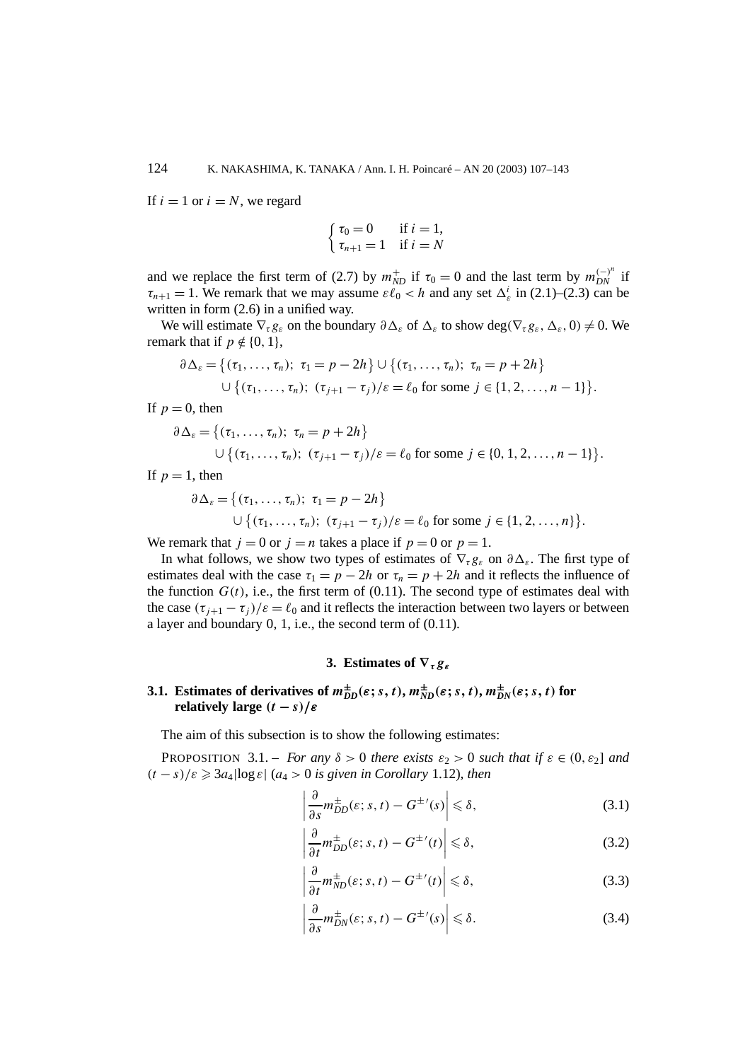If $i = 1$ or $i = N$, we regard

$$\begin{cases} \tau_0 = 0 & \text{if } i = 1, \\ \tau_{n+1} = 1 & \text{if } i = N \end{cases}$$

and we replace the first term of (2.7) by $m_{ND}^{+}$ if $\tau_0 = 0$ and the last term by $m_{DN}^{(-)^n}$ if $\tau_{n+1} = 1$. We remark that we may assume $\varepsilon \ell_0 < h$ and any set $\Delta_\varepsilon^i$ in (2.1)–(2.3) can be written in form (2.6) in a unified way.

We will estimate $\nabla_\tau g_\varepsilon$ on the boundary $\partial \Delta_\varepsilon$ of $\Delta_\varepsilon$ to show $\deg(\nabla_\tau g_\varepsilon, \Delta_\varepsilon, 0) \neq 0$. We remark that if $p \notin \{0, 1\}$,

$$\partial \Delta_\varepsilon = \{(\tau_1, \ldots, \tau_n);\ \tau_1 = p - 2h\} \cup \{(\tau_1, \ldots, \tau_n);\ \tau_n = p + 2h\}$$
$$\cup \{(\tau_1, \ldots, \tau_n);\ (\tau_{j+1} - \tau_j)/\varepsilon = \ell_0 \text{ for some } j \in \{1, 2, \ldots, n-1\}\}.$$

If $p = 0$, then

$$\partial \Delta_\varepsilon = \{(\tau_1, \ldots, \tau_n);\ \tau_n = p + 2h\}$$
$$\cup \{(\tau_1, \ldots, \tau_n);\ (\tau_{j+1} - \tau_j)/\varepsilon = \ell_0 \text{ for some } j \in \{0, 1, 2, \ldots, n-1\}\}.$$

If $p = 1$, then

$$\partial \Delta_\varepsilon = \{(\tau_1, \ldots, \tau_n);\ \tau_1 = p - 2h\}$$
$$\cup \{(\tau_1, \ldots, \tau_n);\ (\tau_{j+1} - \tau_j)/\varepsilon = \ell_0 \text{ for some } j \in \{1, 2, \ldots, n\}\}.$$

We remark that $j = 0$ or $j = n$ takes a place if $p = 0$ or $p = 1$.

In what follows, we show two types of estimates of $\nabla_\tau g_\varepsilon$ on $\partial \Delta_\varepsilon$. The first type of estimates deal with the case $\tau_1 = p - 2h$ or $\tau_n = p + 2h$ and it reflects the influence of the function $G(t)$, i.e., the first term of (0.11). The second type of estimates deal with the case $(\tau_{j+1} - \tau_j)/\varepsilon = \ell_0$ and it reflects the interaction between two layers or between a layer and boundary 0, 1, i.e., the second term of (0.11).

## 3. Estimates of $\nabla_\tau g_\varepsilon$

### 3.1. Estimates of derivatives of $m_{DD}^{\pm}(\varepsilon; s, t)$, $m_{ND}^{\pm}(\varepsilon; s, t)$, $m_{DN}^{\pm}(\varepsilon; s, t)$ for relatively large $(t - s)/\varepsilon$

The aim of this subsection is to show the following estimates:

PROPOSITION 3.1. – *For any $\delta > 0$ there exists $\varepsilon_2 > 0$ such that if $\varepsilon \in (0, \varepsilon_2]$ and $(t - s)/\varepsilon \geqslant 3a_4 |\log \varepsilon|$ ($a_4 > 0$ is given in Corollary 1.12), then*

$$\left| \frac{\partial}{\partial s} m_{DD}^{\pm}(\varepsilon; s, t) - G^{\pm\prime}(s) \right| \leqslant \delta, \tag{3.1}$$

$$\left| \frac{\partial}{\partial t} m_{DD}^{\pm}(\varepsilon; s, t) - G^{\pm\prime}(t) \right| \leqslant \delta, \tag{3.2}$$

$$\left| \frac{\partial}{\partial t} m_{ND}^{\pm}(\varepsilon; s, t) - G^{\pm\prime}(t) \right| \leqslant \delta, \tag{3.3}$$

$$\left| \frac{\partial}{\partial s} m_{DN}^{\pm}(\varepsilon; s, t) - G^{\pm\prime}(s) \right| \leqslant \delta. \tag{3.4}$$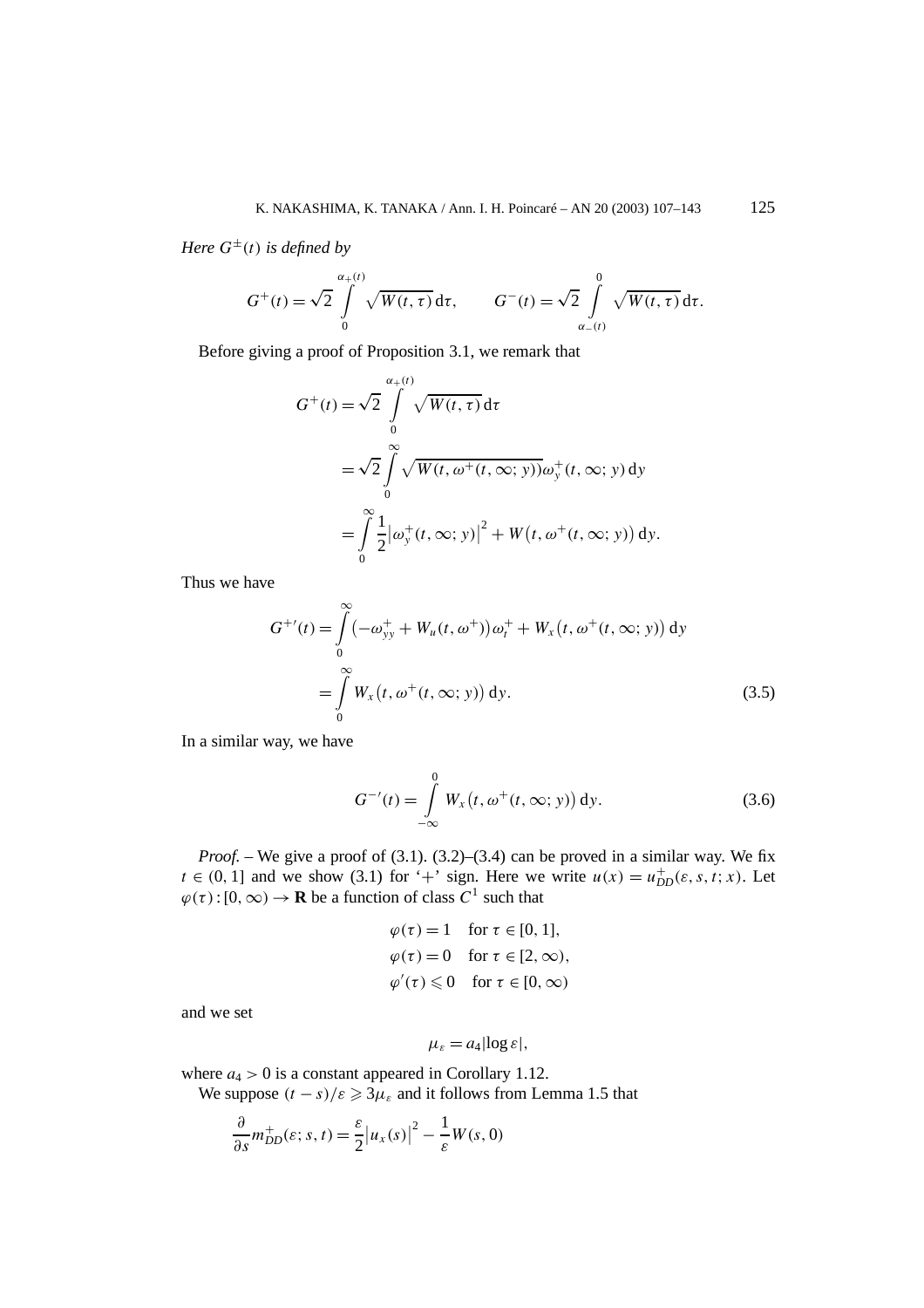*Here $G^{\pm}(t)$ is defined by*

$$G^{+}(t) = \sqrt{2}\int_{0}^{\alpha_{+}(t)} \sqrt{W(t,\tau)}\,\mathrm{d}\tau, \qquad G^{-}(t) = \sqrt{2}\int_{\alpha_{-}(t)}^{0} \sqrt{W(t,\tau)}\,\mathrm{d}\tau.$$

Before giving a proof of Proposition 3.1, we remark that

$$\begin{aligned}
G^{+}(t) &= \sqrt{2}\int_{0}^{\alpha_{+}(t)} \sqrt{W(t,\tau)}\,\mathrm{d}\tau \\
&= \sqrt{2}\int_{0}^{\infty} \sqrt{W(t,\omega^{+}(t,\infty;y))}\,\omega_{y}^{+}(t,\infty;y)\,\mathrm{d}y \\
&= \int_{0}^{\infty} \frac{1}{2}\big|\omega_{y}^{+}(t,\infty;y)\big|^{2} + W\big(t,\omega^{+}(t,\infty;y)\big)\,\mathrm{d}y.
\end{aligned}$$

Thus we have

$$\begin{aligned}
G^{+\prime}(t) &= \int_{0}^{\infty} \big(-\omega_{yy}^{+} + W_{u}(t,\omega^{+})\big)\omega_{t}^{+} + W_{x}\big(t,\omega^{+}(t,\infty;y)\big)\,\mathrm{d}y \\
&= \int_{0}^{\infty} W_{x}\big(t,\omega^{+}(t,\infty;y)\big)\,\mathrm{d}y. 
\end{aligned} \tag{3.5}$$

In a similar way, we have

$$G^{-\prime}(t) = \int_{-\infty}^{0} W_{x}\big(t,\omega^{+}(t,\infty;y)\big)\,\mathrm{d}y. \tag{3.6}$$

*Proof.* – We give a proof of (3.1). (3.2)–(3.4) can be proved in a similar way. We fix $t \in (0,1]$ and we show (3.1) for '+' sign. Here we write $u(x) = u_{DD}^{+}(\varepsilon,s,t;x)$. Let $\varphi(\tau):[0,\infty) \to \mathbf{R}$ be a function of class $C^{1}$ such that

$$\begin{aligned}
&\varphi(\tau) = 1 \quad \text{for } \tau \in [0,1], \\
&\varphi(\tau) = 0 \quad \text{for } \tau \in [2,\infty), \\
&\varphi'(\tau) \leqslant 0 \quad \text{for } \tau \in [0,\infty)
\end{aligned}$$

and we set

$$\mu_{\varepsilon} = a_{4}|\log\varepsilon|,$$

where $a_{4} > 0$ is a constant appeared in Corollary 1.12.

We suppose $(t-s)/\varepsilon \geqslant 3\mu_{\varepsilon}$ and it follows from Lemma 1.5 that

$$\frac{\partial}{\partial s} m_{DD}^{+}(\varepsilon;s,t) = \frac{\varepsilon}{2}\big|u_{x}(s)\big|^{2} - \frac{1}{\varepsilon}W(s,0)$$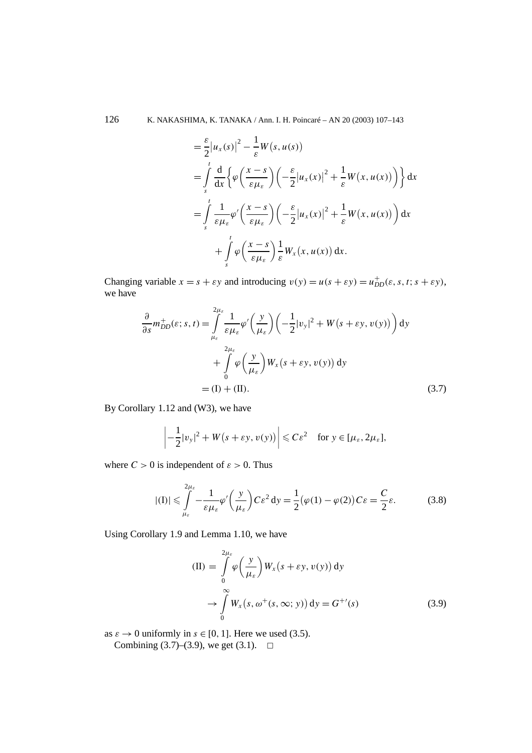$$
\begin{aligned}
&= \frac{\varepsilon}{2}\big|u_x(s)\big|^2 - \frac{1}{\varepsilon}W\big(s,u(s)\big) \\
&= \int_s^t \frac{\mathrm{d}}{\mathrm{d}x}\left\{\varphi\left(\frac{x-s}{\varepsilon\mu_\varepsilon}\right)\left(-\frac{\varepsilon}{2}\big|u_x(x)\big|^2 + \frac{1}{\varepsilon}W\big(x,u(x)\big)\right)\right\}\mathrm{d}x \\
&= \int_s^t \frac{1}{\varepsilon\mu_\varepsilon}\varphi'\left(\frac{x-s}{\varepsilon\mu_\varepsilon}\right)\left(-\frac{\varepsilon}{2}\big|u_x(x)\big|^2 + \frac{1}{\varepsilon}W\big(x,u(x)\big)\right)\mathrm{d}x \\
&\quad + \int_s^t \varphi\left(\frac{x-s}{\varepsilon\mu_\varepsilon}\right)\frac{1}{\varepsilon}W_x\big(x,u(x)\big)\,\mathrm{d}x.
\end{aligned}
$$

Changing variable $x = s + \varepsilon y$ and introducing $v(y) = u(s+\varepsilon y) = u^+_{DD}(\varepsilon, s, t; s+\varepsilon y)$, we have

$$
\begin{aligned}
\frac{\partial}{\partial s}m^+_{DD}(\varepsilon; s,t) &= \int_{\mu_\varepsilon}^{2\mu_\varepsilon} \frac{1}{\varepsilon\mu_\varepsilon}\varphi'\left(\frac{y}{\mu_\varepsilon}\right)\left(-\frac{1}{2}|v_y|^2 + W\big(s+\varepsilon y, v(y)\big)\right)\mathrm{d}y \\
&\quad + \int_0^{2\mu_\varepsilon} \varphi\left(\frac{y}{\mu_\varepsilon}\right)W_x\big(s+\varepsilon y, v(y)\big)\,\mathrm{d}y \\
&= (\mathrm{I}) + (\mathrm{II}).
\end{aligned}
\tag{3.7}
$$

By Corollary 1.12 and (W3), we have

$$
\left|-\frac{1}{2}|v_y|^2 + W\big(s+\varepsilon y, v(y)\big)\right| \leqslant C\varepsilon^2 \quad \text{for } y \in [\mu_\varepsilon, 2\mu_\varepsilon],
$$

where $C > 0$ is independent of $\varepsilon > 0$. Thus

$$
|(\mathrm{I})| \leqslant \int_{\mu_\varepsilon}^{2\mu_\varepsilon} -\frac{1}{\varepsilon\mu_\varepsilon}\varphi'\left(\frac{y}{\mu_\varepsilon}\right)C\varepsilon^2\,\mathrm{d}y = \frac{1}{2}\big(\varphi(1)-\varphi(2)\big)C\varepsilon = \frac{C}{2}\varepsilon. \tag{3.8}
$$

Using Corollary 1.9 and Lemma 1.10, we have

$$
\begin{aligned}
(\mathrm{II}) &= \int_0^{2\mu_\varepsilon} \varphi\left(\frac{y}{\mu_\varepsilon}\right)W_x\big(s+\varepsilon y, v(y)\big)\,\mathrm{d}y \\
&\to \int_0^{\infty} W_x\big(s, \omega^+(s,\infty; y)\big)\,\mathrm{d}y = G^{+\prime}(s)
\end{aligned}
\tag{3.9}
$$

as $\varepsilon \to 0$ uniformly in $s \in [0,1]$. Here we used (3.5).

Combining (3.7)–(3.9), we get (3.1). $\square$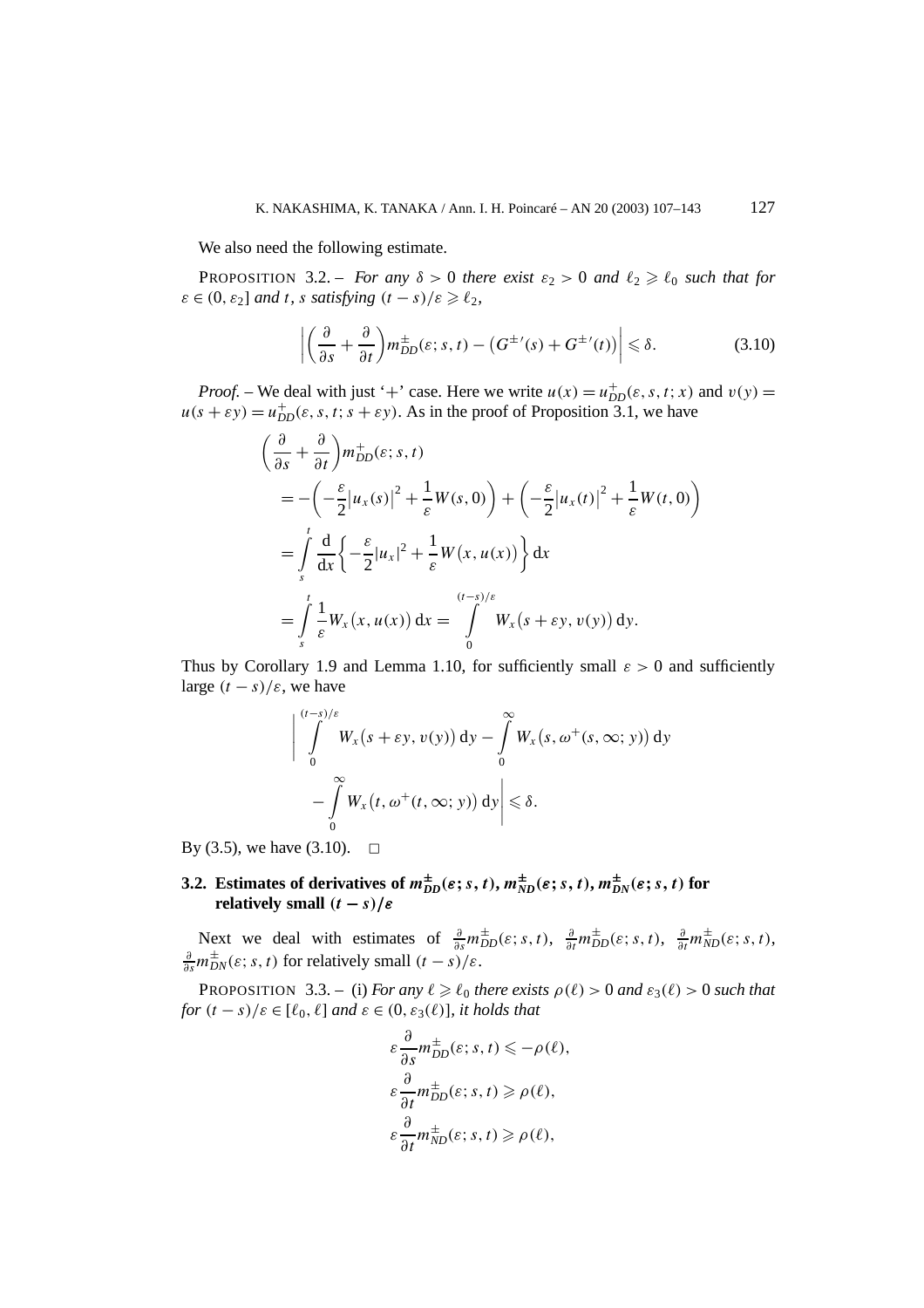We also need the following estimate.

PROPOSITION 3.2. – *For any $\delta > 0$ there exist $\varepsilon_2 > 0$ and $\ell_2 \geqslant \ell_0$ such that for $\varepsilon \in (0, \varepsilon_2]$ and $t$, $s$ satisfying $(t-s)/\varepsilon \geqslant \ell_2$,*

$$\left| \left(\frac{\partial}{\partial s} + \frac{\partial}{\partial t}\right) m_{DD}^{\pm}(\varepsilon; s, t) - \left(G^{\pm\prime}(s) + G^{\pm\prime}(t)\right) \right| \leqslant \delta. \tag{3.10}$$

*Proof.* – We deal with just '+' case. Here we write $u(x) = u_{DD}^{+}(\varepsilon, s, t; x)$ and $v(y) = u(s + \varepsilon y) = u_{DD}^{+}(\varepsilon, s, t; s + \varepsilon y)$. As in the proof of Proposition 3.1, we have

$$\begin{aligned}
&\left(\frac{\partial}{\partial s} + \frac{\partial}{\partial t}\right) m_{DD}^{+}(\varepsilon; s, t) \\
&= -\left(-\frac{\varepsilon}{2}\left|u_x(s)\right|^2 + \frac{1}{\varepsilon} W(s, 0)\right) + \left(-\frac{\varepsilon}{2}\left|u_x(t)\right|^2 + \frac{1}{\varepsilon} W(t, 0)\right) \\
&= \int_s^t \frac{\mathrm{d}}{\mathrm{d}x}\left\{-\frac{\varepsilon}{2}|u_x|^2 + \frac{1}{\varepsilon} W\big(x, u(x)\big)\right\} \mathrm{d}x \\
&= \int_s^t \frac{1}{\varepsilon} W_x\big(x, u(x)\big)\, \mathrm{d}x = \int_0^{(t-s)/\varepsilon} W_x\big(s + \varepsilon y, v(y)\big)\, \mathrm{d}y.
\end{aligned}$$

Thus by Corollary 1.9 and Lemma 1.10, for sufficiently small $\varepsilon > 0$ and sufficiently large $(t-s)/\varepsilon$, we have

$$\begin{aligned}
&\Bigg| \int_0^{(t-s)/\varepsilon} W_x\big(s + \varepsilon y, v(y)\big)\, \mathrm{d}y - \int_0^{\infty} W_x\big(s, \omega^{+}(s, \infty; y)\big)\, \mathrm{d}y \\
&\quad - \int_0^{\infty} W_x\big(t, \omega^{+}(t, \infty; y)\big)\, \mathrm{d}y \Bigg| \leqslant \delta.
\end{aligned}$$

By (3.5), we have (3.10). $\square$

### 3.2. Estimates of derivatives of $m_{DD}^{\pm}(\varepsilon; s, t)$, $m_{ND}^{\pm}(\varepsilon; s, t)$, $m_{DN}^{\pm}(\varepsilon; s, t)$ for relatively small $(t-s)/\varepsilon$

Next we deal with estimates of $\frac{\partial}{\partial s} m_{DD}^{\pm}(\varepsilon; s, t)$, $\frac{\partial}{\partial t} m_{DD}^{\pm}(\varepsilon; s, t)$, $\frac{\partial}{\partial t} m_{ND}^{\pm}(\varepsilon; s, t)$, $\frac{\partial}{\partial s} m_{DN}^{\pm}(\varepsilon; s, t)$ for relatively small $(t-s)/\varepsilon$.

PROPOSITION 3.3. – (i) *For any $\ell \geqslant \ell_0$ there exists $\rho(\ell) > 0$ and $\varepsilon_3(\ell) > 0$ such that for $(t-s)/\varepsilon \in [\ell_0, \ell]$ and $\varepsilon \in (0, \varepsilon_3(\ell)]$, it holds that*

$$\begin{aligned}
\varepsilon \frac{\partial}{\partial s} m_{DD}^{\pm}(\varepsilon; s, t) &\leqslant -\rho(\ell), \\
\varepsilon \frac{\partial}{\partial t} m_{DD}^{\pm}(\varepsilon; s, t) &\geqslant \rho(\ell), \\
\varepsilon \frac{\partial}{\partial t} m_{ND}^{\pm}(\varepsilon; s, t) &\geqslant \rho(\ell),
\end{aligned}$$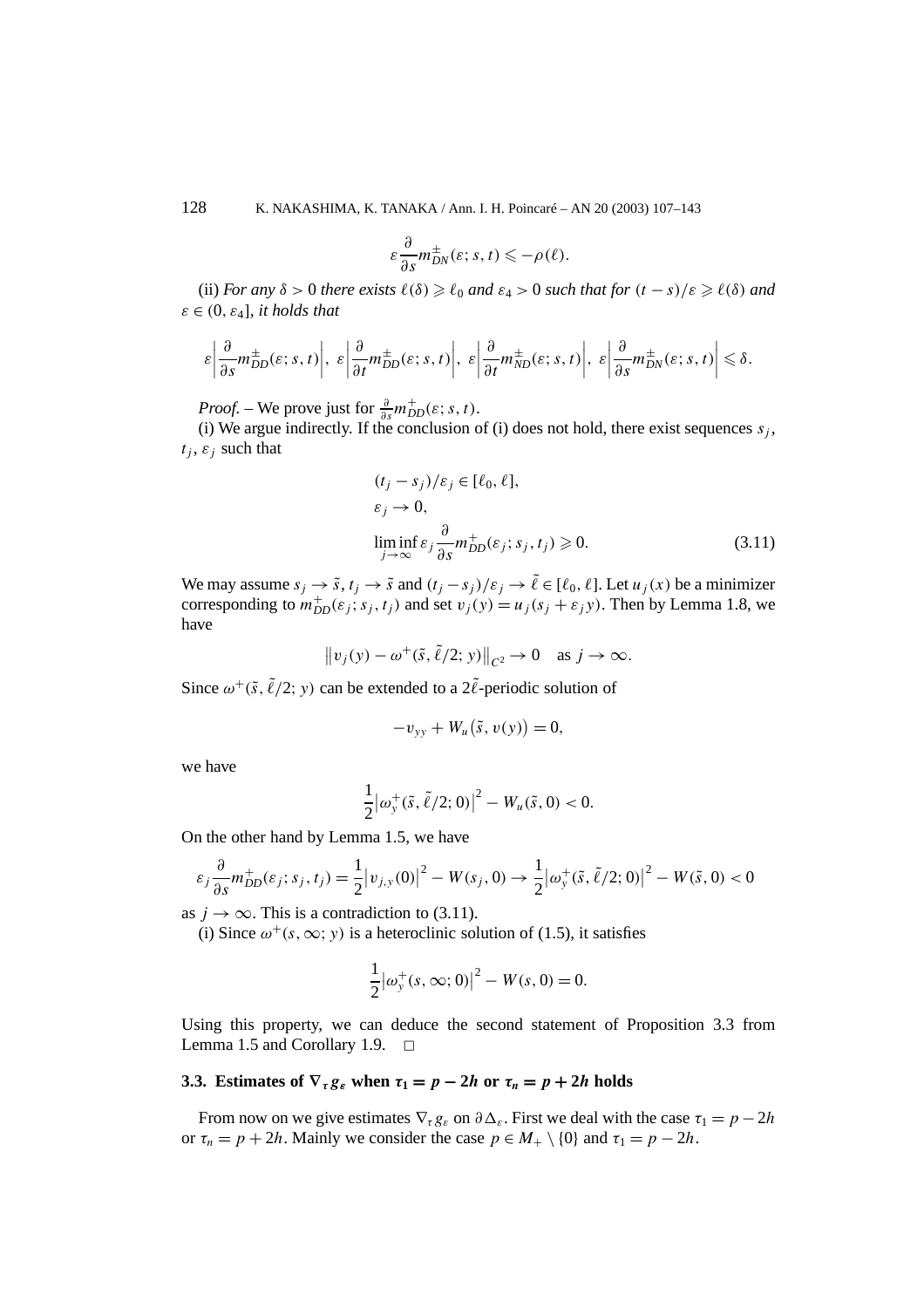$$\varepsilon \frac{\partial}{\partial s} m_{DN}^{\pm}(\varepsilon; s, t) \leqslant -\rho(\ell).$$

(ii) *For any $\delta > 0$ there exists $\ell(\delta) \geqslant \ell_0$ and $\varepsilon_4 > 0$ such that for $(t-s)/\varepsilon \geqslant \ell(\delta)$ and $\varepsilon \in (0, \varepsilon_4]$, it holds that*

$$\varepsilon \left| \frac{\partial}{\partial s} m_{DD}^{\pm}(\varepsilon; s, t) \right|, \ \varepsilon \left| \frac{\partial}{\partial t} m_{DD}^{\pm}(\varepsilon; s, t) \right|, \ \varepsilon \left| \frac{\partial}{\partial t} m_{ND}^{\pm}(\varepsilon; s, t) \right|, \ \varepsilon \left| \frac{\partial}{\partial s} m_{DN}^{\pm}(\varepsilon; s, t) \right| \leqslant \delta.$$

*Proof.* – We prove just for $\frac{\partial}{\partial s} m_{DD}^{+}(\varepsilon; s, t)$.

(i) We argue indirectly. If the conclusion of (i) does not hold, there exist sequences $s_j$, $t_j$, $\varepsilon_j$ such that

$$\begin{aligned} &(t_j - s_j)/\varepsilon_j \in [\ell_0, \ell], \\ &\varepsilon_j \to 0, \\ &\liminf_{j \to \infty} \varepsilon_j \frac{\partial}{\partial s} m_{DD}^{+}(\varepsilon_j; s_j, t_j) \geqslant 0. \end{aligned} \tag{3.11}$$

We may assume $s_j \to \tilde{s}$, $t_j \to \tilde{s}$ and $(t_j - s_j)/\varepsilon_j \to \tilde{\ell} \in [\ell_0, \ell]$. Let $u_j(x)$ be a minimizer corresponding to $m_{DD}^{+}(\varepsilon_j; s_j, t_j)$ and set $v_j(y) = u_j(s_j + \varepsilon_j y)$. Then by Lemma 1.8, we have

$$\left\| v_j(y) - \omega^{+}(\tilde{s}, \tilde{\ell}/2; y) \right\|_{C^2} \to 0 \quad \text{as } j \to \infty.$$

Since $\omega^{+}(\tilde{s}, \tilde{\ell}/2; y)$ can be extended to a $2\tilde{\ell}$-periodic solution of

$$-v_{yy} + W_u\big(\tilde{s}, v(y)\big) = 0,$$

we have

$$\frac{1}{2}\left|\omega_y^{+}(\tilde{s}, \tilde{\ell}/2; 0)\right|^2 - W_u(\tilde{s}, 0) < 0.$$

On the other hand by Lemma 1.5, we have

$$\varepsilon_j \frac{\partial}{\partial s} m_{DD}^{+}(\varepsilon_j; s_j, t_j) = \frac{1}{2}\left|v_{j,y}(0)\right|^2 - W(s_j, 0) \to \frac{1}{2}\left|\omega_y^{+}(\tilde{s}, \tilde{\ell}/2; 0)\right|^2 - W(\tilde{s}, 0) < 0$$

as $j \to \infty$. This is a contradiction to (3.11).

(i) Since $\omega^{+}(s, \infty; y)$ is a heteroclinic solution of (1.5), it satisfies

$$\frac{1}{2}\left|\omega_y^{+}(s, \infty; 0)\right|^2 - W(s, 0) = 0.$$

Using this property, we can deduce the second statement of Proposition 3.3 from Lemma 1.5 and Corollary 1.9. □

### 3.3. Estimates of $\nabla_\tau g_\varepsilon$ when $\tau_1 = p - 2h$ or $\tau_n = p + 2h$ holds

From now on we give estimates $\nabla_\tau g_\varepsilon$ on $\partial \Delta_\varepsilon$. First we deal with the case $\tau_1 = p - 2h$ or $\tau_n = p + 2h$. Mainly we consider the case $p \in M_+ \setminus \{0\}$ and $\tau_1 = p - 2h$.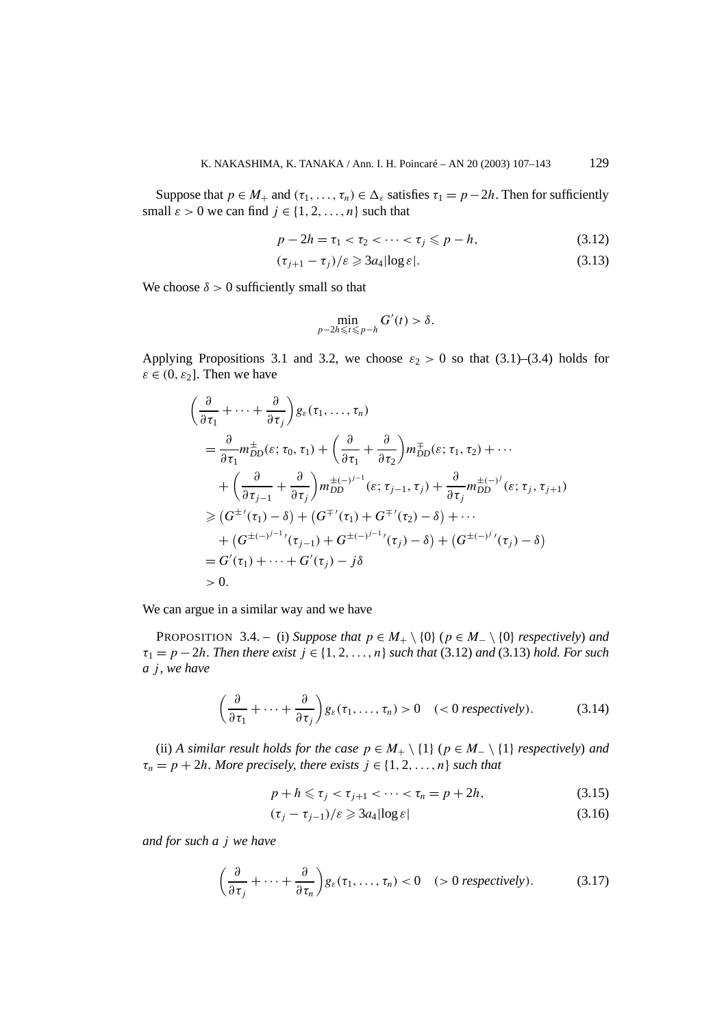Suppose that $p \in M_+$ and $(\tau_1, \dots, \tau_n) \in \Delta_\varepsilon$ satisfies $\tau_1 = p - 2h$. Then for sufficiently small $\varepsilon > 0$ we can find $j \in \{1, 2, \dots, n\}$ such that

$$p - 2h = \tau_1 < \tau_2 < \cdots < \tau_j \leqslant p - h, \tag{3.12}$$

$$(\tau_{j+1} - \tau_j)/\varepsilon \geqslant 3a_4 |\log \varepsilon|. \tag{3.13}$$

We choose $\delta > 0$ sufficiently small so that

$$\min_{p-2h \leqslant t \leqslant p-h} G'(t) > \delta.$$

Applying Propositions 3.1 and 3.2, we choose $\varepsilon_2 > 0$ so that (3.1)–(3.4) holds for $\varepsilon \in (0, \varepsilon_2]$. Then we have

$$\begin{aligned}
&\left(\frac{\partial}{\partial \tau_1} + \cdots + \frac{\partial}{\partial \tau_j}\right) g_\varepsilon(\tau_1, \dots, \tau_n) \\
&= \frac{\partial}{\partial \tau_1} m_{DD}^{\pm}(\varepsilon; \tau_0, \tau_1) + \left(\frac{\partial}{\partial \tau_1} + \frac{\partial}{\partial \tau_2}\right) m_{DD}^{\mp}(\varepsilon; \tau_1, \tau_2) + \cdots \\
&\quad + \left(\frac{\partial}{\partial \tau_{j-1}} + \frac{\partial}{\partial \tau_j}\right) m_{DD}^{\pm(-)^{j-1}}(\varepsilon; \tau_{j-1}, \tau_j) + \frac{\partial}{\partial \tau_j} m_{DD}^{\pm(-)^j}(\varepsilon; \tau_j, \tau_{j+1}) \\
&\geqslant \left(G^{\pm\prime}(\tau_1) - \delta\right) + \left(G^{\mp\prime}(\tau_1) + G^{\mp\prime}(\tau_2) - \delta\right) + \cdots \\
&\quad + \left(G^{\pm(-)^{j-1}\prime}(\tau_{j-1}) + G^{\pm(-)^{j-1}\prime}(\tau_j) - \delta\right) + \left(G^{\pm(-)^j\prime}(\tau_j) - \delta\right) \\
&= G'(\tau_1) + \cdots + G'(\tau_j) - j\delta \\
&> 0.
\end{aligned}$$

We can argue in a similar way and we have

PROPOSITION 3.4. – (i) *Suppose that $p \in M_+ \setminus \{0\}$ ($p \in M_- \setminus \{0\}$ respectively) and $\tau_1 = p - 2h$. Then there exist $j \in \{1, 2, \dots, n\}$ such that* (3.12) *and* (3.13) *hold. For such a $j$, we have*

$$\left(\frac{\partial}{\partial \tau_1} + \cdots + \frac{\partial}{\partial \tau_j}\right) g_\varepsilon(\tau_1, \dots, \tau_n) > 0 \quad (< 0 \textit{ respectively}). \tag{3.14}$$

(ii) *A similar result holds for the case $p \in M_+ \setminus \{1\}$ ($p \in M_- \setminus \{1\}$ respectively) and $\tau_n = p + 2h$. More precisely, there exists $j \in \{1, 2, \dots, n\}$ such that*

$$p + h \leqslant \tau_j < \tau_{j+1} < \cdots < \tau_n = p + 2h, \tag{3.15}$$

$$(\tau_j - \tau_{j-1})/\varepsilon \geqslant 3a_4 |\log \varepsilon| \tag{3.16}$$

*and for such a $j$ we have*

$$\left(\frac{\partial}{\partial \tau_j} + \cdots + \frac{\partial}{\partial \tau_n}\right) g_\varepsilon(\tau_1, \dots, \tau_n) < 0 \quad (> 0 \textit{ respectively}). \tag{3.17}$$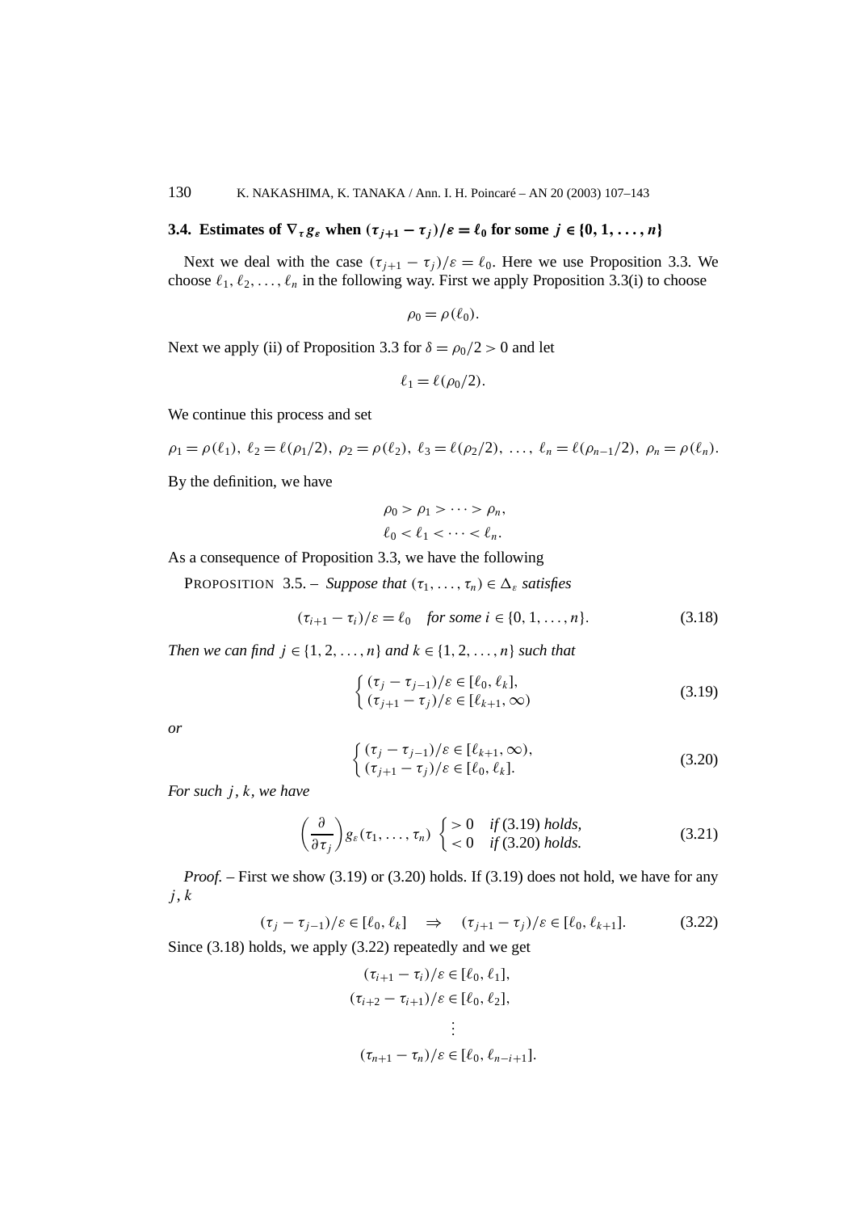### 3.4. Estimates of $\nabla_\tau g_\varepsilon$ when $(\tau_{j+1} - \tau_j)/\varepsilon = \ell_0$ for some $j \in \{0, 1, \ldots, n\}$

Next we deal with the case $(\tau_{j+1} - \tau_j)/\varepsilon = \ell_0$. Here we use Proposition 3.3. We choose $\ell_1, \ell_2, \ldots, \ell_n$ in the following way. First we apply Proposition 3.3(i) to choose

$$\rho_0 = \rho(\ell_0).$$

Next we apply (ii) of Proposition 3.3 for $\delta = \rho_0/2 > 0$ and let

$$\ell_1 = \ell(\rho_0/2).$$

We continue this process and set

$$\rho_1 = \rho(\ell_1),\ \ell_2 = \ell(\rho_1/2),\ \rho_2 = \rho(\ell_2),\ \ell_3 = \ell(\rho_2/2),\ \ldots,\ \ell_n = \ell(\rho_{n-1}/2),\ \rho_n = \rho(\ell_n).$$

By the definition, we have

$$\rho_0 > \rho_1 > \cdots > \rho_n,$$
$$\ell_0 < \ell_1 < \cdots < \ell_n.$$

As a consequence of Proposition 3.3, we have the following

PROPOSITION 3.5. – *Suppose that* $(\tau_1, \ldots, \tau_n) \in \Delta_\varepsilon$ *satisfies*

$$(\tau_{i+1} - \tau_i)/\varepsilon = \ell_0 \quad \textit{for some } i \in \{0, 1, \ldots, n\}. \tag{3.18}$$

*Then we can find* $j \in \{1, 2, \ldots, n\}$ *and* $k \in \{1, 2, \ldots, n\}$ *such that*

$$\begin{cases} (\tau_j - \tau_{j-1})/\varepsilon \in [\ell_0, \ell_k], \\ (\tau_{j+1} - \tau_j)/\varepsilon \in [\ell_{k+1}, \infty) \end{cases} \tag{3.19}$$

*or*

$$\begin{cases} (\tau_j - \tau_{j-1})/\varepsilon \in [\ell_{k+1}, \infty), \\ (\tau_{j+1} - \tau_j)/\varepsilon \in [\ell_0, \ell_k]. \end{cases} \tag{3.20}$$

*For such* $j, k$, *we have*

$$\left(\frac{\partial}{\partial \tau_j}\right) g_\varepsilon(\tau_1, \ldots, \tau_n) \begin{cases} > 0 & \textit{if (3.19) holds,} \\ < 0 & \textit{if (3.20) holds.} \end{cases} \tag{3.21}$$

*Proof.* – First we show (3.19) or (3.20) holds. If (3.19) does not hold, we have for any $j, k$

$$(\tau_j - \tau_{j-1})/\varepsilon \in [\ell_0, \ell_k] \quad \Rightarrow \quad (\tau_{j+1} - \tau_j)/\varepsilon \in [\ell_0, \ell_{k+1}]. \tag{3.22}$$

Since (3.18) holds, we apply (3.22) repeatedly and we get

$$(\tau_{i+1} - \tau_i)/\varepsilon \in [\ell_0, \ell_1],$$
$$(\tau_{i+2} - \tau_{i+1})/\varepsilon \in [\ell_0, \ell_2],$$
$$\vdots$$
$$(\tau_{n+1} - \tau_n)/\varepsilon \in [\ell_0, \ell_{n-i+1}].$$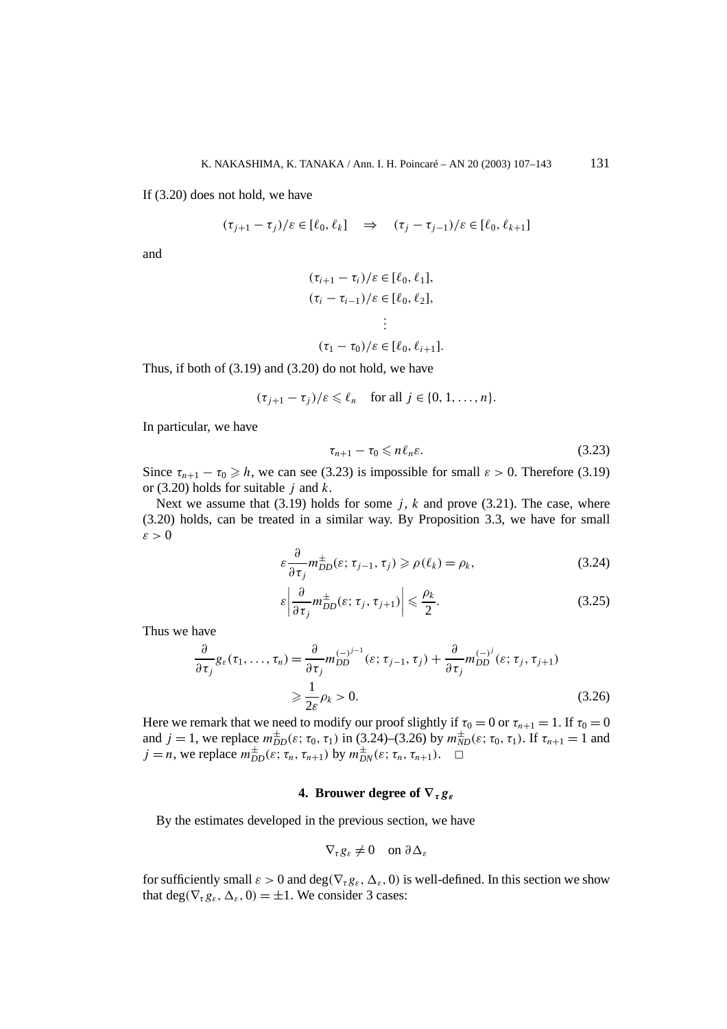If (3.20) does not hold, we have

$$(\tau_{j+1} - \tau_j)/\varepsilon \in [\ell_0, \ell_k] \quad \Rightarrow \quad (\tau_j - \tau_{j-1})/\varepsilon \in [\ell_0, \ell_{k+1}]$$

and

$$\begin{gathered}
(\tau_{i+1} - \tau_i)/\varepsilon \in [\ell_0, \ell_1], \\
(\tau_i - \tau_{i-1})/\varepsilon \in [\ell_0, \ell_2], \\
\vdots \\
(\tau_1 - \tau_0)/\varepsilon \in [\ell_0, \ell_{i+1}].
\end{gathered}$$

Thus, if both of (3.19) and (3.20) do not hold, we have

$$(\tau_{j+1} - \tau_j)/\varepsilon \leqslant \ell_n \quad \text{for all } j \in \{0, 1, \ldots, n\}.$$

In particular, we have

$$\tau_{n+1} - \tau_0 \leqslant n\ell_n\varepsilon. \tag{3.23}$$

Since $\tau_{n+1} - \tau_0 \geqslant h$, we can see (3.23) is impossible for small $\varepsilon > 0$. Therefore (3.19) or (3.20) holds for suitable $j$ and $k$.

Next we assume that (3.19) holds for some $j$, $k$ and prove (3.21). The case, where (3.20) holds, can be treated in a similar way. By Proposition 3.3, we have for small $\varepsilon > 0$

$$\varepsilon \frac{\partial}{\partial \tau_j} m_{DD}^{\pm}(\varepsilon; \tau_{j-1}, \tau_j) \geqslant \rho(\ell_k) = \rho_k, \tag{3.24}$$

$$\varepsilon \left| \frac{\partial}{\partial \tau_j} m_{DD}^{\pm}(\varepsilon; \tau_j, \tau_{j+1}) \right| \leqslant \frac{\rho_k}{2}. \tag{3.25}$$

Thus we have

$$\begin{aligned}
\frac{\partial}{\partial \tau_j} g_\varepsilon(\tau_1, \ldots, \tau_n) &= \frac{\partial}{\partial \tau_j} m_{DD}^{(-)^{j-1}}(\varepsilon; \tau_{j-1}, \tau_j) + \frac{\partial}{\partial \tau_j} m_{DD}^{(-)^j}(\varepsilon; \tau_j, \tau_{j+1}) \\
&\geqslant \frac{1}{2\varepsilon}\rho_k > 0.
\end{aligned} \tag{3.26}$$

Here we remark that we need to modify our proof slightly if $\tau_0 = 0$ or $\tau_{n+1} = 1$. If $\tau_0 = 0$ and $j = 1$, we replace $m_{DD}^{\pm}(\varepsilon; \tau_0, \tau_1)$ in (3.24)–(3.26) by $m_{ND}^{\pm}(\varepsilon; \tau_0, \tau_1)$. If $\tau_{n+1} = 1$ and $j = n$, we replace $m_{DD}^{\pm}(\varepsilon; \tau_n, \tau_{n+1})$ by $m_{DN}^{\pm}(\varepsilon; \tau_n, \tau_{n+1})$. □

## 4. Brouwer degree of $\nabla_\tau g_\varepsilon$

By the estimates developed in the previous section, we have

$$\nabla_\tau g_\varepsilon \neq 0 \quad \text{on } \partial\Delta_\varepsilon$$

for sufficiently small $\varepsilon > 0$ and $\deg(\nabla_\tau g_\varepsilon, \Delta_\varepsilon, 0)$ is well-defined. In this section we show that $\deg(\nabla_\tau g_\varepsilon, \Delta_\varepsilon, 0) = \pm 1$. We consider 3 cases: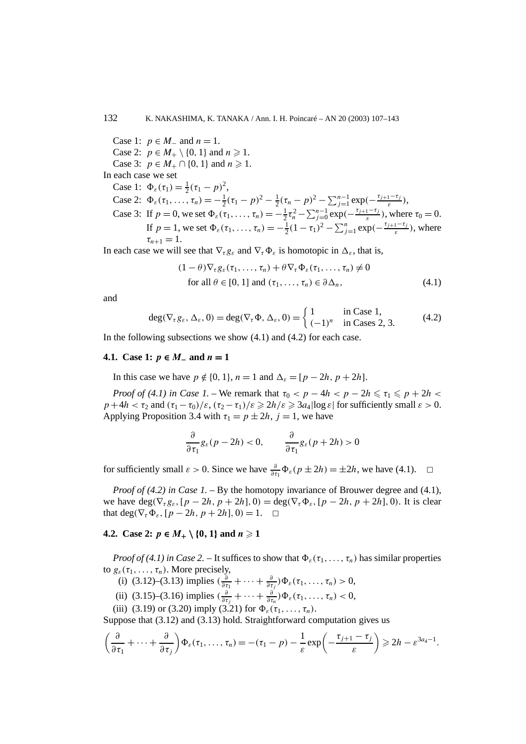Case 1: $p \in M_-$ and $n = 1$.
Case 2: $p \in M_+ \setminus \{0, 1\}$ and $n \geqslant 1$.
Case 3: $p \in M_+ \cap \{0, 1\}$ and $n \geqslant 1$.

In each case we set

Case 1: $\Phi_\varepsilon(\tau_1) = \frac{1}{2}(\tau_1 - p)^2$,

Case 2: $\Phi_\varepsilon(\tau_1, \ldots, \tau_n) = -\frac{1}{2}(\tau_1 - p)^2 - \frac{1}{2}(\tau_n - p)^2 - \sum_{j=1}^{n-1} \exp(-\frac{\tau_{j+1}-\tau_j}{\varepsilon})$,

Case 3: If $p = 0$, we set $\Phi_\varepsilon(\tau_1, \ldots, \tau_n) = -\frac{1}{2}\tau_n^2 - \sum_{j=0}^{n-1} \exp(-\frac{\tau_{j+1}-\tau_j}{\varepsilon})$, where $\tau_0 = 0$.
If $p = 1$, we set $\Phi_\varepsilon(\tau_1, \ldots, \tau_n) = -\frac{1}{2}(1 - \tau_1)^2 - \sum_{j=1}^{n} \exp(-\frac{\tau_{j+1}-\tau_j}{\varepsilon})$, where $\tau_{n+1} = 1$.

In each case we will see that $\nabla_\tau g_\varepsilon$ and $\nabla_\tau \Phi_\varepsilon$ is homotopic in $\Delta_\varepsilon$, that is,

$$(1-\theta)\nabla_\tau g_\varepsilon(\tau_1, \ldots, \tau_n) + \theta \nabla_\tau \Phi_\varepsilon(\tau_1, \ldots, \tau_n) \neq 0$$
$$\text{for all } \theta \in [0,1] \text{ and } (\tau_1, \ldots, \tau_n) \in \partial \Delta_n, \tag{4.1}$$

and

$$\deg(\nabla_\tau g_\varepsilon, \Delta_\varepsilon, 0) = \deg(\nabla_\tau \Phi, \Delta_\varepsilon, 0) = \begin{cases} 1 & \text{in Case 1,} \\ (-1)^n & \text{in Cases 2, 3.} \end{cases} \tag{4.2}$$

In the following subsections we show (4.1) and (4.2) for each case.

### 4.1. Case 1: $p \in M_-$ and $n = 1$

In this case we have $p \notin \{0, 1\}$, $n = 1$ and $\Delta_\varepsilon = [p - 2h, p + 2h]$.

*Proof of (4.1) in Case 1.* – We remark that $\tau_0 < p - 4h < p - 2h \leqslant \tau_1 \leqslant p + 2h < p + 4h < \tau_2$ and $(\tau_1 - \tau_0)/\varepsilon, (\tau_2 - \tau_1)/\varepsilon \geqslant 2h/\varepsilon \geqslant 3a_4|\log \varepsilon|$ for sufficiently small $\varepsilon > 0$. Applying Proposition 3.4 with $\tau_1 = p \pm 2h$, $j = 1$, we have

$$\frac{\partial}{\partial \tau_1} g_\varepsilon(p - 2h) < 0, \qquad \frac{\partial}{\partial \tau_1} g_\varepsilon(p + 2h) > 0$$

for sufficiently small $\varepsilon > 0$. Since we have $\frac{\partial}{\partial \tau_1}\Phi_\varepsilon(p \pm 2h) = \pm 2h$, we have (4.1). □

*Proof of (4.2) in Case 1.* – By the homotopy invariance of Brouwer degree and (4.1), we have $\deg(\nabla_\tau g_\varepsilon, [p - 2h, p + 2h], 0) = \deg(\nabla_\tau \Phi_\varepsilon, [p - 2h, p + 2h], 0)$. It is clear that $\deg(\nabla_\tau \Phi_\varepsilon, [p - 2h, p + 2h], 0) = 1$. □

### 4.2. Case 2: $p \in M_+ \setminus \{0, 1\}$ and $n \geqslant 1$

*Proof of (4.1) in Case 2.* – It suffices to show that $\Phi_\varepsilon(\tau_1, \ldots, \tau_n)$ has similar properties to $g_\varepsilon(\tau_1, \ldots, \tau_n)$. More precisely,

(i) (3.12)–(3.13) implies $(\frac{\partial}{\partial \tau_1} + \cdots + \frac{\partial}{\partial \tau_j})\Phi_\varepsilon(\tau_1, \ldots, \tau_n) > 0$,

(ii) (3.15)–(3.16) implies $(\frac{\partial}{\partial \tau_j} + \cdots + \frac{\partial}{\partial \tau_n})\Phi_\varepsilon(\tau_1, \ldots, \tau_n) < 0$,

(iii) (3.19) or (3.20) imply (3.21) for $\Phi_\varepsilon(\tau_1, \ldots, \tau_n)$.

Suppose that (3.12) and (3.13) hold. Straightforward computation gives us

$$\left(\frac{\partial}{\partial \tau_1} + \cdots + \frac{\partial}{\partial \tau_j}\right)\Phi_\varepsilon(\tau_1, \ldots, \tau_n) = -(\tau_1 - p) - \frac{1}{\varepsilon}\exp\left(-\frac{\tau_{j+1} - \tau_j}{\varepsilon}\right) \geqslant 2h - \varepsilon^{3a_4 - 1}.$$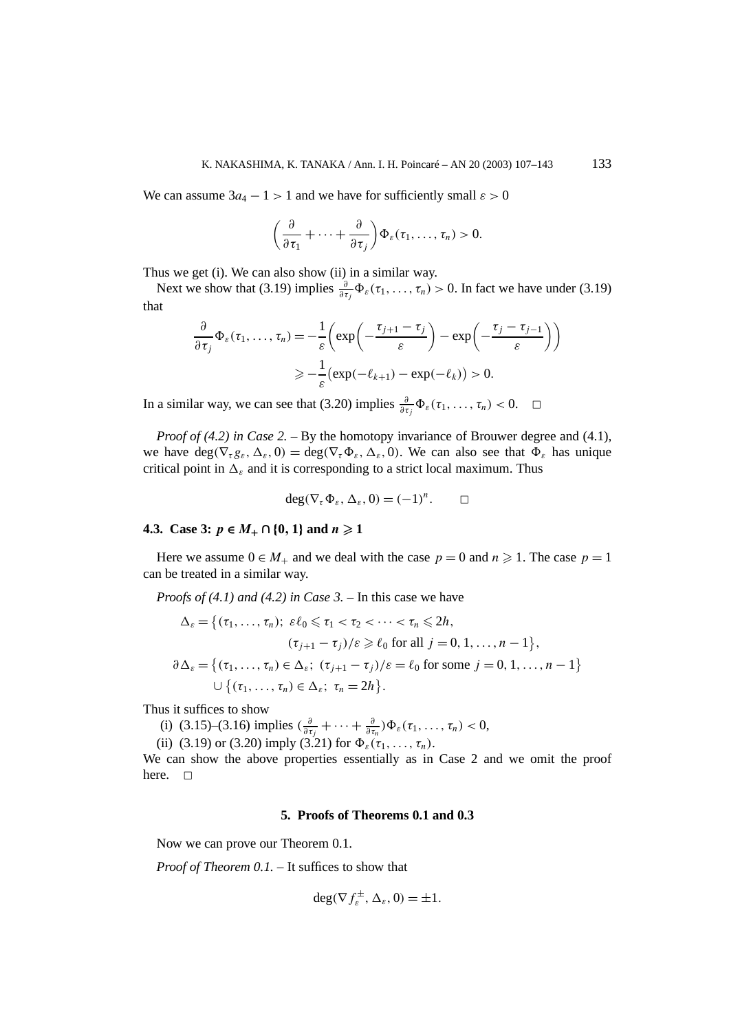We can assume $3a_4 - 1 > 1$ and we have for sufficiently small $\varepsilon > 0$

$$\left(\frac{\partial}{\partial \tau_1} + \cdots + \frac{\partial}{\partial \tau_j}\right)\Phi_\varepsilon(\tau_1, \ldots, \tau_n) > 0.$$

Thus we get (i). We can also show (ii) in a similar way.

Next we show that (3.19) implies $\frac{\partial}{\partial \tau_j}\Phi_\varepsilon(\tau_1, \ldots, \tau_n) > 0$. In fact we have under (3.19) that

$$\begin{aligned}
\frac{\partial}{\partial \tau_j}\Phi_\varepsilon(\tau_1, \ldots, \tau_n) &= -\frac{1}{\varepsilon}\left(\exp\left(-\frac{\tau_{j+1} - \tau_j}{\varepsilon}\right) - \exp\left(-\frac{\tau_j - \tau_{j-1}}{\varepsilon}\right)\right) \\
&\geqslant -\frac{1}{\varepsilon}\big(\exp(-\ell_{k+1}) - \exp(-\ell_k)\big) > 0.
\end{aligned}$$

In a similar way, we can see that (3.20) implies $\frac{\partial}{\partial \tau_j}\Phi_\varepsilon(\tau_1, \ldots, \tau_n) < 0$. $\square$

*Proof of (4.2) in Case 2.* – By the homotopy invariance of Brouwer degree and (4.1), we have $\deg(\nabla_\tau g_\varepsilon, \Delta_\varepsilon, 0) = \deg(\nabla_\tau \Phi_\varepsilon, \Delta_\varepsilon, 0)$. We can also see that $\Phi_\varepsilon$ has unique critical point in $\Delta_\varepsilon$ and it is corresponding to a strict local maximum. Thus

$$\deg(\nabla_\tau \Phi_\varepsilon, \Delta_\varepsilon, 0) = (-1)^n. \qquad \square$$

### 4.3. Case 3: $p \in M_+ \cap \{0, 1\}$ and $n \geqslant 1$

Here we assume $0 \in M_+$ and we deal with the case $p = 0$ and $n \geqslant 1$. The case $p = 1$ can be treated in a similar way.

*Proofs of (4.1) and (4.2) in Case 3.* – In this case we have

$$\begin{aligned}
\Delta_\varepsilon = \big\{&(\tau_1, \ldots, \tau_n);\ \varepsilon\ell_0 \leqslant \tau_1 < \tau_2 < \cdots < \tau_n \leqslant 2h, \\
&(\tau_{j+1} - \tau_j)/\varepsilon \geqslant \ell_0 \text{ for all } j = 0, 1, \ldots, n-1\big\}, \\
\partial\Delta_\varepsilon = \big\{&(\tau_1, \ldots, \tau_n) \in \Delta_\varepsilon;\ (\tau_{j+1} - \tau_j)/\varepsilon = \ell_0 \text{ for some } j = 0, 1, \ldots, n-1\big\} \\
&\cup \big\{(\tau_1, \ldots, \tau_n) \in \Delta_\varepsilon;\ \tau_n = 2h\big\}.
\end{aligned}$$

Thus it suffices to show

(i) (3.15)–(3.16) implies $(\frac{\partial}{\partial \tau_j} + \cdots + \frac{\partial}{\partial \tau_n})\Phi_\varepsilon(\tau_1, \ldots, \tau_n) < 0$,

(ii) (3.19) or (3.20) imply (3.21) for $\Phi_\varepsilon(\tau_1, \ldots, \tau_n)$.

We can show the above properties essentially as in Case 2 and we omit the proof here. $\square$

## 5. Proofs of Theorems 0.1 and 0.3

Now we can prove our Theorem 0.1.

*Proof of Theorem 0.1.* – It suffices to show that

$$\deg(\nabla f_\varepsilon^\pm, \Delta_\varepsilon, 0) = \pm 1.$$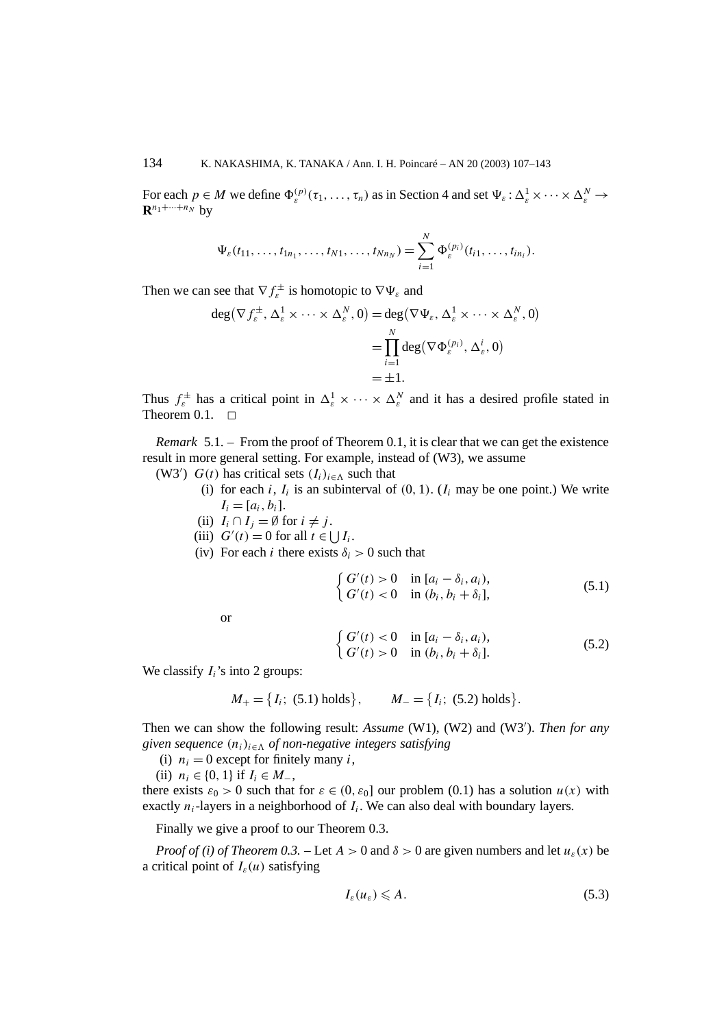For each $p \in M$ we define $\Phi_\varepsilon^{(p)}(\tau_1, \ldots, \tau_n)$ as in Section 4 and set $\Psi_\varepsilon : \Delta_\varepsilon^1 \times \cdots \times \Delta_\varepsilon^N \to \mathbf{R}^{n_1 + \cdots + n_N}$ by

$$\Psi_\varepsilon(t_{11}, \ldots, t_{1n_1}, \ldots, t_{N1}, \ldots, t_{Nn_N}) = \sum_{i=1}^N \Phi_\varepsilon^{(p_i)}(t_{i1}, \ldots, t_{in_i}).$$

Then we can see that $\nabla f_\varepsilon^\pm$ is homotopic to $\nabla \Psi_\varepsilon$ and

$$\begin{aligned}
\deg\big(\nabla f_\varepsilon^\pm, \Delta_\varepsilon^1 \times \cdots \times \Delta_\varepsilon^N, 0\big) &= \deg\big(\nabla \Psi_\varepsilon, \Delta_\varepsilon^1 \times \cdots \times \Delta_\varepsilon^N, 0\big) \\
&= \prod_{i=1}^N \deg\big(\nabla \Phi_\varepsilon^{(p_i)}, \Delta_\varepsilon^i, 0\big) \\
&= \pm 1.
\end{aligned}$$

Thus $f_\varepsilon^\pm$ has a critical point in $\Delta_\varepsilon^1 \times \cdots \times \Delta_\varepsilon^N$ and it has a desired profile stated in Theorem 0.1. □

*Remark* 5.1. – From the proof of Theorem 0.1, it is clear that we can get the existence result in more general setting. For example, instead of (W3), we assume

(W3′) $G(t)$ has critical sets $(I_i)_{i \in \Lambda}$ such that

- (i) for each $i$, $I_i$ is an subinterval of $(0,1)$. ($I_i$ may be one point.) We write $I_i = [a_i, b_i]$.
- (ii) $I_i \cap I_j = \emptyset$ for $i \neq j$.
- (iii) $G'(t) = 0$ for all $t \in \bigcup I_i$.
- (iv) For each $i$ there exists $\delta_i > 0$ such that

$$\begin{cases} G'(t) > 0 & \text{in } [a_i - \delta_i, a_i), \\ G'(t) < 0 & \text{in } (b_i, b_i + \delta_i], \end{cases} \tag{5.1}$$

or

$$\begin{cases} G'(t) < 0 & \text{in } [a_i - \delta_i, a_i), \\ G'(t) > 0 & \text{in } (b_i, b_i + \delta_i]. \end{cases} \tag{5.2}$$

We classify $I_i$'s into 2 groups:

$$M_+ = \{I_i;\ (5.1) \text{ holds}\}, \qquad M_- = \{I_i;\ (5.2) \text{ holds}\}.$$

Then we can show the following result: *Assume* (W1), (W2) and (W3′). *Then for any given sequence* $(n_i)_{i \in \Lambda}$ *of non-negative integers satisfying*

- (i) $n_i = 0$ except for finitely many $i$,
- (ii) $n_i \in \{0, 1\}$ if $I_i \in M_-$,

there exists $\varepsilon_0 > 0$ such that for $\varepsilon \in (0, \varepsilon_0]$ our problem (0.1) has a solution $u(x)$ with exactly $n_i$-layers in a neighborhood of $I_i$. We can also deal with boundary layers.

Finally we give a proof to our Theorem 0.3.

*Proof of (i) of Theorem 0.3.* – Let $A > 0$ and $\delta > 0$ are given numbers and let $u_\varepsilon(x)$ be a critical point of $I_\varepsilon(u)$ satisfying

$$I_\varepsilon(u_\varepsilon) \leqslant A. \tag{5.3}$$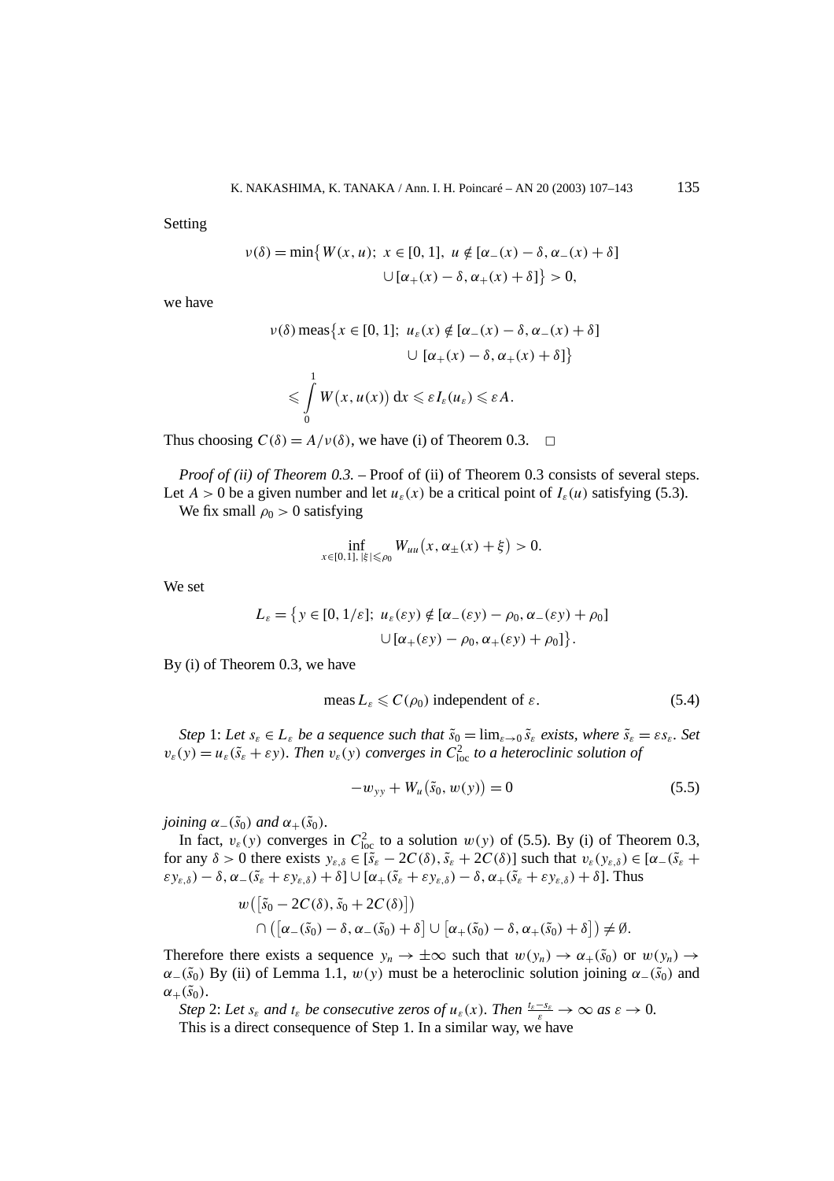Setting

$$\nu(\delta) = \min\bigl\{W(x,u);\ x \in [0,1],\ u \notin [\alpha_-(x)-\delta, \alpha_-(x)+\delta] \\ \cup [\alpha_+(x)-\delta, \alpha_+(x)+\delta]\bigr\} > 0,$$

we have

$$\nu(\delta)\,\mathrm{meas}\bigl\{x \in [0,1];\ u_\varepsilon(x) \notin [\alpha_-(x)-\delta, \alpha_-(x)+\delta] \\ \cup\ [\alpha_+(x)-\delta, \alpha_+(x)+\delta]\bigr\}$$

$$\leqslant \int_0^1 W\bigl(x, u(x)\bigr)\,\mathrm{d}x \leqslant \varepsilon I_\varepsilon(u_\varepsilon) \leqslant \varepsilon A.$$

Thus choosing $C(\delta) = A/\nu(\delta)$, we have (i) of Theorem 0.3. $\square$

*Proof of (ii) of Theorem 0.3.* – Proof of (ii) of Theorem 0.3 consists of several steps. Let $A > 0$ be a given number and let $u_\varepsilon(x)$ be a critical point of $I_\varepsilon(u)$ satisfying (5.3).

We fix small $\rho_0 > 0$ satisfying

$$\inf_{x\in[0,1],\,|\xi|\leqslant\rho_0} W_{uu}\bigl(x, \alpha_\pm(x)+\xi\bigr) > 0.$$

We set

$$L_\varepsilon = \bigl\{y \in [0, 1/\varepsilon];\ u_\varepsilon(\varepsilon y) \notin [\alpha_-(\varepsilon y)-\rho_0, \alpha_-(\varepsilon y)+\rho_0] \\ \cup [\alpha_+(\varepsilon y)-\rho_0, \alpha_+(\varepsilon y)+\rho_0]\bigr\}.$$

By (i) of Theorem 0.3, we have

$$\mathrm{meas}\, L_\varepsilon \leqslant C(\rho_0) \text{ independent of } \varepsilon. \tag{5.4}$$

*Step* 1: *Let $s_\varepsilon \in L_\varepsilon$ be a sequence such that $\tilde{s}_0 = \lim_{\varepsilon\to 0}\tilde{s}_\varepsilon$ exists, where $\tilde{s}_\varepsilon = \varepsilon s_\varepsilon$. Set $v_\varepsilon(y) = u_\varepsilon(\tilde{s}_\varepsilon + \varepsilon y)$. Then $v_\varepsilon(y)$ converges in $C^2_{\mathrm{loc}}$ to a heteroclinic solution of*

$$-w_{yy} + W_u\bigl(\tilde{s}_0, w(y)\bigr) = 0 \tag{5.5}$$

*joining $\alpha_-(\tilde{s}_0)$ and $\alpha_+(\tilde{s}_0)$.*

In fact, $v_\varepsilon(y)$ converges in $C^2_{\mathrm{loc}}$ to a solution $w(y)$ of (5.5). By (i) of Theorem 0.3, for any $\delta > 0$ there exists $y_{\varepsilon,\delta} \in [\tilde{s}_\varepsilon - 2C(\delta), \tilde{s}_\varepsilon + 2C(\delta)]$ such that $v_\varepsilon(y_{\varepsilon,\delta}) \in [\alpha_-(\tilde{s}_\varepsilon + \varepsilon y_{\varepsilon,\delta}) - \delta, \alpha_-(\tilde{s}_\varepsilon + \varepsilon y_{\varepsilon,\delta}) + \delta] \cup [\alpha_+(\tilde{s}_\varepsilon + \varepsilon y_{\varepsilon,\delta}) - \delta, \alpha_+(\tilde{s}_\varepsilon + \varepsilon y_{\varepsilon,\delta}) + \delta]$. Thus

$$w\bigl([\tilde{s}_0 - 2C(\delta), \tilde{s}_0 + 2C(\delta)]\bigr) \\ \cap \bigl([\alpha_-(\tilde{s}_0) - \delta, \alpha_-(\tilde{s}_0) + \delta] \cup [\alpha_+(\tilde{s}_0) - \delta, \alpha_+(\tilde{s}_0) + \delta]\bigr) \neq \emptyset.$$

Therefore there exists a sequence $y_n \to \pm\infty$ such that $w(y_n) \to \alpha_+(\tilde{s}_0)$ or $w(y_n) \to \alpha_-(\tilde{s}_0)$ By (ii) of Lemma 1.1, $w(y)$ must be a heteroclinic solution joining $\alpha_-(\tilde{s}_0)$ and $\alpha_+(\tilde{s}_0)$.

*Step* 2: *Let $s_\varepsilon$ and $t_\varepsilon$ be consecutive zeros of $u_\varepsilon(x)$. Then $\frac{t_\varepsilon - s_\varepsilon}{\varepsilon} \to \infty$ as $\varepsilon \to 0$.*

This is a direct consequence of Step 1. In a similar way, we have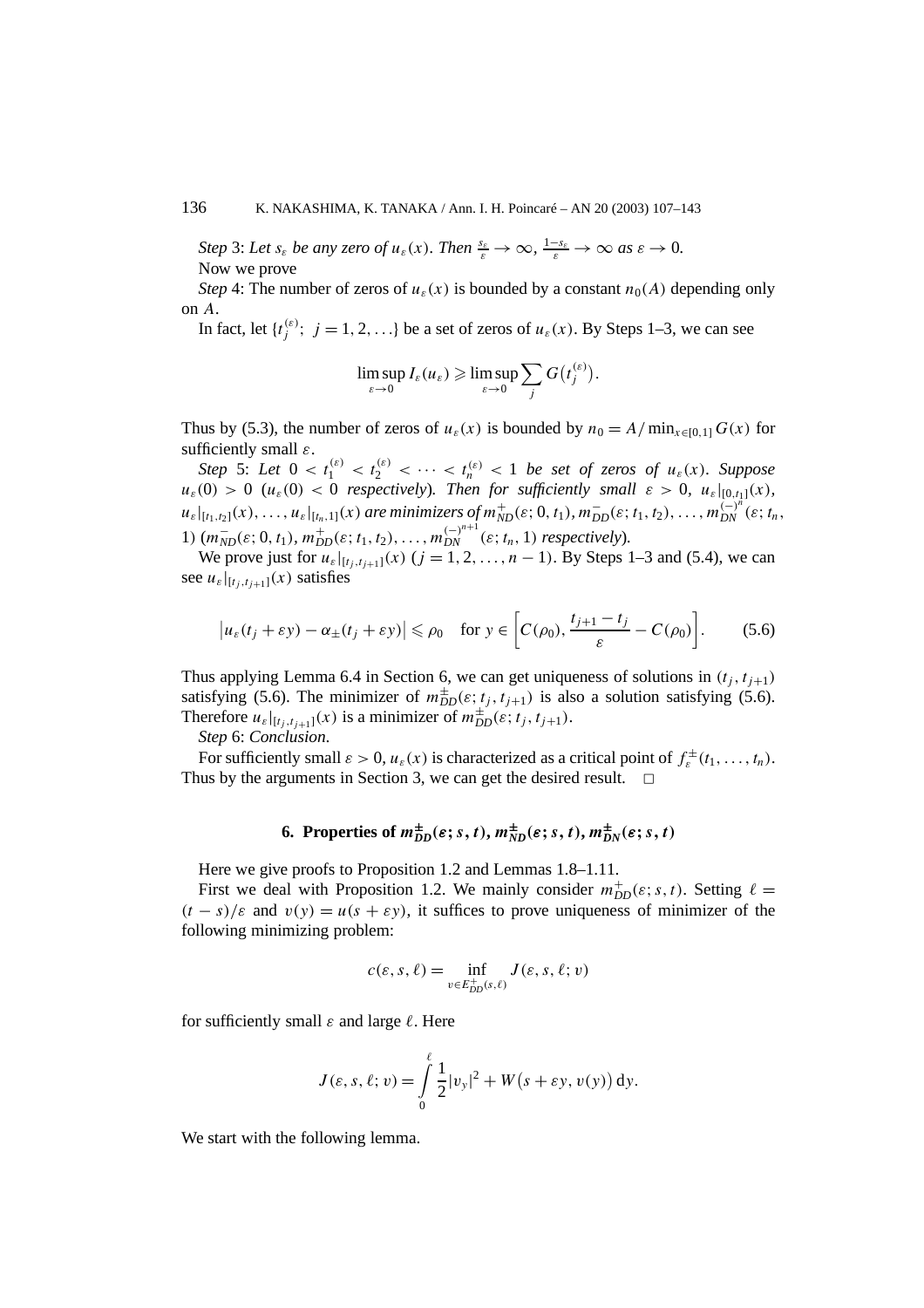*Step* 3: *Let $s_\varepsilon$ be any zero of $u_\varepsilon(x)$. Then $\frac{s_\varepsilon}{\varepsilon} \to \infty$, $\frac{1-s_\varepsilon}{\varepsilon} \to \infty$ as $\varepsilon \to 0$.*

Now we prove

*Step* 4: The number of zeros of $u_\varepsilon(x)$ is bounded by a constant $n_0(A)$ depending only on $A$.

In fact, let $\{t_j^{(\varepsilon)};\ j = 1, 2, \ldots\}$ be a set of zeros of $u_\varepsilon(x)$. By Steps 1–3, we can see

$$\limsup_{\varepsilon \to 0} I_\varepsilon(u_\varepsilon) \geqslant \limsup_{\varepsilon \to 0} \sum_j G\big(t_j^{(\varepsilon)}\big).$$

Thus by (5.3), the number of zeros of $u_\varepsilon(x)$ is bounded by $n_0 = A / \min_{x \in [0,1]} G(x)$ for sufficiently small $\varepsilon$.

*Step* 5: *Let $0 < t_1^{(\varepsilon)} < t_2^{(\varepsilon)} < \cdots < t_n^{(\varepsilon)} < 1$ be set of zeros of $u_\varepsilon(x)$. Suppose $u_\varepsilon(0) > 0$ ($u_\varepsilon(0) < 0$ respectively). Then for sufficiently small $\varepsilon > 0$, $u_\varepsilon|_{[0,t_1]}(x)$, $u_\varepsilon|_{[t_1,t_2]}(x), \ldots, u_\varepsilon|_{[t_n,1]}(x)$ are minimizers of $m_{ND}^+(\varepsilon; 0, t_1), m_{DD}^-(\varepsilon; t_1, t_2), \ldots, m_{DN}^{(-)^n}(\varepsilon; t_n, 1)$ ($m_{ND}^-(\varepsilon; 0, t_1), m_{DD}^+(\varepsilon; t_1, t_2), \ldots, m_{DN}^{(-)^{n+1}}(\varepsilon; t_n, 1)$ respectively).*

We prove just for $u_\varepsilon|_{[t_j,t_{j+1}]}(x)$ ($j = 1, 2, \ldots, n-1$). By Steps 1–3 and (5.4), we can see $u_\varepsilon|_{[t_j,t_{j+1}]}(x)$ satisfies

$$\big|u_\varepsilon(t_j + \varepsilon y) - \alpha_\pm(t_j + \varepsilon y)\big| \leqslant \rho_0 \quad \text{for } y \in \left[C(\rho_0), \frac{t_{j+1} - t_j}{\varepsilon} - C(\rho_0)\right]. \tag{5.6}$$

Thus applying Lemma 6.4 in Section 6, we can get uniqueness of solutions in $(t_j, t_{j+1})$ satisfying (5.6). The minimizer of $m_{DD}^\pm(\varepsilon; t_j, t_{j+1})$ is also a solution satisfying (5.6). Therefore $u_\varepsilon|_{[t_j,t_{j+1}]}(x)$ is a minimizer of $m_{DD}^\pm(\varepsilon; t_j, t_{j+1})$.

*Step* 6: *Conclusion*.

For sufficiently small $\varepsilon > 0$, $u_\varepsilon(x)$ is characterized as a critical point of $f_\varepsilon^\pm(t_1, \ldots, t_n)$. Thus by the arguments in Section 3, we can get the desired result. □

## 6. Properties of $m_{DD}^\pm(\varepsilon; s, t)$, $m_{ND}^\pm(\varepsilon; s, t)$, $m_{DN}^\pm(\varepsilon; s, t)$

Here we give proofs to Proposition 1.2 and Lemmas 1.8–1.11.

First we deal with Proposition 1.2. We mainly consider $m_{DD}^+(\varepsilon; s, t)$. Setting $\ell = (t - s)/\varepsilon$ and $v(y) = u(s + \varepsilon y)$, it suffices to prove uniqueness of minimizer of the following minimizing problem:

$$c(\varepsilon, s, \ell) = \inf_{v \in E_{DD}^+(s,\ell)} J(\varepsilon, s, \ell; v)$$

for sufficiently small $\varepsilon$ and large $\ell$. Here

$$J(\varepsilon, s, \ell; v) = \int_0^\ell \frac{1}{2}|v_y|^2 + W\big(s + \varepsilon y, v(y)\big)\,\mathrm{d}y.$$

We start with the following lemma.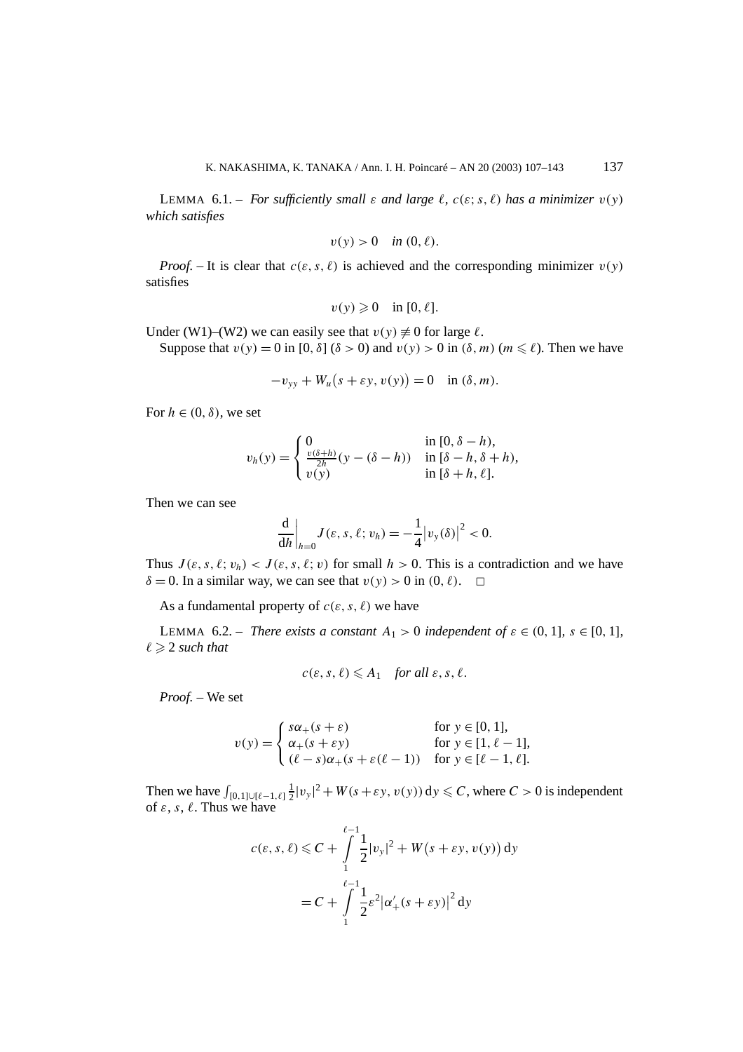LEMMA 6.1. – *For sufficiently small $\varepsilon$ and large $\ell$, $c(\varepsilon; s, \ell)$ has a minimizer $v(y)$ which satisfies*

$$v(y) > 0 \quad \textit{in } (0, \ell).$$

*Proof.* – It is clear that $c(\varepsilon, s, \ell)$ is achieved and the corresponding minimizer $v(y)$ satisfies

$$v(y) \geqslant 0 \quad \text{in } [0, \ell].$$

Under (W1)–(W2) we can easily see that $v(y) \not\equiv 0$ for large $\ell$.

Suppose that $v(y) = 0$ in $[0, \delta]$ ($\delta > 0$) and $v(y) > 0$ in $(\delta, m)$ ($m \leqslant \ell$). Then we have

$$-v_{yy} + W_u\bigl(s + \varepsilon y, v(y)\bigr) = 0 \quad \text{in } (\delta, m).$$

For $h \in (0, \delta)$, we set

$$v_h(y) = \begin{cases} 0 & \text{in } [0, \delta - h), \\ \frac{v(\delta+h)}{2h}(y - (\delta - h)) & \text{in } [\delta - h, \delta + h), \\ v(y) & \text{in } [\delta + h, \ell]. \end{cases}$$

Then we can see

$$\left.\frac{\mathrm{d}}{\mathrm{d}h}\right|_{h=0} J(\varepsilon, s, \ell; v_h) = -\frac{1}{4}\bigl|v_y(\delta)\bigr|^2 < 0.$$

Thus $J(\varepsilon, s, \ell; v_h) < J(\varepsilon, s, \ell; v)$ for small $h > 0$. This is a contradiction and we have $\delta = 0$. In a similar way, we can see that $v(y) > 0$ in $(0, \ell)$. $\square$

As a fundamental property of $c(\varepsilon, s, \ell)$ we have

LEMMA 6.2. – *There exists a constant $A_1 > 0$ independent of $\varepsilon \in (0, 1]$, $s \in [0, 1]$, $\ell \geqslant 2$ such that*

$$c(\varepsilon, s, \ell) \leqslant A_1 \quad \textit{for all } \varepsilon, s, \ell.$$

*Proof.* – We set

$$v(y) = \begin{cases} s\alpha_+(s + \varepsilon) & \text{for } y \in [0, 1], \\ \alpha_+(s + \varepsilon y) & \text{for } y \in [1, \ell - 1], \\ (\ell - s)\alpha_+(s + \varepsilon(\ell - 1)) & \text{for } y \in [\ell - 1, \ell]. \end{cases}$$

Then we have $\int_{[0,1]\cup[\ell-1,\ell]} \frac{1}{2}|v_y|^2 + W(s + \varepsilon y, v(y))\,\mathrm{d}y \leqslant C$, where $C > 0$ is independent of $\varepsilon$, $s$, $\ell$. Thus we have

$$\begin{aligned} c(\varepsilon, s, \ell) &\leqslant C + \int_1^{\ell-1} \frac{1}{2}|v_y|^2 + W\bigl(s + \varepsilon y, v(y)\bigr)\,\mathrm{d}y \\ &= C + \int_1^{\ell-1} \frac{1}{2}\varepsilon^2\bigl|\alpha_+'(s + \varepsilon y)\bigr|^2\,\mathrm{d}y \end{aligned}$$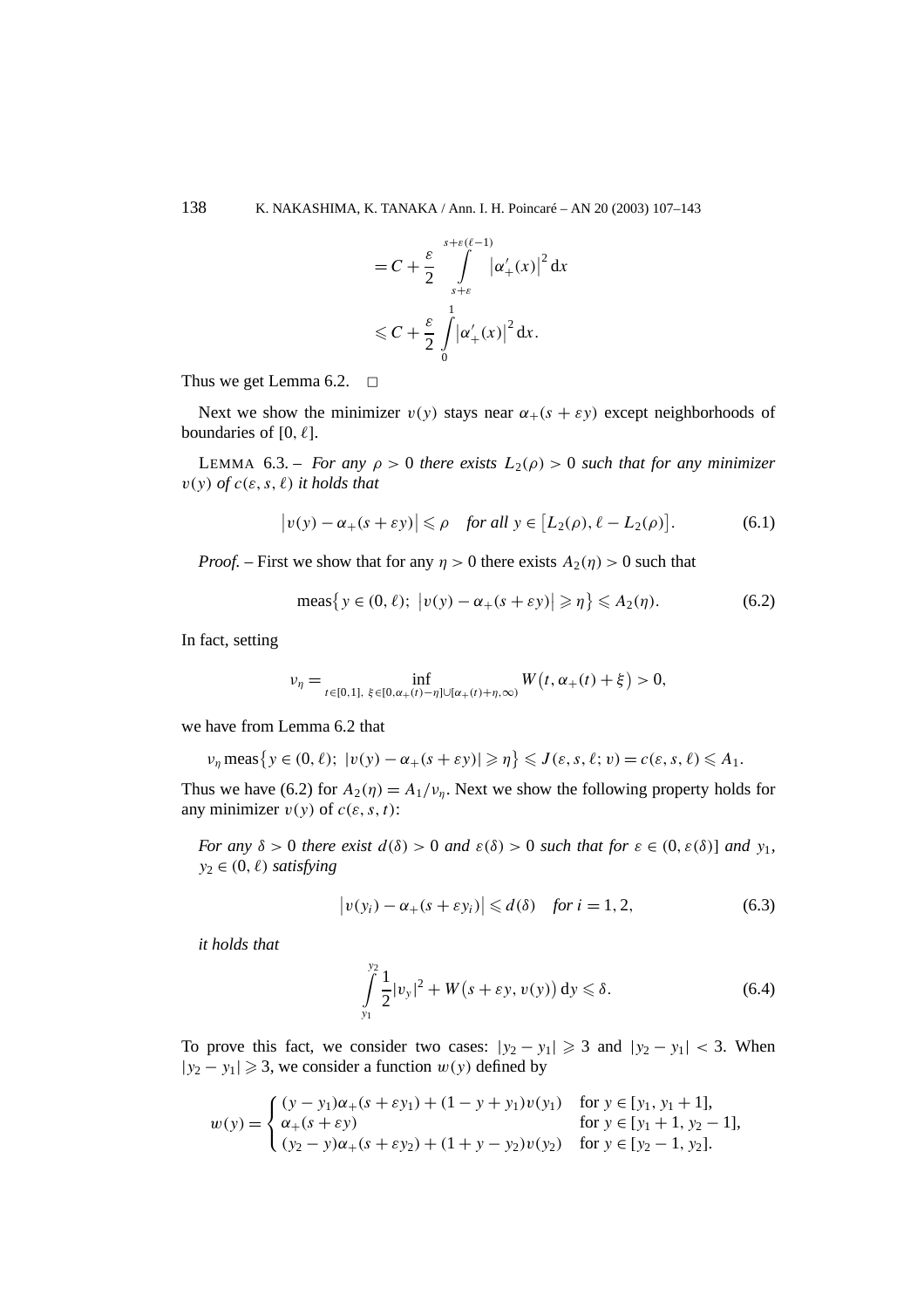$$= C + \frac{\varepsilon}{2} \int_{s+\varepsilon}^{s+\varepsilon(\ell-1)} \left|\alpha_+'(x)\right|^2 \mathrm{d}x$$

$$\leqslant C + \frac{\varepsilon}{2} \int_0^1 \left|\alpha_+'(x)\right|^2 \mathrm{d}x.$$

Thus we get Lemma 6.2. $\square$

Next we show the minimizer $v(y)$ stays near $\alpha_+(s + \varepsilon y)$ except neighborhoods of boundaries of $[0, \ell]$.

LEMMA 6.3. – *For any $\rho > 0$ there exists $L_2(\rho) > 0$ such that for any minimizer $v(y)$ of $c(\varepsilon, s, \ell)$ it holds that*

$$\left|v(y) - \alpha_+(s + \varepsilon y)\right| \leqslant \rho \quad \textit{for all } y \in \left[L_2(\rho), \ell - L_2(\rho)\right]. \tag{6.1}$$

*Proof.* – First we show that for any $\eta > 0$ there exists $A_2(\eta) > 0$ such that

$$\operatorname{meas}\left\{y \in (0, \ell);\ \left|v(y) - \alpha_+(s + \varepsilon y)\right| \geqslant \eta\right\} \leqslant A_2(\eta). \tag{6.2}$$

In fact, setting

$$\nu_\eta = \inf_{t \in [0,1],\ \xi \in [0, \alpha_+(t) - \eta] \cup [\alpha_+(t) + \eta, \infty)} W\left(t, \alpha_+(t) + \xi\right) > 0,$$

we have from Lemma 6.2 that

$$\nu_\eta \operatorname{meas}\left\{y \in (0, \ell);\ |v(y) - \alpha_+(s + \varepsilon y)| \geqslant \eta\right\} \leqslant J(\varepsilon, s, \ell; v) = c(\varepsilon, s, \ell) \leqslant A_1.$$

Thus we have (6.2) for $A_2(\eta) = A_1/\nu_\eta$. Next we show the following property holds for any minimizer $v(y)$ of $c(\varepsilon, s, t)$:

*For any $\delta > 0$ there exist $d(\delta) > 0$ and $\varepsilon(\delta) > 0$ such that for $\varepsilon \in (0, \varepsilon(\delta)]$ and $y_1$, $y_2 \in (0, \ell)$ satisfying*

$$\left|v(y_i) - \alpha_+(s + \varepsilon y_i)\right| \leqslant d(\delta) \quad \textit{for } i = 1, 2, \tag{6.3}$$

*it holds that*

$$\int_{y_1}^{y_2} \frac{1}{2}|v_y|^2 + W\left(s + \varepsilon y, v(y)\right) \mathrm{d}y \leqslant \delta. \tag{6.4}$$

To prove this fact, we consider two cases: $|y_2 - y_1| \geqslant 3$ and $|y_2 - y_1| < 3$. When $|y_2 - y_1| \geqslant 3$, we consider a function $w(y)$ defined by

$$w(y) = \begin{cases} (y - y_1)\alpha_+(s + \varepsilon y_1) + (1 - y + y_1)v(y_1) & \text{for } y \in [y_1, y_1 + 1], \\ \alpha_+(s + \varepsilon y) & \text{for } y \in [y_1 + 1, y_2 - 1], \\ (y_2 - y)\alpha_+(s + \varepsilon y_2) + (1 + y - y_2)v(y_2) & \text{for } y \in [y_2 - 1, y_2]. \end{cases}$$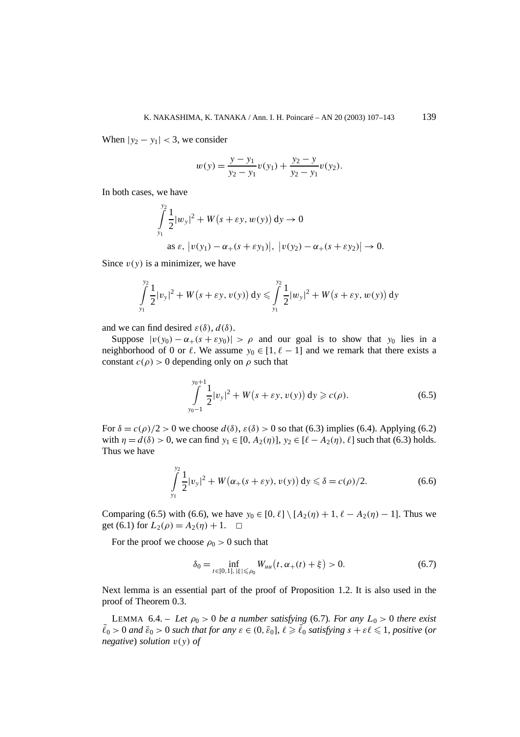When $|y_2 - y_1| < 3$, we consider

$$w(y) = \frac{y - y_1}{y_2 - y_1} v(y_1) + \frac{y_2 - y}{y_2 - y_1} v(y_2).$$

In both cases, we have

$$\int_{y_1}^{y_2} \frac{1}{2}|w_y|^2 + W\big(s + \varepsilon y, w(y)\big)\,\mathrm{d}y \to 0$$
$$\text{as } \varepsilon,\ \big|v(y_1) - \alpha_+(s + \varepsilon y_1)\big|,\ \big|v(y_2) - \alpha_+(s + \varepsilon y_2)\big| \to 0.$$

Since $v(y)$ is a minimizer, we have

$$\int_{y_1}^{y_2} \frac{1}{2}|v_y|^2 + W\big(s + \varepsilon y, v(y)\big)\,\mathrm{d}y \leqslant \int_{y_1}^{y_2} \frac{1}{2}|w_y|^2 + W\big(s + \varepsilon y, w(y)\big)\,\mathrm{d}y$$

and we can find desired $\varepsilon(\delta)$, $d(\delta)$.

Suppose $|v(y_0) - \alpha_+(s + \varepsilon y_0)| > \rho$ and our goal is to show that $y_0$ lies in a neighborhood of 0 or $\ell$. We assume $y_0 \in [1, \ell - 1]$ and we remark that there exists a constant $c(\rho) > 0$ depending only on $\rho$ such that

$$\int_{y_0-1}^{y_0+1} \frac{1}{2}|v_y|^2 + W\big(s + \varepsilon y, v(y)\big)\,\mathrm{d}y \geqslant c(\rho). \tag{6.5}$$

For $\delta = c(\rho)/2 > 0$ we choose $d(\delta)$, $\varepsilon(\delta) > 0$ so that (6.3) implies (6.4). Applying (6.2) with $\eta = d(\delta) > 0$, we can find $y_1 \in [0, A_2(\eta)]$, $y_2 \in [\ell - A_2(\eta), \ell]$ such that (6.3) holds. Thus we have

$$\int_{y_1}^{y_2} \frac{1}{2}|v_y|^2 + W\big(\alpha_+(s + \varepsilon y), v(y)\big)\,\mathrm{d}y \leqslant \delta = c(\rho)/2. \tag{6.6}$$

Comparing (6.5) with (6.6), we have $y_0 \in [0, \ell] \setminus [A_2(\eta) + 1, \ell - A_2(\eta) - 1]$. Thus we get (6.1) for $L_2(\rho) = A_2(\eta) + 1$. $\square$

For the proof we choose $\rho_0 > 0$ such that

$$\delta_0 = \inf_{t \in [0,1],\, |\xi| \leqslant \rho_0} W_{uu}\big(t, \alpha_+(t) + \xi\big) > 0. \tag{6.7}$$

Next lemma is an essential part of the proof of Proposition 1.2. It is also used in the proof of Theorem 0.3.

LEMMA 6.4. – *Let $\rho_0 > 0$ be a number satisfying* (6.7)*. For any $L_0 > 0$ there exist $\bar{\ell}_0 > 0$ and $\bar{\varepsilon}_0 > 0$ such that for any $\varepsilon \in (0, \bar{\varepsilon}_0]$, $\ell \geqslant \bar{\ell}_0$ satisfying $s + \varepsilon\ell \leqslant 1$, positive* (*or negative*) *solution $v(y)$ of*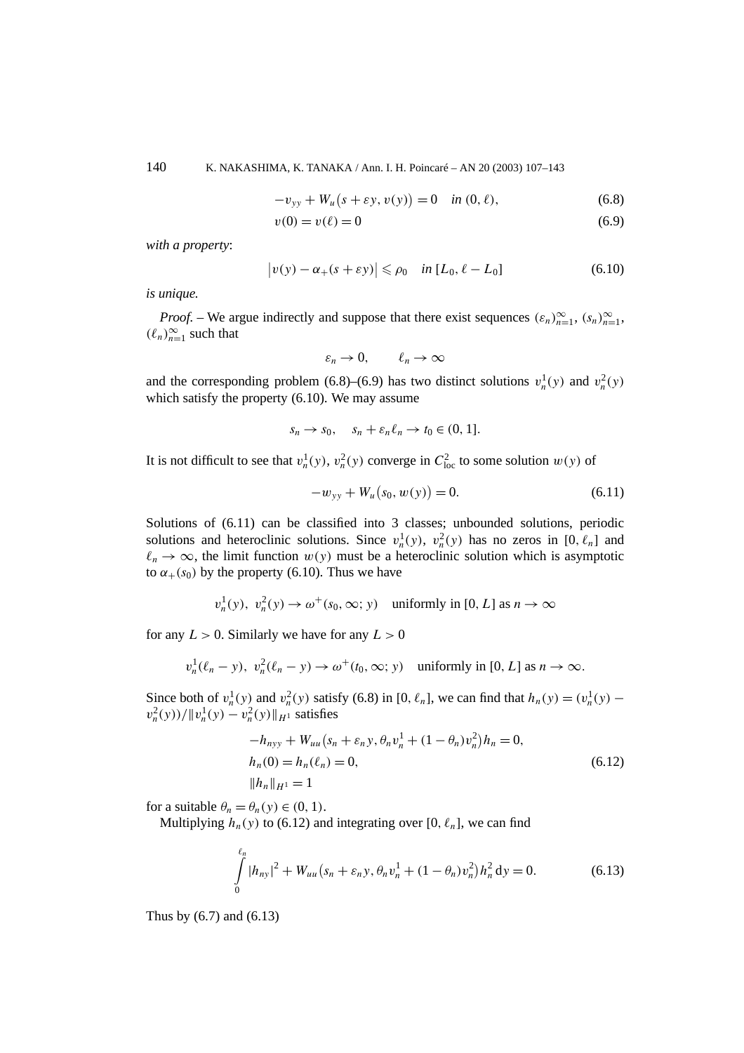$$-v_{yy} + W_u\big(s + \varepsilon y, v(y)\big) = 0 \quad \textit{in } (0, \ell), \tag{6.8}$$

$$v(0) = v(\ell) = 0 \tag{6.9}$$

*with a property*:

$$\big|v(y) - \alpha_+(s + \varepsilon y)\big| \leqslant \rho_0 \quad \textit{in } [L_0, \ell - L_0] \tag{6.10}$$

*is unique.*

*Proof.* – We argue indirectly and suppose that there exist sequences $(\varepsilon_n)_{n=1}^{\infty}$, $(s_n)_{n=1}^{\infty}$, $(\ell_n)_{n=1}^{\infty}$ such that

$$\varepsilon_n \to 0, \qquad \ell_n \to \infty$$

and the corresponding problem (6.8)–(6.9) has two distinct solutions $v_n^1(y)$ and $v_n^2(y)$ which satisfy the property (6.10). We may assume

$$s_n \to s_0, \quad s_n + \varepsilon_n \ell_n \to t_0 \in (0, 1].$$

It is not difficult to see that $v_n^1(y)$, $v_n^2(y)$ converge in $C^2_{\text{loc}}$ to some solution $w(y)$ of

$$-w_{yy} + W_u\big(s_0, w(y)\big) = 0. \tag{6.11}$$

Solutions of (6.11) can be classified into 3 classes; unbounded solutions, periodic solutions and heteroclinic solutions. Since $v_n^1(y)$, $v_n^2(y)$ has no zeros in $[0, \ell_n]$ and $\ell_n \to \infty$, the limit function $w(y)$ must be a heteroclinic solution which is asymptotic to $\alpha_+(s_0)$ by the property (6.10). Thus we have

$$v_n^1(y),\ v_n^2(y) \to \omega^+(s_0, \infty; y) \quad \text{uniformly in } [0, L] \text{ as } n \to \infty$$

for any $L > 0$. Similarly we have for any $L > 0$

$$v_n^1(\ell_n - y),\ v_n^2(\ell_n - y) \to \omega^+(t_0, \infty; y) \quad \text{uniformly in } [0, L] \text{ as } n \to \infty.$$

Since both of $v_n^1(y)$ and $v_n^2(y)$ satisfy (6.8) in $[0, \ell_n]$, we can find that $h_n(y) = (v_n^1(y) - v_n^2(y))/\|v_n^1(y) - v_n^2(y)\|_{H^1}$ satisfies

$$\begin{aligned}
&-h_{nyy} + W_{uu}\big(s_n + \varepsilon_n y, \theta_n v_n^1 + (1-\theta_n)v_n^2\big)h_n = 0,\\
&h_n(0) = h_n(\ell_n) = 0,\\
&\|h_n\|_{H^1} = 1
\end{aligned} \tag{6.12}$$

for a suitable $\theta_n = \theta_n(y) \in (0, 1)$.

Multiplying $h_n(y)$ to (6.12) and integrating over $[0, \ell_n]$, we can find

$$\int_0^{\ell_n} |h_{ny}|^2 + W_{uu}\big(s_n + \varepsilon_n y, \theta_n v_n^1 + (1-\theta_n)v_n^2\big)h_n^2 \,\mathrm{d}y = 0. \tag{6.13}$$

Thus by (6.7) and (6.13)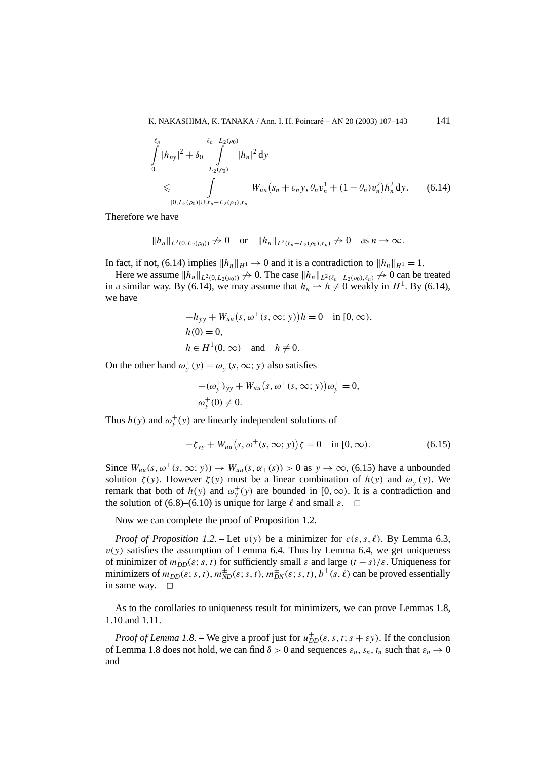$$\int_0^{\ell_n} |h_{ny}|^2 + \delta_0 \int_{L_2(\rho_0)}^{\ell_n - L_2(\rho_0)} |h_n|^2 \, dy$$
$$\leqslant \int_{[0, L_2(\rho_0)] \cup [\ell_n - L_2(\rho_0), \ell_n]} W_{uu}\big(s_n + \varepsilon_n y, \theta_n v_n^1 + (1 - \theta_n) v_n^2\big) h_n^2 \, dy. \qquad (6.14)$$

Therefore we have

$$\|h_n\|_{L^2(0, L_2(\rho_0))} \not\to 0 \quad \text{or} \quad \|h_n\|_{L^2(\ell_n - L_2(\rho_0), \ell_n)} \not\to 0 \quad \text{as } n \to \infty.$$

In fact, if not, (6.14) implies $\|h_n\|_{H^1} \to 0$ and it is a contradiction to $\|h_n\|_{H^1} = 1$.

Here we assume $\|h_n\|_{L^2(0, L_2(\rho_0))} \not\to 0$. The case $\|h_n\|_{L^2(\ell_n - L_2(\rho_0), \ell_n)} \not\to 0$ can be treated in a similar way. By (6.14), we may assume that $h_n \rightharpoonup h \neq 0$ weakly in $H^1$. By (6.14), we have

$$-h_{yy} + W_{uu}\big(s, \omega^+(s, \infty; y)\big) h = 0 \quad \text{in } [0, \infty),$$
$$h(0) = 0,$$
$$h \in H^1(0, \infty) \quad \text{and} \quad h \not\equiv 0.$$

On the other hand $\omega_y^+(y) = \omega_y^+(s, \infty; y)$ also satisfies

$$-(\omega_y^+)_{yy} + W_{uu}\big(s, \omega^+(s, \infty; y)\big) \omega_y^+ = 0,$$
$$\omega_y^+(0) \neq 0.$$

Thus $h(y)$ and $\omega_y^+(y)$ are linearly independent solutions of

$$-\zeta_{yy} + W_{uu}\big(s, \omega^+(s, \infty; y)\big) \zeta = 0 \quad \text{in } [0, \infty). \qquad (6.15)$$

Since $W_{uu}(s, \omega^+(s, \infty; y)) \to W_{uu}(s, \alpha_+(s)) > 0$ as $y \to \infty$, (6.15) have a unbounded solution $\zeta(y)$. However $\zeta(y)$ must be a linear combination of $h(y)$ and $\omega_y^+(y)$. We remark that both of $h(y)$ and $\omega_y^+(y)$ are bounded in $[0, \infty)$. It is a contradiction and the solution of (6.8)–(6.10) is unique for large $\ell$ and small $\varepsilon$. □

Now we can complete the proof of Proposition 1.2.

*Proof of Proposition 1.2.* – Let $v(y)$ be a minimizer for $c(\varepsilon, s, \ell)$. By Lemma 6.3, $v(y)$ satisfies the assumption of Lemma 6.4. Thus by Lemma 6.4, we get uniqueness of minimizer of $m_{DD}^+(\varepsilon; s, t)$ for sufficiently small $\varepsilon$ and large $(t - s)/\varepsilon$. Uniqueness for minimizers of $m_{DD}^-(\varepsilon; s, t)$, $m_{ND}^\pm(\varepsilon; s, t)$, $m_{DN}^\pm(\varepsilon; s, t)$, $b^\pm(s, \ell)$ can be proved essentially in same way. □

As to the corollaries to uniqueness result for minimizers, we can prove Lemmas 1.8, 1.10 and 1.11.

*Proof of Lemma 1.8.* – We give a proof just for $u_{DD}^+(\varepsilon, s, t; s + \varepsilon y)$. If the conclusion of Lemma 1.8 does not hold, we can find $\delta > 0$ and sequences $\varepsilon_n$, $s_n$, $t_n$ such that $\varepsilon_n \to 0$ and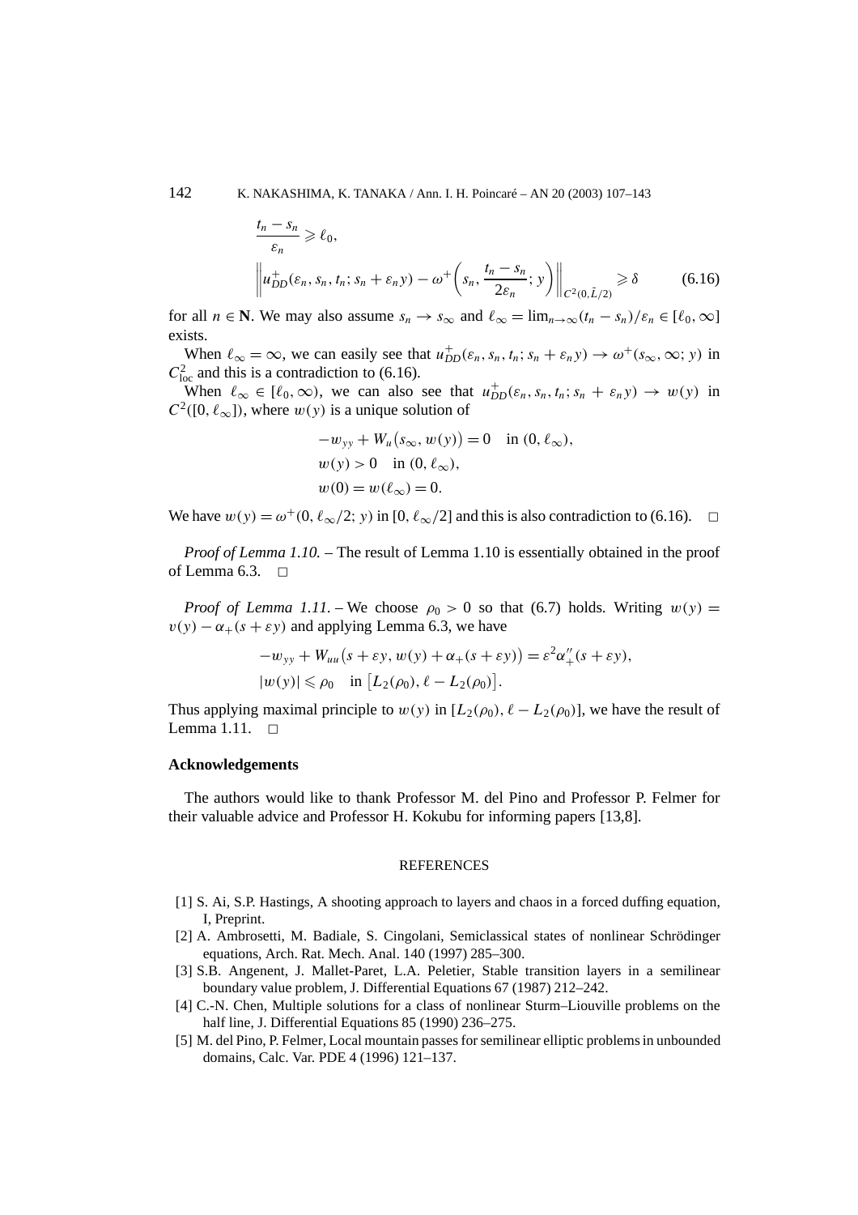$$\frac{t_n - s_n}{\varepsilon_n} \geqslant \ell_0,$$

$$\left\| u_{DD}^+(\varepsilon_n, s_n, t_n; s_n + \varepsilon_n y) - \omega^+\left(s_n, \frac{t_n - s_n}{2\varepsilon_n}; y\right) \right\|_{C^2(0,\bar{L}/2)} \geqslant \delta \tag{6.16}$$

for all $n \in \mathbf{N}$. We may also assume $s_n \to s_\infty$ and $\ell_\infty = \lim_{n\to\infty}(t_n - s_n)/\varepsilon_n \in [\ell_0, \infty]$ exists.

When $\ell_\infty = \infty$, we can easily see that $u_{DD}^+(\varepsilon_n, s_n, t_n; s_n + \varepsilon_n y) \to \omega^+(s_\infty, \infty; y)$ in $C^2_{\mathrm{loc}}$ and this is a contradiction to (6.16).

When $\ell_\infty \in [\ell_0, \infty)$, we can also see that $u_{DD}^+(\varepsilon_n, s_n, t_n; s_n + \varepsilon_n y) \to w(y)$ in $C^2([0, \ell_\infty])$, where $w(y)$ is a unique solution of

$$-w_{yy} + W_u(s_\infty, w(y)) = 0 \quad \text{in } (0, \ell_\infty),$$
$$w(y) > 0 \quad \text{in } (0, \ell_\infty),$$
$$w(0) = w(\ell_\infty) = 0.$$

We have $w(y) = \omega^+(0, \ell_\infty/2; y)$ in $[0, \ell_\infty/2]$ and this is also contradiction to (6.16). $\square$

*Proof of Lemma 1.10.* – The result of Lemma 1.10 is essentially obtained in the proof of Lemma 6.3. $\square$

*Proof of Lemma 1.11.* – We choose $\rho_0 > 0$ so that (6.7) holds. Writing $w(y) = v(y) - \alpha_+(s + \varepsilon y)$ and applying Lemma 6.3, we have

$$-w_{yy} + W_{uu}(s + \varepsilon y, w(y) + \alpha_+(s + \varepsilon y)) = \varepsilon^2 \alpha_+''(s + \varepsilon y),$$
$$|w(y)| \leqslant \rho_0 \quad \text{in } [L_2(\rho_0), \ell - L_2(\rho_0)].$$

Thus applying maximal principle to $w(y)$ in $[L_2(\rho_0), \ell - L_2(\rho_0)]$, we have the result of Lemma 1.11. $\square$

## Acknowledgements

The authors would like to thank Professor M. del Pino and Professor P. Felmer for their valuable advice and Professor H. Kokubu for informing papers [13,8].

## REFERENCES

[1] S. Ai, S.P. Hastings, A shooting approach to layers and chaos in a forced duffing equation, I, Preprint.

[2] A. Ambrosetti, M. Badiale, S. Cingolani, Semiclassical states of nonlinear Schrödinger equations, Arch. Rat. Mech. Anal. 140 (1997) 285–300.

[3] S.B. Angenent, J. Mallet-Paret, L.A. Peletier, Stable transition layers in a semilinear boundary value problem, J. Differential Equations 67 (1987) 212–242.

[4] C.-N. Chen, Multiple solutions for a class of nonlinear Sturm–Liouville problems on the half line, J. Differential Equations 85 (1990) 236–275.

[5] M. del Pino, P. Felmer, Local mountain passes for semilinear elliptic problems in unbounded domains, Calc. Var. PDE 4 (1996) 121–137.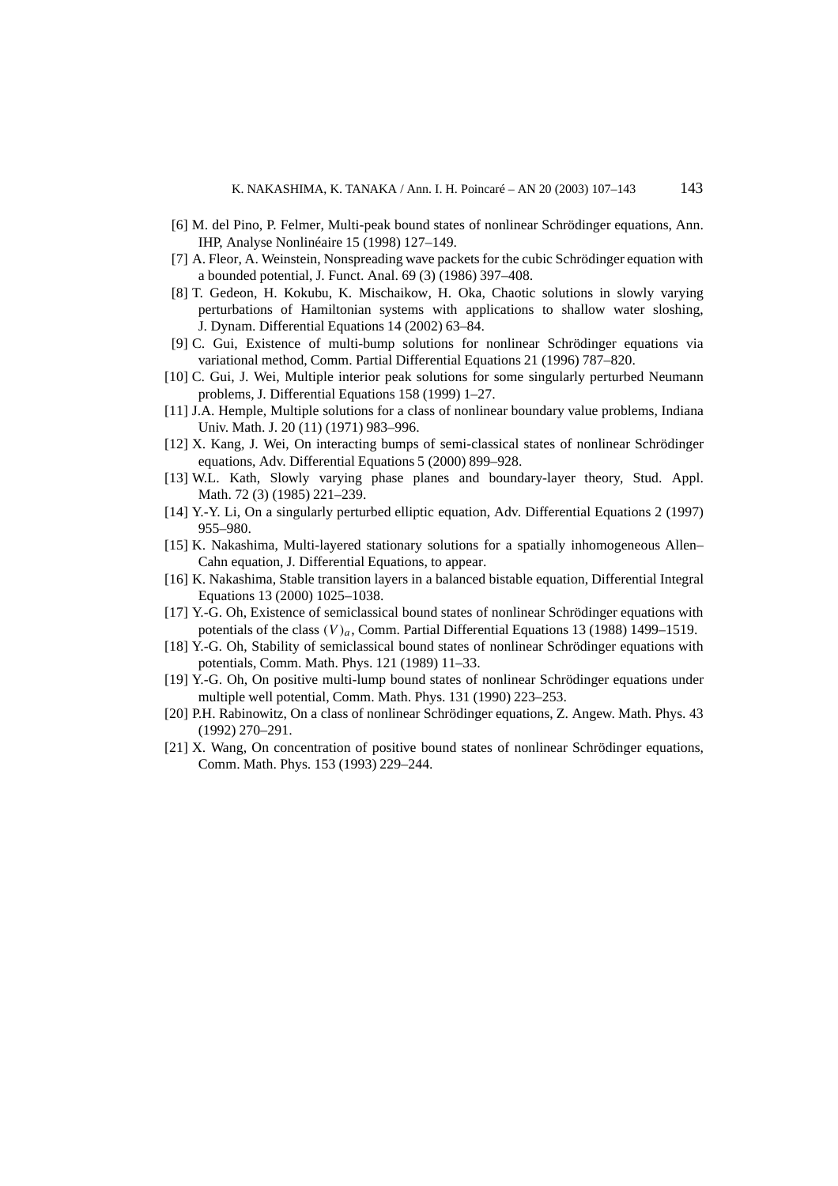[6] M. del Pino, P. Felmer, Multi-peak bound states of nonlinear Schrödinger equations, Ann. IHP, Analyse Nonlinéaire 15 (1998) 127–149.

[7] A. Fleor, A. Weinstein, Nonspreading wave packets for the cubic Schrödinger equation with a bounded potential, J. Funct. Anal. 69 (3) (1986) 397–408.

[8] T. Gedeon, H. Kokubu, K. Mischaikow, H. Oka, Chaotic solutions in slowly varying perturbations of Hamiltonian systems with applications to shallow water sloshing, J. Dynam. Differential Equations 14 (2002) 63–84.

[9] C. Gui, Existence of multi-bump solutions for nonlinear Schrödinger equations via variational method, Comm. Partial Differential Equations 21 (1996) 787–820.

[10] C. Gui, J. Wei, Multiple interior peak solutions for some singularly perturbed Neumann problems, J. Differential Equations 158 (1999) 1–27.

[11] J.A. Hemple, Multiple solutions for a class of nonlinear boundary value problems, Indiana Univ. Math. J. 20 (11) (1971) 983–996.

[12] X. Kang, J. Wei, On interacting bumps of semi-classical states of nonlinear Schrödinger equations, Adv. Differential Equations 5 (2000) 899–928.

[13] W.L. Kath, Slowly varying phase planes and boundary-layer theory, Stud. Appl. Math. 72 (3) (1985) 221–239.

[14] Y.-Y. Li, On a singularly perturbed elliptic equation, Adv. Differential Equations 2 (1997) 955–980.

[15] K. Nakashima, Multi-layered stationary solutions for a spatially inhomogeneous Allen–Cahn equation, J. Differential Equations, to appear.

[16] K. Nakashima, Stable transition layers in a balanced bistable equation, Differential Integral Equations 13 (2000) 1025–1038.

[17] Y.-G. Oh, Existence of semiclassical bound states of nonlinear Schrödinger equations with potentials of the class $(V)_a$, Comm. Partial Differential Equations 13 (1988) 1499–1519.

[18] Y.-G. Oh, Stability of semiclassical bound states of nonlinear Schrödinger equations with potentials, Comm. Math. Phys. 121 (1989) 11–33.

[19] Y.-G. Oh, On positive multi-lump bound states of nonlinear Schrödinger equations under multiple well potential, Comm. Math. Phys. 131 (1990) 223–253.

[20] P.H. Rabinowitz, On a class of nonlinear Schrödinger equations, Z. Angew. Math. Phys. 43 (1992) 270–291.

[21] X. Wang, On concentration of positive bound states of nonlinear Schrödinger equations, Comm. Math. Phys. 153 (1993) 229–244.